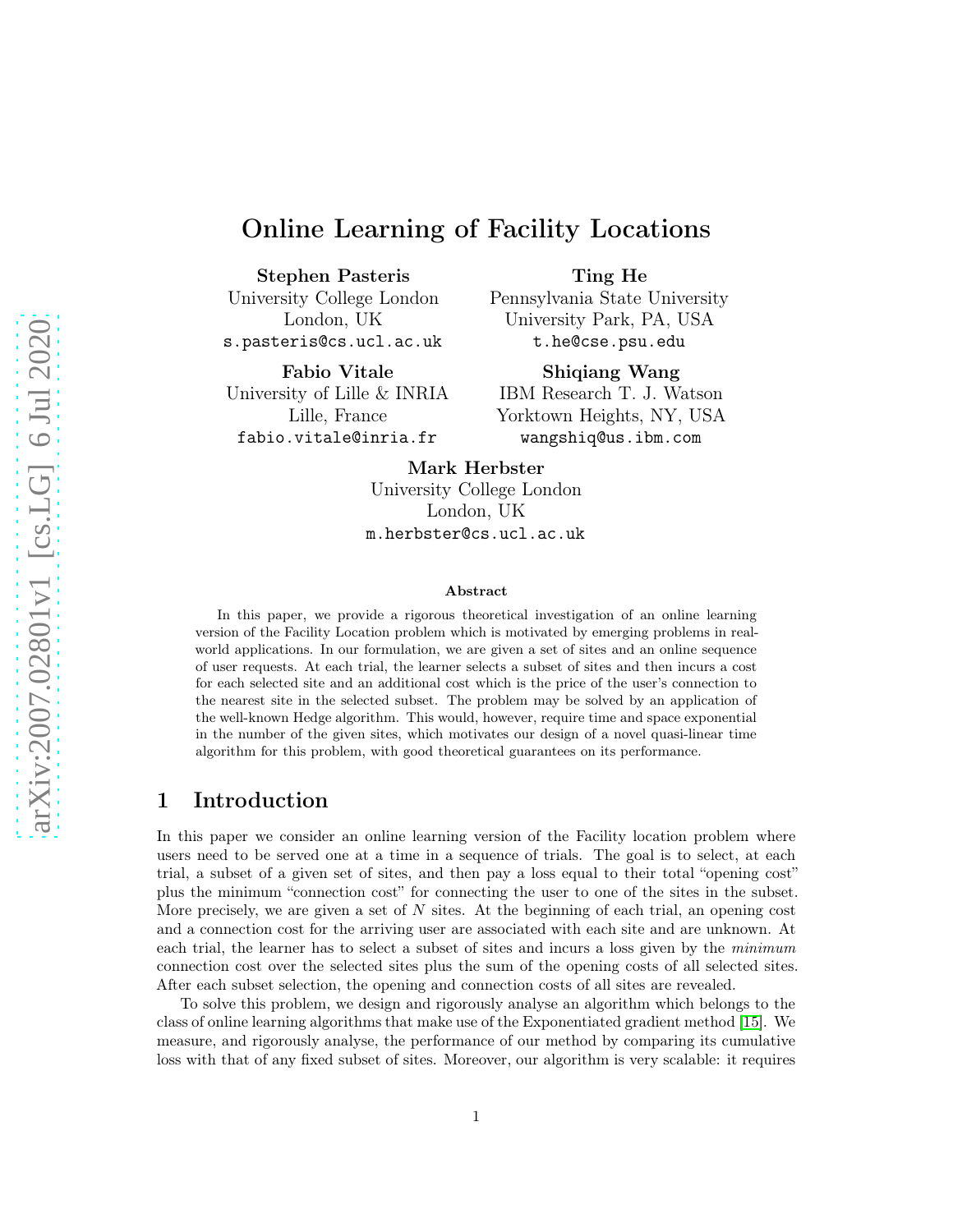# Online Learning of Facility Locations

**Stephen Pasteris**
University College London
London, UK
s.pasteris@cs.ucl.ac.uk

**Ting He**
Pennsylvania State University
University Park, PA, USA
t.he@cse.psu.edu

**Fabio Vitale**
University of Lille & INRIA
Lille, France
fabio.vitale@inria.fr

**Shiqiang Wang**
IBM Research T. J. Watson
Yorktown Heights, NY, USA
wangshiq@us.ibm.com

**Mark Herbster**
University College London
London, UK
m.herbster@cs.ucl.ac.uk

### Abstract

In this paper, we provide a rigorous theoretical investigation of an online learning version of the Facility Location problem which is motivated by emerging problems in real-world applications. In our formulation, we are given a set of sites and an online sequence of user requests. At each trial, the learner selects a subset of sites and then incurs a cost for each selected site and an additional cost which is the price of the user's connection to the nearest site in the selected subset. The problem may be solved by an application of the well-known Hedge algorithm. This would, however, require time and space exponential in the number of the given sites, which motivates our design of a novel quasi-linear time algorithm for this problem, with good theoretical guarantees on its performance.

## 1 Introduction

In this paper we consider an online learning version of the Facility location problem where users need to be served one at a time in a sequence of trials. The goal is to select, at each trial, a subset of a given set of sites, and then pay a loss equal to their total "opening cost" plus the minimum "connection cost" for connecting the user to one of the sites in the subset. More precisely, we are given a set of $N$ sites. At the beginning of each trial, an opening cost and a connection cost for the arriving user are associated with each site and are unknown. At each trial, the learner has to select a subset of sites and incurs a loss given by the *minimum* connection cost over the selected sites plus the sum of the opening costs of all selected sites. After each subset selection, the opening and connection costs of all sites are revealed.

To solve this problem, we design and rigorously analyse an algorithm which belongs to the class of online learning algorithms that make use of the Exponentiated gradient method [15]. We measure, and rigorously analyse, the performance of our method by comparing its cumulative loss with that of any fixed subset of sites. Moreover, our algorithm is very scalable: it requires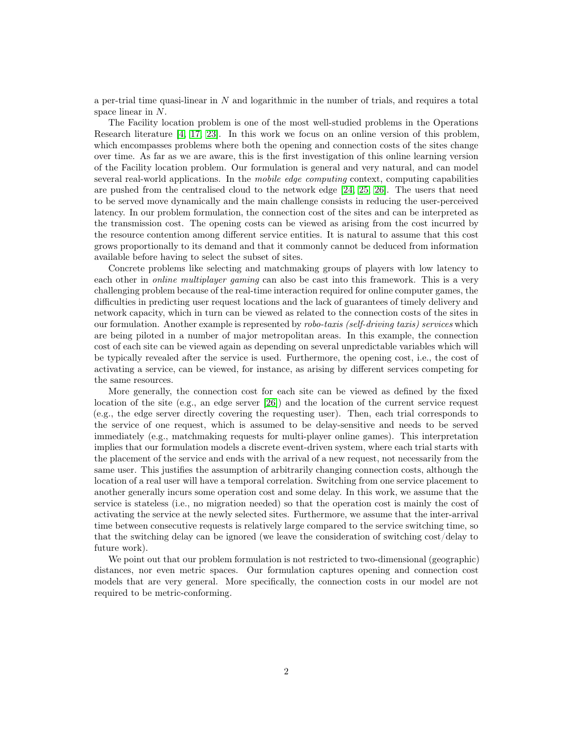a per-trial time quasi-linear in $N$ and logarithmic in the number of trials, and requires a total space linear in $N$.

The Facility location problem is one of the most well-studied problems in the Operations Research literature [4, 17, 23]. In this work we focus on an online version of this problem, which encompasses problems where both the opening and connection costs of the sites change over time. As far as we are aware, this is the first investigation of this online learning version of the Facility location problem. Our formulation is general and very natural, and can model several real-world applications. In the *mobile edge computing* context, computing capabilities are pushed from the centralised cloud to the network edge [24, 25, 26]. The users that need to be served move dynamically and the main challenge consists in reducing the user-perceived latency. In our problem formulation, the connection cost of the sites and can be interpreted as the transmission cost. The opening costs can be viewed as arising from the cost incurred by the resource contention among different service entities. It is natural to assume that this cost grows proportionally to its demand and that it commonly cannot be deduced from information available before having to select the subset of sites.

Concrete problems like selecting and matchmaking groups of players with low latency to each other in *online multiplayer gaming* can also be cast into this framework. This is a very challenging problem because of the real-time interaction required for online computer games, the difficulties in predicting user request locations and the lack of guarantees of timely delivery and network capacity, which in turn can be viewed as related to the connection costs of the sites in our formulation. Another example is represented by *robo-taxis (self-driving taxis) services* which are being piloted in a number of major metropolitan areas. In this example, the connection cost of each site can be viewed again as depending on several unpredictable variables which will be typically revealed after the service is used. Furthermore, the opening cost, i.e., the cost of activating a service, can be viewed, for instance, as arising by different services competing for the same resources.

More generally, the connection cost for each site can be viewed as defined by the fixed location of the site (e.g., an edge server [26]) and the location of the current service request (e.g., the edge server directly covering the requesting user). Then, each trial corresponds to the service of one request, which is assumed to be delay-sensitive and needs to be served immediately (e.g., matchmaking requests for multi-player online games). This interpretation implies that our formulation models a discrete event-driven system, where each trial starts with the placement of the service and ends with the arrival of a new request, not necessarily from the same user. This justifies the assumption of arbitrarily changing connection costs, although the location of a real user will have a temporal correlation. Switching from one service placement to another generally incurs some operation cost and some delay. In this work, we assume that the service is stateless (i.e., no migration needed) so that the operation cost is mainly the cost of activating the service at the newly selected sites. Furthermore, we assume that the inter-arrival time between consecutive requests is relatively large compared to the service switching time, so that the switching delay can be ignored (we leave the consideration of switching cost/delay to future work).

We point out that our problem formulation is not restricted to two-dimensional (geographic) distances, nor even metric spaces. Our formulation captures opening and connection cost models that are very general. More specifically, the connection costs in our model are not required to be metric-conforming.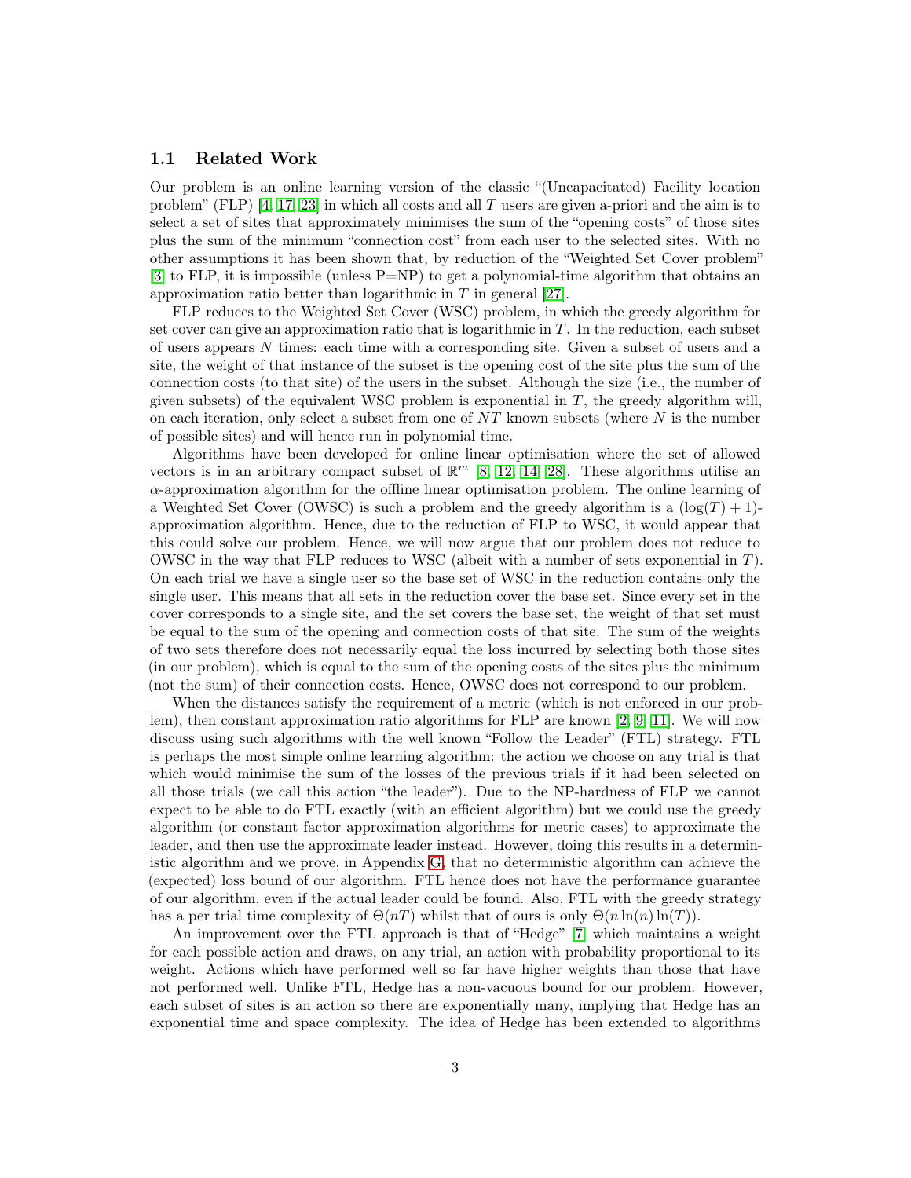### 1.1 Related Work

Our problem is an online learning version of the classic "(Uncapacitated) Facility location problem" (FLP) [4, 17, 23] in which all costs and all $T$ users are given a-priori and the aim is to select a set of sites that approximately minimises the sum of the "opening costs" of those sites plus the sum of the minimum "connection cost" from each user to the selected sites. With no other assumptions it has been shown that, by reduction of the "Weighted Set Cover problem" [3] to FLP, it is impossible (unless P=NP) to get a polynomial-time algorithm that obtains an approximation ratio better than logarithmic in $T$ in general [27].

FLP reduces to the Weighted Set Cover (WSC) problem, in which the greedy algorithm for set cover can give an approximation ratio that is logarithmic in $T$. In the reduction, each subset of users appears $N$ times: each time with a corresponding site. Given a subset of users and a site, the weight of that instance of the subset is the opening cost of the site plus the sum of the connection costs (to that site) of the users in the subset. Although the size (i.e., the number of given subsets) of the equivalent WSC problem is exponential in $T$, the greedy algorithm will, on each iteration, only select a subset from one of $NT$ known subsets (where $N$ is the number of possible sites) and will hence run in polynomial time.

Algorithms have been developed for online linear optimisation where the set of allowed vectors is in an arbitrary compact subset of $\mathbb{R}^m$ [8, 12, 14, 28]. These algorithms utilise an $\alpha$-approximation algorithm for the offline linear optimisation problem. The online learning of a Weighted Set Cover (OWSC) is such a problem and the greedy algorithm is a $(\log(T)+1)$-approximation algorithm. Hence, due to the reduction of FLP to WSC, it would appear that this could solve our problem. Hence, we will now argue that our problem does not reduce to OWSC in the way that FLP reduces to WSC (albeit with a number of sets exponential in $T$). On each trial we have a single user so the base set of WSC in the reduction contains only the single user. This means that all sets in the reduction cover the base set. Since every set in the cover corresponds to a single site, and the set covers the base set, the weight of that set must be equal to the sum of the opening and connection costs of that site. The sum of the weights of two sets therefore does not necessarily equal the loss incurred by selecting both those sites (in our problem), which is equal to the sum of the opening costs of the sites plus the minimum (not the sum) of their connection costs. Hence, OWSC does not correspond to our problem.

When the distances satisfy the requirement of a metric (which is not enforced in our problem), then constant approximation ratio algorithms for FLP are known [2, 9, 11]. We will now discuss using such algorithms with the well known "Follow the Leader" (FTL) strategy. FTL is perhaps the most simple online learning algorithm: the action we choose on any trial is that which would minimise the sum of the losses of the previous trials if it had been selected on all those trials (we call this action "the leader"). Due to the NP-hardness of FLP we cannot expect to be able to do FTL exactly (with an efficient algorithm) but we could use the greedy algorithm (or constant factor approximation algorithms for metric cases) to approximate the leader, and then use the approximate leader instead. However, doing this results in a deterministic algorithm and we prove, in Appendix G, that no deterministic algorithm can achieve the (expected) loss bound of our algorithm. FTL hence does not have the performance guarantee of our algorithm, even if the actual leader could be found. Also, FTL with the greedy strategy has a per trial time complexity of $\Theta(nT)$ whilst that of ours is only $\Theta(n\ln(n)\ln(T))$.

An improvement over the FTL approach is that of "Hedge" [7] which maintains a weight for each possible action and draws, on any trial, an action with probability proportional to its weight. Actions which have performed well so far have higher weights than those that have not performed well. Unlike FTL, Hedge has a non-vacuous bound for our problem. However, each subset of sites is an action so there are exponentially many, implying that Hedge has an exponential time and space complexity. The idea of Hedge has been extended to algorithms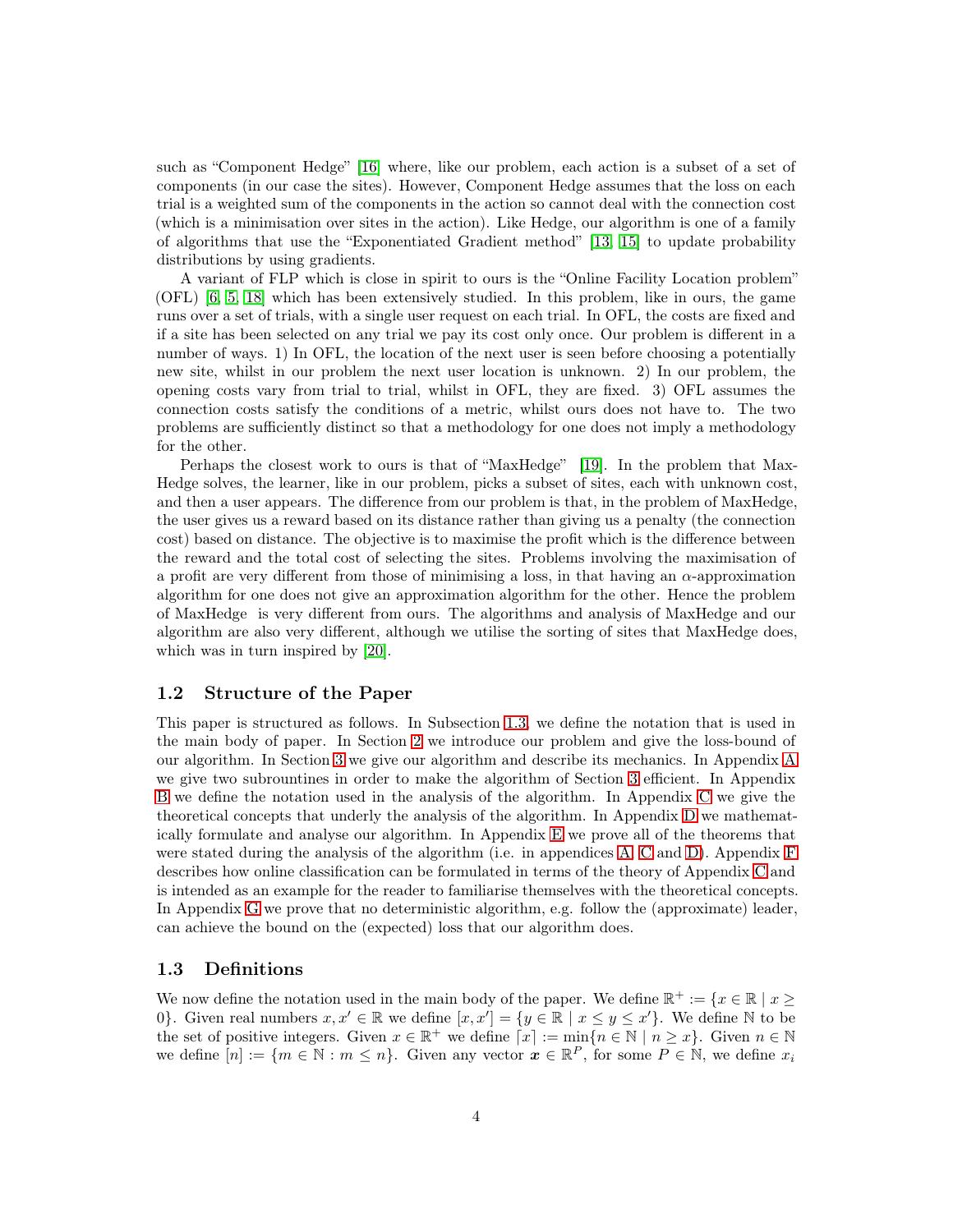such as "Component Hedge" [16] where, like our problem, each action is a subset of a set of components (in our case the sites). However, Component Hedge assumes that the loss on each trial is a weighted sum of the components in the action so cannot deal with the connection cost (which is a minimisation over sites in the action). Like Hedge, our algorithm is one of a family of algorithms that use the "Exponentiated Gradient method" [13, 15] to update probability distributions by using gradients.

A variant of FLP which is close in spirit to ours is the "Online Facility Location problem" (OFL) [6, 5, 18] which has been extensively studied. In this problem, like in ours, the game runs over a set of trials, with a single user request on each trial. In OFL, the costs are fixed and if a site has been selected on any trial we pay its cost only once. Our problem is different in a number of ways. 1) In OFL, the location of the next user is seen before choosing a potentially new site, whilst in our problem the next user location is unknown. 2) In our problem, the opening costs vary from trial to trial, whilst in OFL, they are fixed. 3) OFL assumes the connection costs satisfy the conditions of a metric, whilst ours does not have to. The two problems are sufficiently distinct so that a methodology for one does not imply a methodology for the other.

Perhaps the closest work to ours is that of "MaxHedge" [19]. In the problem that MaxHedge solves, the learner, like in our problem, picks a subset of sites, each with unknown cost, and then a user appears. The difference from our problem is that, in the problem of MaxHedge, the user gives us a reward based on its distance rather than giving us a penalty (the connection cost) based on distance. The objective is to maximise the profit which is the difference between the reward and the total cost of selecting the sites. Problems involving the maximisation of a profit are very different from those of minimising a loss, in that having an $\alpha$-approximation algorithm for one does not give an approximation algorithm for the other. Hence the problem of MaxHedge is very different from ours. The algorithms and analysis of MaxHedge and our algorithm are also very different, although we utilise the sorting of sites that MaxHedge does, which was in turn inspired by [20].

## 1.2 Structure of the Paper

This paper is structured as follows. In Subsection 1.3, we define the notation that is used in the main body of paper. In Section 2 we introduce our problem and give the loss-bound of our algorithm. In Section 3 we give our algorithm and describe its mechanics. In Appendix A we give two subrountines in order to make the algorithm of Section 3 efficient. In Appendix B we define the notation used in the analysis of the algorithm. In Appendix C we give the theoretical concepts that underly the analysis of the algorithm. In Appendix D we mathematically formulate and analyse our algorithm. In Appendix E we prove all of the theorems that were stated during the analysis of the algorithm (i.e. in appendices A, C and D). Appendix F describes how online classification can be formulated in terms of the theory of Appendix C and is intended as an example for the reader to familiarise themselves with the theoretical concepts. In Appendix G we prove that no deterministic algorithm, e.g. follow the (approximate) leader, can achieve the bound on the (expected) loss that our algorithm does.

## 1.3 Definitions

We now define the notation used in the main body of the paper. We define $\mathbb{R}^+ := \{x \in \mathbb{R} \mid x \geq 0\}$. Given real numbers $x, x' \in \mathbb{R}$ we define $[x, x'] = \{y \in \mathbb{R} \mid x \leq y \leq x'\}$. We define $\mathbb{N}$ to be the set of positive integers. Given $x \in \mathbb{R}^+$ we define $\lceil x \rceil := \min\{n \in \mathbb{N} \mid n \geq x\}$. Given $n \in \mathbb{N}$ we define $[n] := \{m \in \mathbb{N} : m \leq n\}$. Given any vector $\boldsymbol{x} \in \mathbb{R}^P$, for some $P \in \mathbb{N}$, we define $x_i$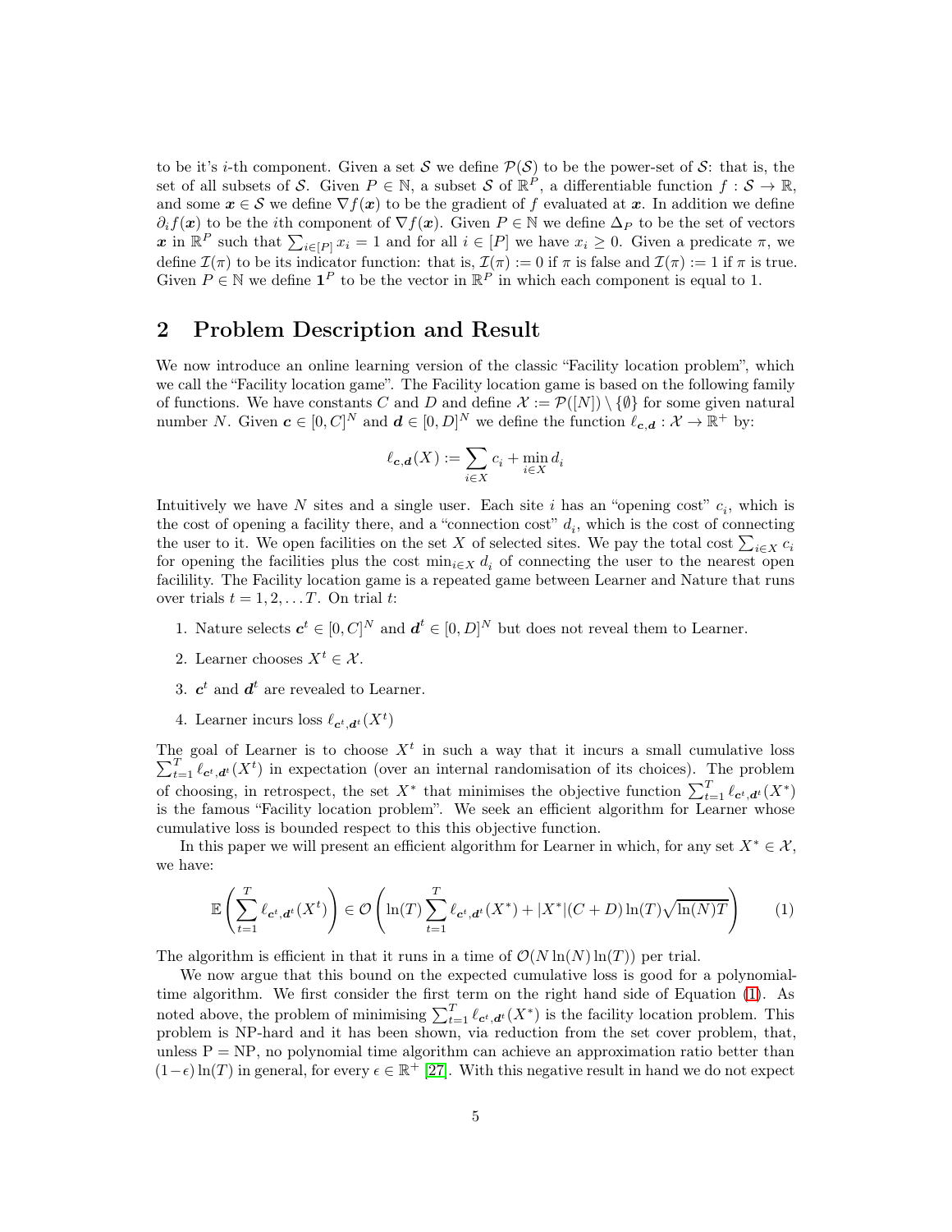to be it's $i$-th component. Given a set $\mathcal{S}$ we define $\mathcal{P}(\mathcal{S})$ to be the power-set of $\mathcal{S}$: that is, the set of all subsets of $\mathcal{S}$. Given $P \in \mathbb{N}$, a subset $\mathcal{S}$ of $\mathbb{R}^P$, a differentiable function $f : \mathcal{S} \to \mathbb{R}$, and some $\boldsymbol{x} \in \mathcal{S}$ we define $\nabla f(\boldsymbol{x})$ to be the gradient of $f$ evaluated at $\boldsymbol{x}$. In addition we define $\partial_i f(\boldsymbol{x})$ to be the $i$th component of $\nabla f(\boldsymbol{x})$. Given $P \in \mathbb{N}$ we define $\Delta_P$ to be the set of vectors $\boldsymbol{x}$ in $\mathbb{R}^P$ such that $\sum_{i \in [P]} x_i = 1$ and for all $i \in [P]$ we have $x_i \geq 0$. Given a predicate $\pi$, we define $\mathcal{I}(\pi)$ to be its indicator function: that is, $\mathcal{I}(\pi) := 0$ if $\pi$ is false and $\mathcal{I}(\pi) := 1$ if $\pi$ is true. Given $P \in \mathbb{N}$ we define $\mathbf{1}^P$ to be the vector in $\mathbb{R}^P$ in which each component is equal to 1.

## 2 Problem Description and Result

We now introduce an online learning version of the classic "Facility location problem", which we call the "Facility location game". The Facility location game is based on the following family of functions. We have constants $C$ and $D$ and define $\mathcal{X} := \mathcal{P}([N]) \setminus \{\emptyset\}$ for some given natural number $N$. Given $\boldsymbol{c} \in [0, C]^N$ and $\boldsymbol{d} \in [0, D]^N$ we define the function $\ell_{\boldsymbol{c},\boldsymbol{d}} : \mathcal{X} \to \mathbb{R}^+$ by:

$$\ell_{\boldsymbol{c},\boldsymbol{d}}(X) := \sum_{i \in X} c_i + \min_{i \in X} d_i$$

Intuitively we have $N$ sites and a single user. Each site $i$ has an "opening cost" $c_i$, which is the cost of opening a facility there, and a "connection cost" $d_i$, which is the cost of connecting the user to it. We open facilities on the set $X$ of selected sites. We pay the total cost $\sum_{i \in X} c_i$ for opening the facilities plus the cost $\min_{i \in X} d_i$ of connecting the user to the nearest open facility. The Facility location game is a repeated game between Learner and Nature that runs over trials $t = 1, 2, \ldots T$. On trial $t$:

1. Nature selects $\boldsymbol{c}^t \in [0, C]^N$ and $\boldsymbol{d}^t \in [0, D]^N$ but does not reveal them to Learner.
2. Learner chooses $X^t \in \mathcal{X}$.
3. $\boldsymbol{c}^t$ and $\boldsymbol{d}^t$ are revealed to Learner.
4. Learner incurs loss $\ell_{\boldsymbol{c}^t,\boldsymbol{d}^t}(X^t)$

The goal of Learner is to choose $X^t$ in such a way that it incurs a small cumulative loss $\sum_{t=1}^{T} \ell_{\boldsymbol{c}^t,\boldsymbol{d}^t}(X^t)$ in expectation (over an internal randomisation of its choices). The problem of choosing, in retrospect, the set $X^*$ that minimises the objective function $\sum_{t=1}^{T} \ell_{\boldsymbol{c}^t,\boldsymbol{d}^t}(X^*)$ is the famous "Facility location problem". We seek an efficient algorithm for Learner whose cumulative loss is bounded respect to this this objective function.

In this paper we will present an efficient algorithm for Learner in which, for any set $X^* \in \mathcal{X}$, we have:

$$\mathbb{E}\left(\sum_{t=1}^{T} \ell_{\boldsymbol{c}^t,\boldsymbol{d}^t}(X^t)\right) \in \mathcal{O}\left(\ln(T) \sum_{t=1}^{T} \ell_{\boldsymbol{c}^t,\boldsymbol{d}^t}(X^*) + |X^*|(C + D)\ln(T)\sqrt{\ln(N)T}\right) \tag{1}$$

The algorithm is efficient in that it runs in a time of $\mathcal{O}(N \ln(N) \ln(T))$ per trial.

We now argue that this bound on the expected cumulative loss is good for a polynomial-time algorithm. We first consider the first term on the right hand side of Equation (1). As noted above, the problem of minimising $\sum_{t=1}^{T} \ell_{\boldsymbol{c}^t,\boldsymbol{d}^t}(X^*)$ is the facility location problem. This problem is NP-hard and it has been shown, via reduction from the set cover problem, that, unless P = NP, no polynomial time algorithm can achieve an approximation ratio better than $(1-\epsilon)\ln(T)$ in general, for every $\epsilon \in \mathbb{R}^+$ [27]. With this negative result in hand we do not expect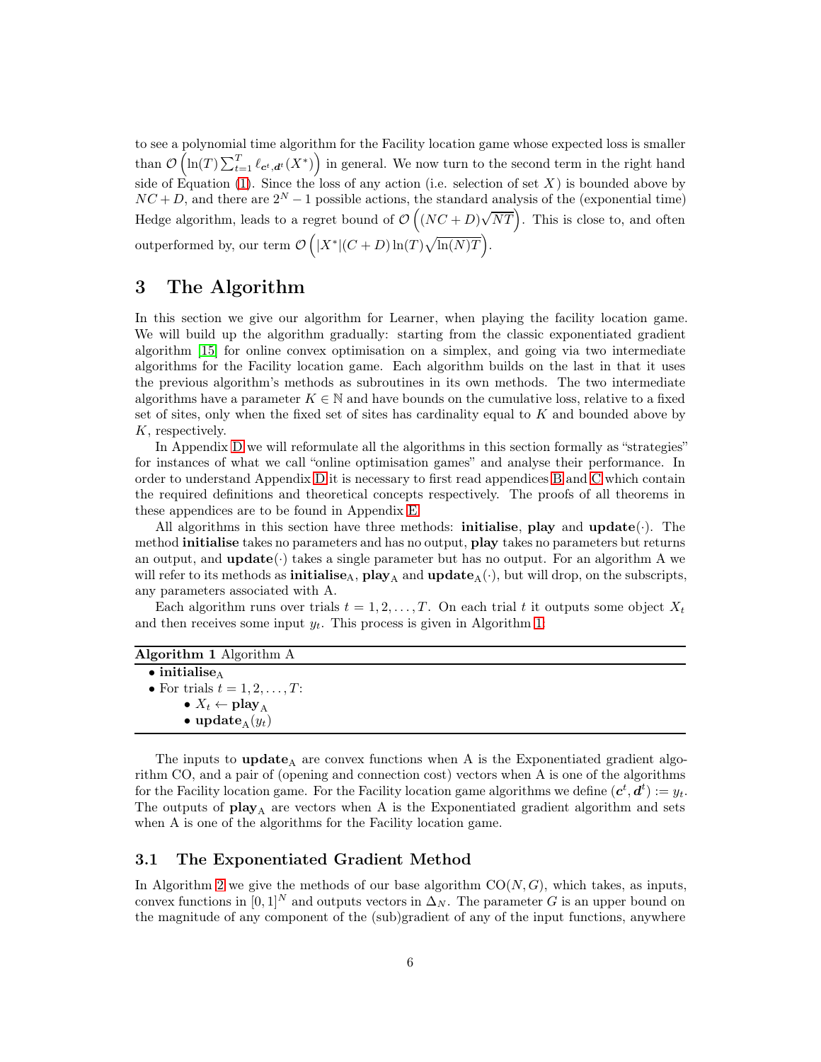to see a polynomial time algorithm for the Facility location game whose expected loss is smaller than $\mathcal{O}\left(\ln(T)\sum_{t=1}^{T}\ell_{\boldsymbol{c}^t,\boldsymbol{d}^t}(X^*)\right)$ in general. We now turn to the second term in the right hand side of Equation (1). Since the loss of any action (i.e. selection of set $X$) is bounded above by $NC+D$, and there are $2^N-1$ possible actions, the standard analysis of the (exponential time) Hedge algorithm, leads to a regret bound of $\mathcal{O}\left((NC+D)\sqrt{NT}\right)$. This is close to, and often outperformed by, our term $\mathcal{O}\left(|X^*|(C+D)\ln(T)\sqrt{\ln(N)T}\right)$.

## 3 The Algorithm

In this section we give our algorithm for Learner, when playing the facility location game. We will build up the algorithm gradually: starting from the classic exponentiated gradient algorithm [15] for online convex optimisation on a simplex, and going via two intermediate algorithms for the Facility location game. Each algorithm builds on the last in that it uses the previous algorithm's methods as subroutines in its own methods. The two intermediate algorithms have a parameter $K\in\mathbb{N}$ and have bounds on the cumulative loss, relative to a fixed set of sites, only when the fixed set of sites has cardinality equal to $K$ and bounded above by $K$, respectively.

In Appendix D we will reformulate all the algorithms in this section formally as "strategies" for instances of what we call "online optimisation games" and analyse their performance. In order to understand Appendix D it is necessary to first read appendices B and C which contain the required definitions and theoretical concepts respectively. The proofs of all theorems in these appendices are to be found in Appendix E.

All algorithms in this section have three methods: **initialise**, **play** and **update**$(\cdot)$. The method **initialise** takes no parameters and has no output, **play** takes no parameters but returns an output, and **update**$(\cdot)$ takes a single parameter but has no output. For an algorithm A we will refer to its methods as $\textbf{initialise}_{\text{A}}$, $\textbf{play}_{\text{A}}$ and $\textbf{update}_{\text{A}}(\cdot)$, but will drop, on the subscripts, any parameters associated with A.

Each algorithm runs over trials $t=1,2,\ldots,T$. On each trial $t$ it outputs some object $X_t$ and then receives some input $y_t$. This process is given in Algorithm 1.

**Algorithm 1** Algorithm A

- $\textbf{initialise}_{\text{A}}$
- For trials $t=1,2,\ldots,T$:
  - $X_t \leftarrow \textbf{play}_{\text{A}}$
  - $\textbf{update}_{\text{A}}(y_t)$

The inputs to $\textbf{update}_{\text{A}}$ are convex functions when A is the Exponentiated gradient algorithm CO, and a pair of (opening and connection cost) vectors when A is one of the algorithms for the Facility location game. For the Facility location game algorithms we define $(\boldsymbol{c}^t,\boldsymbol{d}^t):=y_t$. The outputs of $\textbf{play}_{\text{A}}$ are vectors when A is the Exponentiated gradient algorithm and sets when A is one of the algorithms for the Facility location game.

### 3.1 The Exponentiated Gradient Method

In Algorithm 2 we give the methods of our base algorithm $\text{CO}(N,G)$, which takes, as inputs, convex functions in $[0,1]^N$ and outputs vectors in $\Delta_N$. The parameter $G$ is an upper bound on the magnitude of any component of the (sub)gradient of any of the input functions, anywhere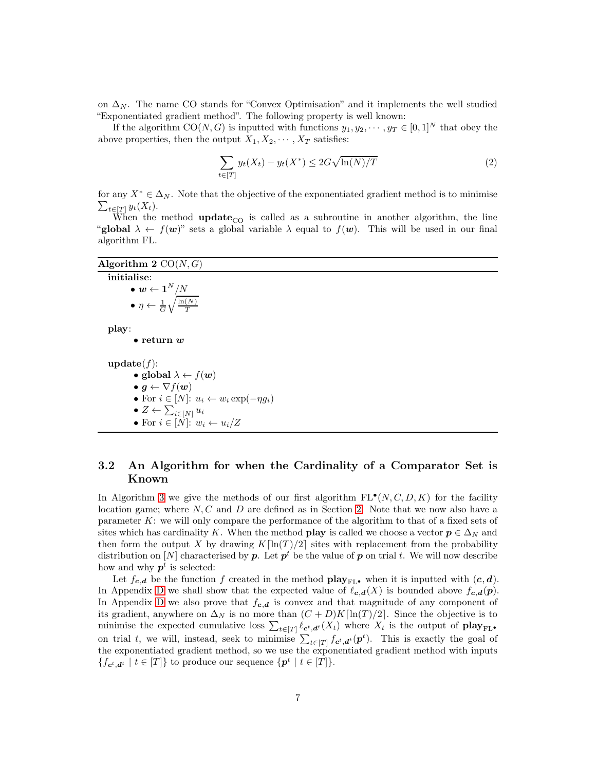on $\Delta_N$. The name CO stands for "Convex Optimisation" and it implements the well studied "Exponentiated gradient method". The following property is well known:

If the algorithm $\text{CO}(N, G)$ is inputted with functions $y_1, y_2, \cdots, y_T \in [0,1]^N$ that obey the above properties, then the output $X_1, X_2, \cdots, X_T$ satisfies:

$$\sum_{t \in [T]} y_t(X_t) - y_t(X^*) \leq 2G\sqrt{\ln(N)/T} \tag{2}$$

for any $X^* \in \Delta_N$. Note that the objective of the exponentiated gradient method is to minimise $\sum_{t \in [T]} y_t(X_t)$.

When the method $\textbf{update}_{\text{CO}}$ is called as a subroutine in another algorithm, the line "**global** $\lambda \leftarrow f(\boldsymbol{w})$" sets a global variable $\lambda$ equal to $f(\boldsymbol{w})$. This will be used in our final algorithm FL.

---

**Algorithm 2** $\text{CO}(N, G)$

---

**initialise**:

- $\boldsymbol{w} \leftarrow \mathbf{1}^N/N$
- $\eta \leftarrow \frac{1}{G}\sqrt{\frac{\ln(N)}{T}}$

**play**:

- **return** $\boldsymbol{w}$

**update**$(f)$:

- **global** $\lambda \leftarrow f(\boldsymbol{w})$
- $\boldsymbol{g} \leftarrow \nabla f(\boldsymbol{w})$
- For $i \in [N]$: $u_i \leftarrow w_i \exp(-\eta g_i)$
- $Z \leftarrow \sum_{i \in [N]} u_i$
- For $i \in [N]$: $w_i \leftarrow u_i/Z$

---

### 3.2 An Algorithm for when the Cardinality of a Comparator Set is Known

In Algorithm 3 we give the methods of our first algorithm $\text{FL}^\bullet(N, C, D, K)$ for the facility location game; where $N, C$ and $D$ are defined as in Section 2. Note that we now also have a parameter $K$: we will only compare the performance of the algorithm to that of a fixed sets of sites which has cardinality $K$. When the method **play** is called we choose a vector $\boldsymbol{p} \in \Delta_N$ and then form the output $X$ by drawing $K\lceil \ln(T)/2 \rceil$ sites with replacement from the probability distribution on $[N]$ characterised by $\boldsymbol{p}$. Let $\boldsymbol{p}^t$ be the value of $\boldsymbol{p}$ on trial $t$. We will now describe how and why $\boldsymbol{p}^t$ is selected:

Let $f_{\boldsymbol{c},\boldsymbol{d}}$ be the function $f$ created in the method $\textbf{play}_{\text{FL}^\bullet}$ when it is inputted with $(\boldsymbol{c}, \boldsymbol{d})$. In Appendix D we shall show that the expected value of $\ell_{\boldsymbol{c},\boldsymbol{d}}(X)$ is bounded above $f_{\boldsymbol{c},\boldsymbol{d}}(\boldsymbol{p})$. In Appendix D we also prove that $f_{\boldsymbol{c},\boldsymbol{d}}$ is convex and that magnitude of any component of its gradient, anywhere on $\Delta_N$ is no more than $(C+D)K\lceil \ln(T)/2 \rceil$. Since the objective is to minimise the expected cumulative loss $\sum_{t \in [T]} \ell_{\boldsymbol{c}^t,\boldsymbol{d}^t}(X_t)$ where $X_t$ is the output of $\textbf{play}_{\text{FL}^\bullet}$ on trial $t$, we will, instead, seek to minimise $\sum_{t \in [T]} f_{\boldsymbol{c}^t,\boldsymbol{d}^t}(\boldsymbol{p}^t)$. This is exactly the goal of the exponentiated gradient method, so we use the exponentiated gradient method with inputs $\{f_{\boldsymbol{c}^t,\boldsymbol{d}^t} \mid t \in [T]\}$ to produce our sequence $\{\boldsymbol{p}^t \mid t \in [T]\}$.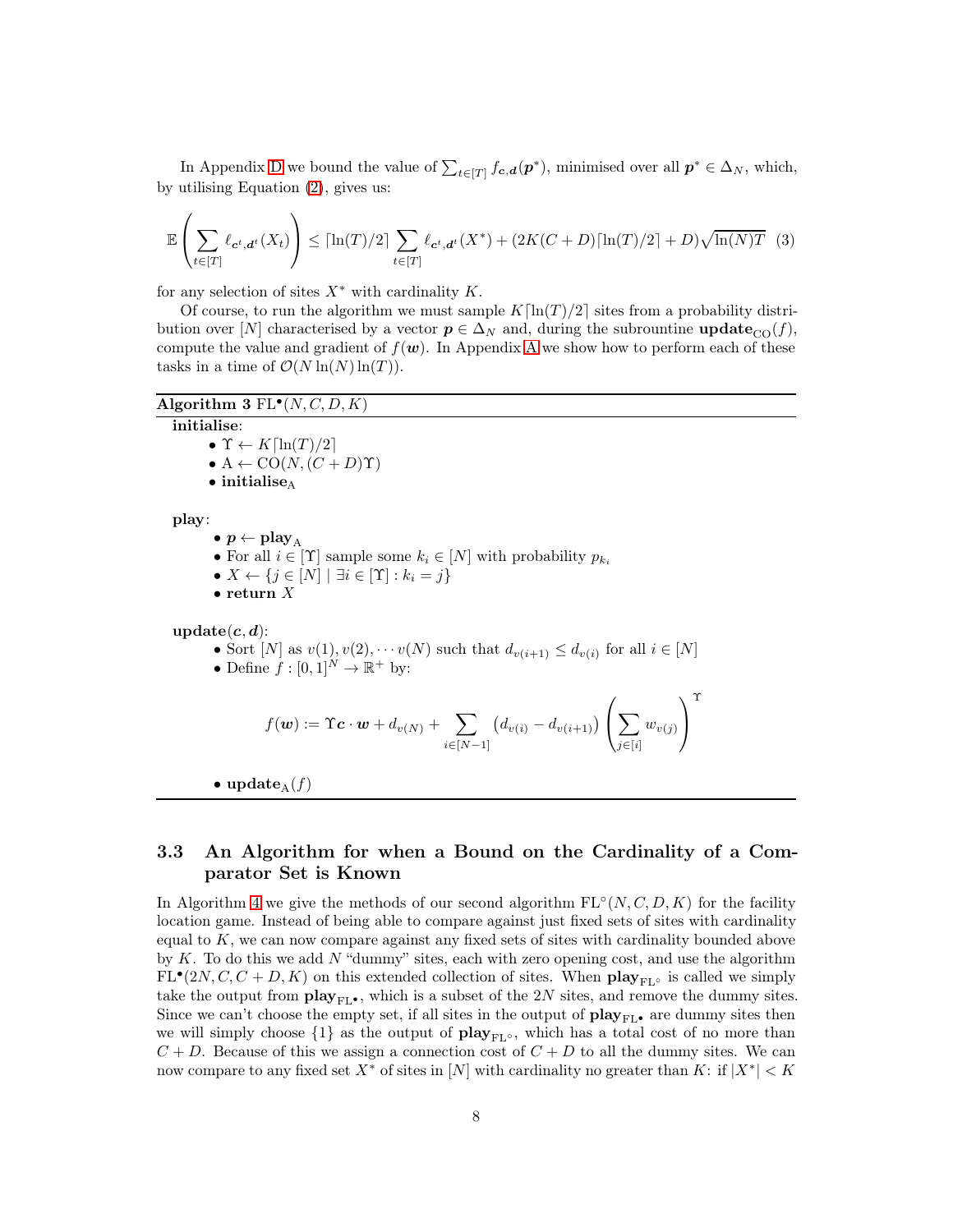In Appendix D we bound the value of $\sum_{t\in[T]} f_{\boldsymbol{c},\boldsymbol{d}}(\boldsymbol{p}^*)$, minimised over all $\boldsymbol{p}^* \in \Delta_N$, which, by utilising Equation (2), gives us:

$$\mathbb{E}\left(\sum_{t\in[T]} \ell_{\boldsymbol{c}^t,\boldsymbol{d}^t}(X_t)\right) \leq \lceil \ln(T)/2 \rceil \sum_{t\in[T]} \ell_{\boldsymbol{c}^t,\boldsymbol{d}^t}(X^*) + (2K(C+D)\lceil \ln(T)/2 \rceil + D)\sqrt{\ln(N)T} \quad (3)$$

for any selection of sites $X^*$ with cardinality $K$.

Of course, to run the algorithm we must sample $K\lceil \ln(T)/2 \rceil$ sites from a probability distribution over $[N]$ characterised by a vector $\boldsymbol{p} \in \Delta_N$ and, during the subrountine $\textbf{update}_{\text{CO}}(f)$, compute the value and gradient of $f(\boldsymbol{w})$. In Appendix A we show how to perform each of these tasks in a time of $\mathcal{O}(N \ln(N) \ln(T))$.

---

**Algorithm 3** $\text{FL}^\bullet(N, C, D, K)$

---

**initialise**:

- $\Upsilon \leftarrow K\lceil \ln(T)/2 \rceil$
- $\text{A} \leftarrow \text{CO}(N, (C+D)\Upsilon)$
- $\textbf{initialise}_{\text{A}}$

**play**:

- $\boldsymbol{p} \leftarrow \textbf{play}_{\text{A}}$
- For all $i \in [\Upsilon]$ sample some $k_i \in [N]$ with probability $p_{k_i}$
- $X \leftarrow \{j \in [N] \mid \exists i \in [\Upsilon] : k_i = j\}$
- **return** $X$

**update**$(\boldsymbol{c}, \boldsymbol{d})$:

- Sort $[N]$ as $v(1), v(2), \cdots v(N)$ such that $d_{v(i+1)} \leq d_{v(i)}$ for all $i \in [N]$
- Define $f : [0,1]^N \to \mathbb{R}^+$ by:

$$f(\boldsymbol{w}) := \Upsilon \boldsymbol{c} \cdot \boldsymbol{w} + d_{v(N)} + \sum_{i\in[N-1]} \left(d_{v(i)} - d_{v(i+1)}\right) \left(\sum_{j\in[i]} w_{v(j)}\right)^{\Upsilon}$$

- $\textbf{update}_{\text{A}}(f)$

---

### 3.3 An Algorithm for when a Bound on the Cardinality of a Comparator Set is Known

In Algorithm 4 we give the methods of our second algorithm $\text{FL}^\circ(N, C, D, K)$ for the facility location game. Instead of being able to compare against just fixed sets of sites with cardinality equal to $K$, we can now compare against any fixed sets of sites with cardinality bounded above by $K$. To do this we add $N$ "dummy" sites, each with zero opening cost, and use the algorithm $\text{FL}^\bullet(2N, C, C+D, K)$ on this extended collection of sites. When $\textbf{play}_{\text{FL}^\circ}$ is called we simply take the output from $\textbf{play}_{\text{FL}^\bullet}$, which is a subset of the $2N$ sites, and remove the dummy sites. Since we can't choose the empty set, if all sites in the output of $\textbf{play}_{\text{FL}^\bullet}$ are dummy sites then we will simply choose $\{1\}$ as the output of $\textbf{play}_{\text{FL}^\circ}$, which has a total cost of no more than $C + D$. Because of this we assign a connection cost of $C + D$ to all the dummy sites. We can now compare to any fixed set $X^*$ of sites in $[N]$ with cardinality no greater than $K$: if $|X^*| < K$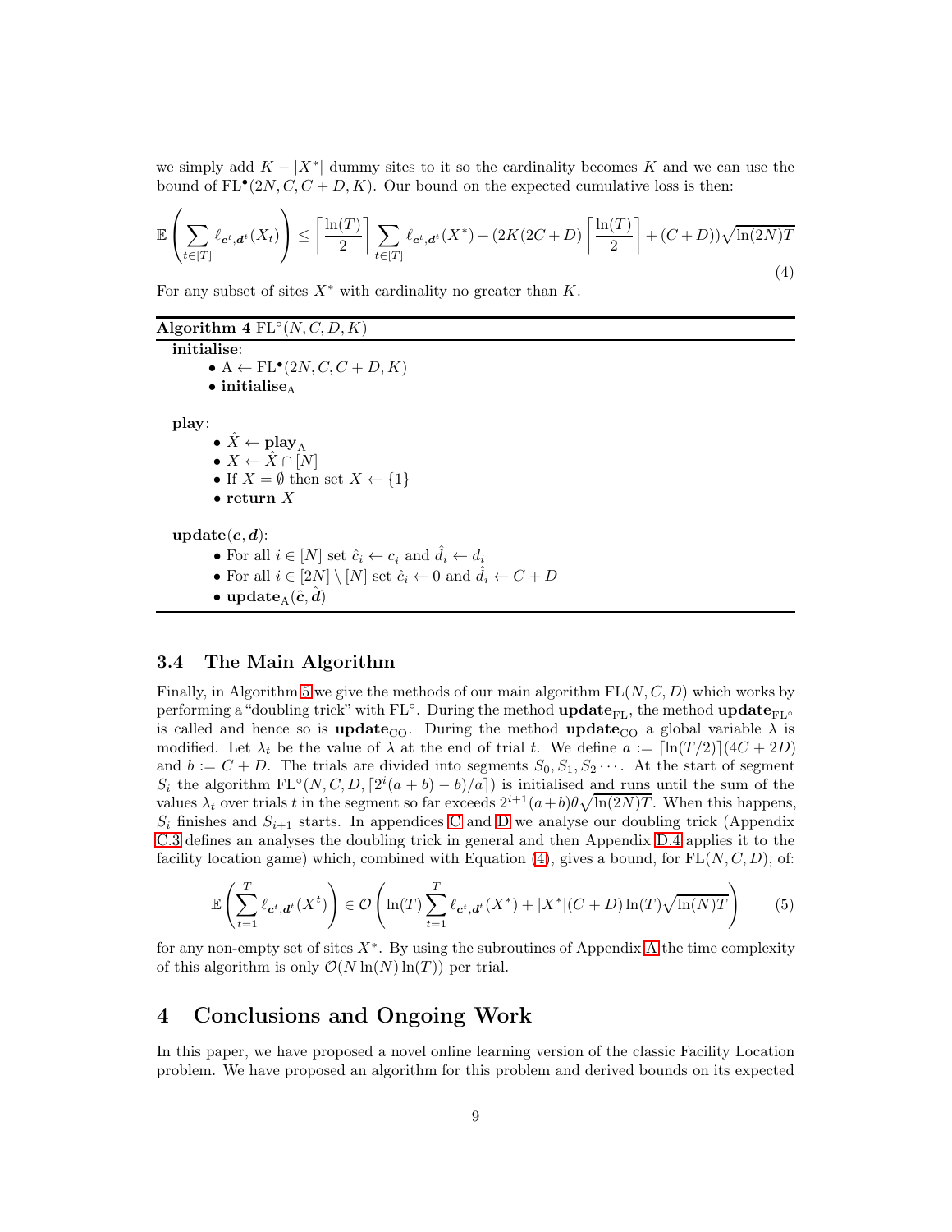we simply add $K - |X^*|$ dummy sites to it so the cardinality becomes $K$ and we can use the bound of $\text{FL}^\bullet(2N, C, C+D, K)$. Our bound on the expected cumulative loss is then:

$$\mathbb{E}\left(\sum_{t\in[T]} \ell_{\boldsymbol{c}^t,\boldsymbol{d}^t}(X_t)\right) \leq \left\lceil \frac{\ln(T)}{2} \right\rceil \sum_{t\in[T]} \ell_{\boldsymbol{c}^t,\boldsymbol{d}^t}(X^*) + (2K(2C+D)\left\lceil \frac{\ln(T)}{2} \right\rceil + (C+D))\sqrt{\ln(2N)T} \tag{4}$$

For any subset of sites $X^*$ with cardinality no greater than $K$.

---

**Algorithm 4** $\text{FL}^\circ(N, C, D, K)$

---

**initialise**:
- $\text{A} \leftarrow \text{FL}^\bullet(2N, C, C+D, K)$
- $\textbf{initialise}_\text{A}$

**play**:
- $\hat{X} \leftarrow \textbf{play}_\text{A}$
- $X \leftarrow \hat{X} \cap [N]$
- If $X = \emptyset$ then set $X \leftarrow \{1\}$
- **return** $X$

**update**$(\boldsymbol{c}, \boldsymbol{d})$:
- For all $i \in [N]$ set $\hat{c}_i \leftarrow c_i$ and $\hat{d}_i \leftarrow d_i$
- For all $i \in [2N] \setminus [N]$ set $\hat{c}_i \leftarrow 0$ and $\hat{d}_i \leftarrow C + D$
- $\textbf{update}_\text{A}(\hat{\boldsymbol{c}}, \hat{\boldsymbol{d}})$

---

### 3.4 The Main Algorithm

Finally, in Algorithm 5 we give the methods of our main algorithm $\text{FL}(N, C, D)$ which works by performing a "doubling trick" with $\text{FL}^\circ$. During the method $\textbf{update}_{\text{FL}}$, the method $\textbf{update}_{\text{FL}^\circ}$ is called and hence so is $\textbf{update}_{\text{CO}}$. During the method $\textbf{update}_{\text{CO}}$ a global variable $\lambda$ is modified. Let $\lambda_t$ be the value of $\lambda$ at the end of trial $t$. We define $a := \lceil \ln(T/2) \rceil (4C + 2D)$ and $b := C + D$. The trials are divided into segments $S_0, S_1, S_2 \cdots$. At the start of segment $S_i$ the algorithm $\text{FL}^\circ(N, C, D, \lceil 2^i(a+b) - b)/a \rceil)$ is initialised and runs until the sum of the values $\lambda_t$ over trials $t$ in the segment so far exceeds $2^{i+1}(a+b)\theta\sqrt{\ln(2N)T}$. When this happens, $S_i$ finishes and $S_{i+1}$ starts. In appendices C and D we analyse our doubling trick (Appendix C.3 defines an analyses the doubling trick in general and then Appendix D.4 applies it to the facility location game) which, combined with Equation (4), gives a bound, for $\text{FL}(N, C, D)$, of:

$$\mathbb{E}\left(\sum_{t=1}^{T} \ell_{\boldsymbol{c}^t,\boldsymbol{d}^t}(X^t)\right) \in \mathcal{O}\left(\ln(T)\sum_{t=1}^{T} \ell_{\boldsymbol{c}^t,\boldsymbol{d}^t}(X^*) + |X^*|(C+D)\ln(T)\sqrt{\ln(N)T}\right) \tag{5}$$

for any non-empty set of sites $X^*$. By using the subroutines of Appendix A the time complexity of this algorithm is only $\mathcal{O}(N\ln(N)\ln(T))$ per trial.

## 4 Conclusions and Ongoing Work

In this paper, we have proposed a novel online learning version of the classic Facility Location problem. We have proposed an algorithm for this problem and derived bounds on its expected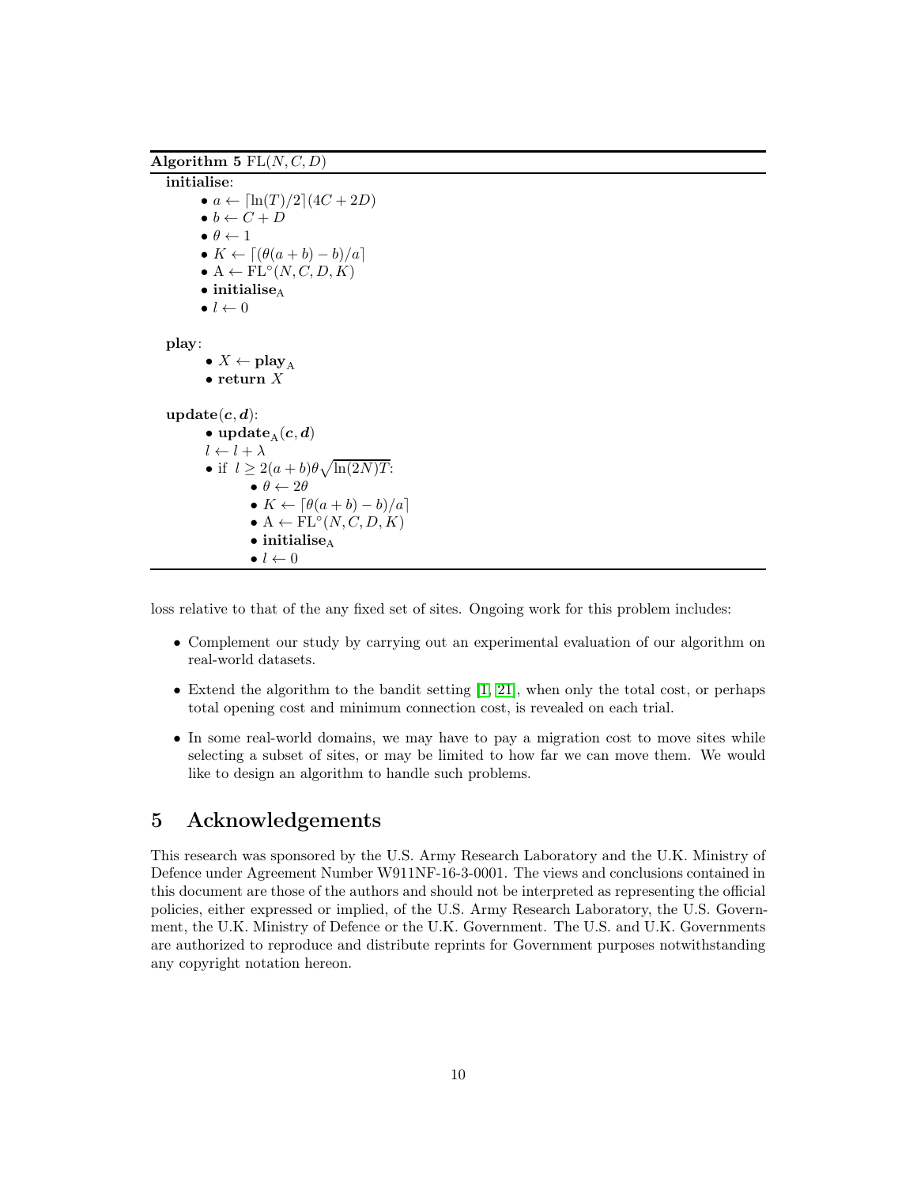**Algorithm 5** FL$(N, C, D)$

**initialise**:
- $a \leftarrow \lceil \ln(T)/2 \rceil (4C + 2D)$
- $b \leftarrow C + D$
- $\theta \leftarrow 1$
- $K \leftarrow \lceil (\theta(a+b) - b)/a \rceil$
- $\mathrm{A} \leftarrow \mathrm{FL}^{\circ}(N, C, D, K)$
- $\textbf{initialise}_{\mathrm{A}}$
- $l \leftarrow 0$

**play**:
- $X \leftarrow \textbf{play}_{\mathrm{A}}$
- **return** $X$

**update**$(\boldsymbol{c}, \boldsymbol{d})$:
- $\textbf{update}_{\mathrm{A}}(\boldsymbol{c}, \boldsymbol{d})$

  $l \leftarrow l + \lambda$
- if $l \geq 2(a+b)\theta\sqrt{\ln(2N)T}$:
  - $\theta \leftarrow 2\theta$
  - $K \leftarrow \lceil (\theta(a+b) - b)/a \rceil$
  - $\mathrm{A} \leftarrow \mathrm{FL}^{\circ}(N, C, D, K)$
  - $\textbf{initialise}_{\mathrm{A}}$
  - $l \leftarrow 0$

loss relative to that of the any fixed set of sites. Ongoing work for this problem includes:

- Complement our study by carrying out an experimental evaluation of our algorithm on real-world datasets.
- Extend the algorithm to the bandit setting [1, 21], when only the total cost, or perhaps total opening cost and minimum connection cost, is revealed on each trial.
- In some real-world domains, we may have to pay a migration cost to move sites while selecting a subset of sites, or may be limited to how far we can move them. We would like to design an algorithm to handle such problems.

# 5 Acknowledgements

This research was sponsored by the U.S. Army Research Laboratory and the U.K. Ministry of Defence under Agreement Number W911NF-16-3-0001. The views and conclusions contained in this document are those of the authors and should not be interpreted as representing the official policies, either expressed or implied, of the U.S. Army Research Laboratory, the U.S. Government, the U.K. Ministry of Defence or the U.K. Government. The U.S. and U.K. Governments are authorized to reproduce and distribute reprints for Government purposes notwithstanding any copyright notation hereon.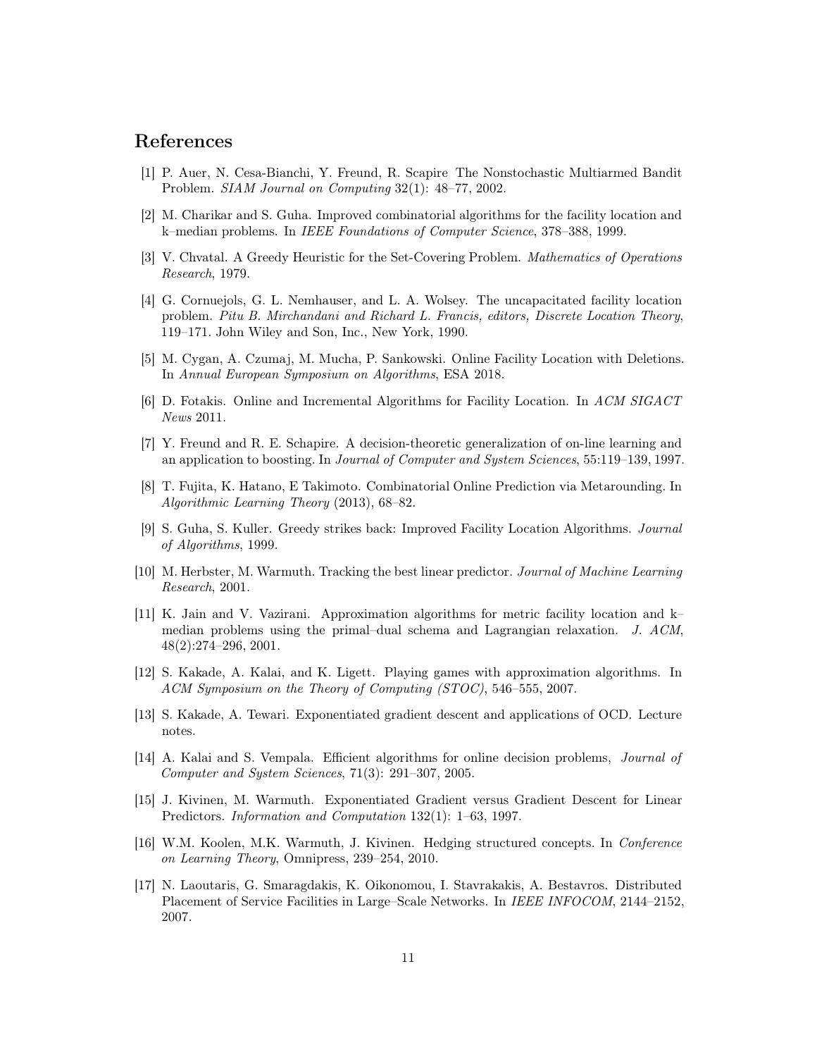# References

[1] P. Auer, N. Cesa-Bianchi, Y. Freund, R. Scapire The Nonstochastic Multiarmed Bandit Problem. *SIAM Journal on Computing* 32(1): 48–77, 2002.

[2] M. Charikar and S. Guha. Improved combinatorial algorithms for the facility location and k–median problems. In *IEEE Foundations of Computer Science*, 378–388, 1999.

[3] V. Chvatal. A Greedy Heuristic for the Set-Covering Problem. *Mathematics of Operations Research*, 1979.

[4] G. Cornuejols, G. L. Nemhauser, and L. A. Wolsey. The uncapacitated facility location problem. *Pitu B. Mirchandani and Richard L. Francis, editors, Discrete Location Theory*, 119–171. John Wiley and Son, Inc., New York, 1990.

[5] M. Cygan, A. Czumaj, M. Mucha, P. Sankowski. Online Facility Location with Deletions. In *Annual European Symposium on Algorithms*, ESA 2018.

[6] D. Fotakis. Online and Incremental Algorithms for Facility Location. In *ACM SIGACT News* 2011.

[7] Y. Freund and R. E. Schapire. A decision-theoretic generalization of on-line learning and an application to boosting. In *Journal of Computer and System Sciences*, 55:119–139, 1997.

[8] T. Fujita, K. Hatano, E Takimoto. Combinatorial Online Prediction via Metarounding. In *Algorithmic Learning Theory* (2013), 68–82.

[9] S. Guha, S. Kuller. Greedy strikes back: Improved Facility Location Algorithms. *Journal of Algorithms*, 1999.

[10] M. Herbster, M. Warmuth. Tracking the best linear predictor. *Journal of Machine Learning Research*, 2001.

[11] K. Jain and V. Vazirani. Approximation algorithms for metric facility location and k–median problems using the primal–dual schema and Lagrangian relaxation. *J. ACM*, 48(2):274–296, 2001.

[12] S. Kakade, A. Kalai, and K. Ligett. Playing games with approximation algorithms. In *ACM Symposium on the Theory of Computing (STOC)*, 546–555, 2007.

[13] S. Kakade, A. Tewari. Exponentiated gradient descent and applications of OCD. Lecture notes.

[14] A. Kalai and S. Vempala. Efficient algorithms for online decision problems, *Journal of Computer and System Sciences*, 71(3): 291–307, 2005.

[15] J. Kivinen, M. Warmuth. Exponentiated Gradient versus Gradient Descent for Linear Predictors. *Information and Computation* 132(1): 1–63, 1997.

[16] W.M. Koolen, M.K. Warmuth, J. Kivinen. Hedging structured concepts. In *Conference on Learning Theory*, Omnipress, 239–254, 2010.

[17] N. Laoutaris, G. Smaragdakis, K. Oikonomou, I. Stavrakakis, A. Bestavros. Distributed Placement of Service Facilities in Large–Scale Networks. In *IEEE INFOCOM*, 2144–2152, 2007.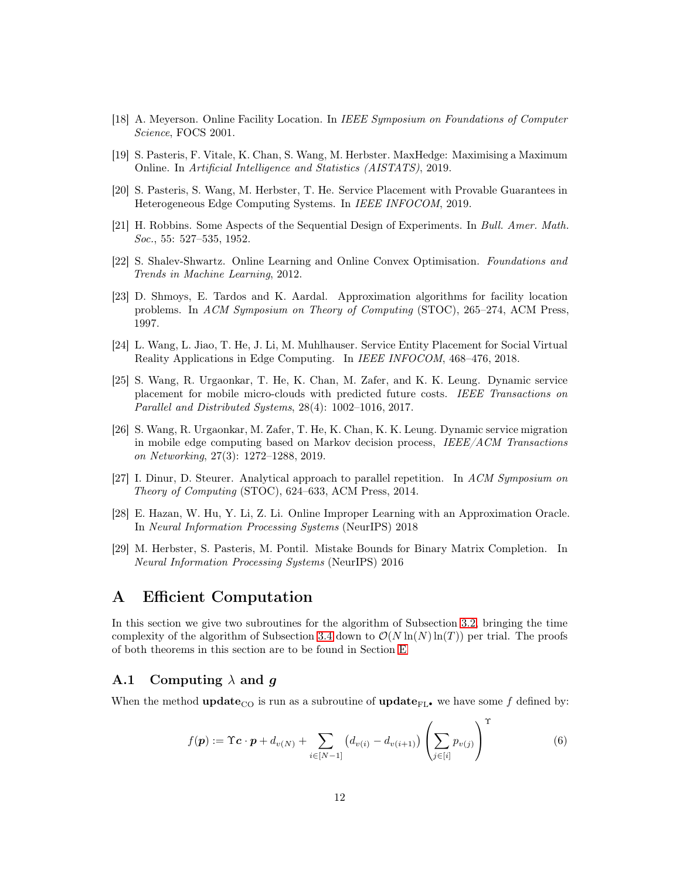[18] A. Meyerson. Online Facility Location. In *IEEE Symposium on Foundations of Computer Science*, FOCS 2001.

[19] S. Pasteris, F. Vitale, K. Chan, S. Wang, M. Herbster. MaxHedge: Maximising a Maximum Online. In *Artificial Intelligence and Statistics (AISTATS)*, 2019.

[20] S. Pasteris, S. Wang, M. Herbster, T. He. Service Placement with Provable Guarantees in Heterogeneous Edge Computing Systems. In *IEEE INFOCOM*, 2019.

[21] H. Robbins. Some Aspects of the Sequential Design of Experiments. In *Bull. Amer. Math. Soc.*, 55: 527–535, 1952.

[22] S. Shalev-Shwartz. Online Learning and Online Convex Optimisation. *Foundations and Trends in Machine Learning*, 2012.

[23] D. Shmoys, E. Tardos and K. Aardal. Approximation algorithms for facility location problems. In *ACM Symposium on Theory of Computing* (STOC), 265–274, ACM Press, 1997.

[24] L. Wang, L. Jiao, T. He, J. Li, M. Muhlhauser. Service Entity Placement for Social Virtual Reality Applications in Edge Computing. In *IEEE INFOCOM*, 468–476, 2018.

[25] S. Wang, R. Urgaonkar, T. He, K. Chan, M. Zafer, and K. K. Leung. Dynamic service placement for mobile micro-clouds with predicted future costs. *IEEE Transactions on Parallel and Distributed Systems*, 28(4): 1002–1016, 2017.

[26] S. Wang, R. Urgaonkar, M. Zafer, T. He, K. Chan, K. K. Leung. Dynamic service migration in mobile edge computing based on Markov decision process, *IEEE/ACM Transactions on Networking*, 27(3): 1272–1288, 2019.

[27] I. Dinur, D. Steurer. Analytical approach to parallel repetition. In *ACM Symposium on Theory of Computing* (STOC), 624–633, ACM Press, 2014.

[28] E. Hazan, W. Hu, Y. Li, Z. Li. Online Improper Learning with an Approximation Oracle. In *Neural Information Processing Systems* (NeurIPS) 2018

[29] M. Herbster, S. Pasteris, M. Pontil. Mistake Bounds for Binary Matrix Completion. In *Neural Information Processing Systems* (NeurIPS) 2016

# A Efficient Computation

In this section we give two subroutines for the algorithm of Subsection 3.2, bringing the time complexity of the algorithm of Subsection 3.4 down to $\mathcal{O}(N\ln(N)\ln(T))$ per trial. The proofs of both theorems in this section are to be found in Section E.

## A.1 Computing $\lambda$ and $\boldsymbol{g}$

When the method $\mathbf{update}_{\text{CO}}$ is run as a subroutine of $\mathbf{update}_{\text{FL}\bullet}$ we have some $f$ defined by:

$$f(\boldsymbol{p}) := \Upsilon \boldsymbol{c} \cdot \boldsymbol{p} + d_{v(N)} + \sum_{i \in [N-1]} \left( d_{v(i)} - d_{v(i+1)} \right) \left( \sum_{j \in [i]} p_{v(j)} \right)^{\Upsilon} \tag{6}$$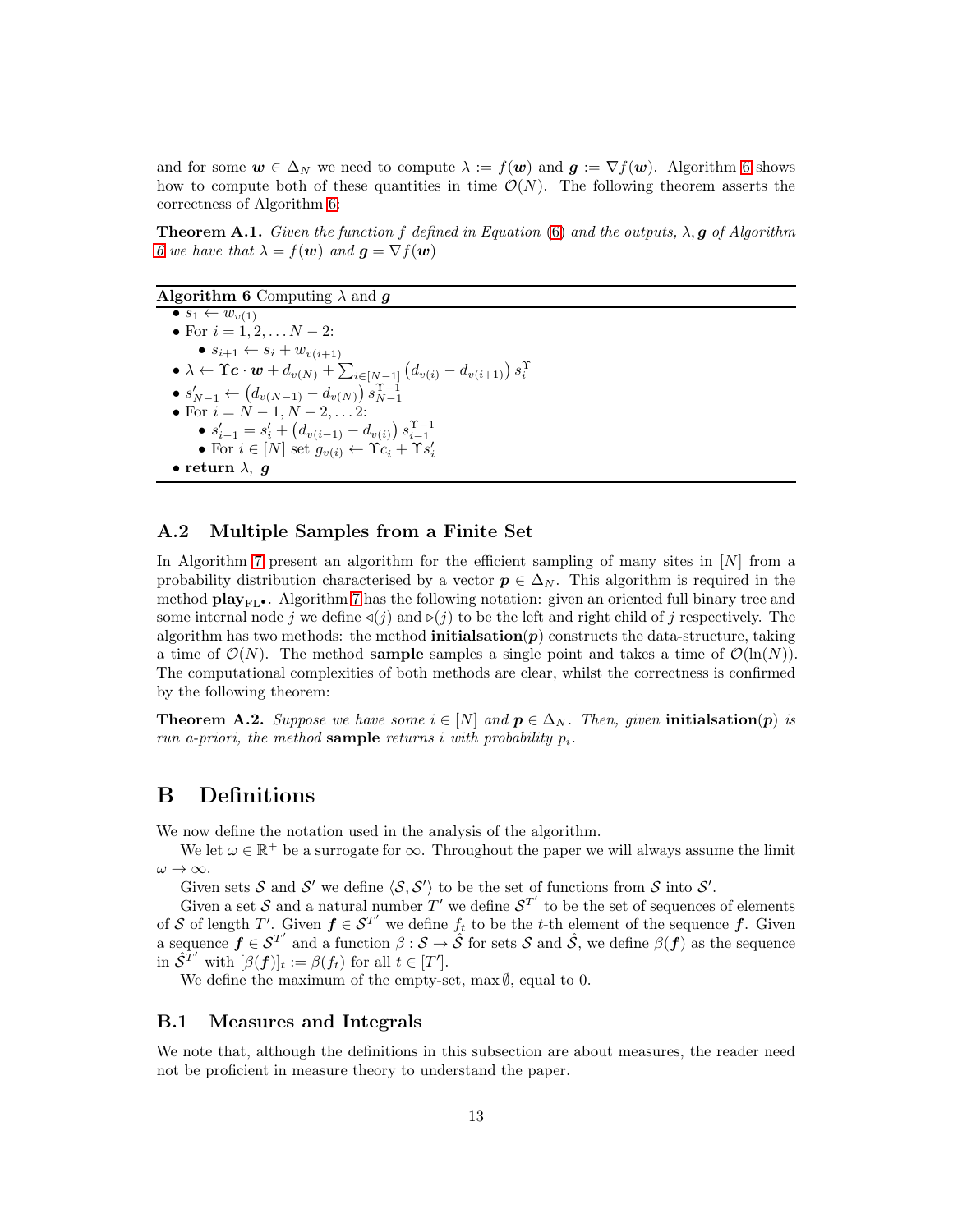and for some $\boldsymbol{w} \in \Delta_N$ we need to compute $\lambda := f(\boldsymbol{w})$ and $\boldsymbol{g} := \nabla f(\boldsymbol{w})$. Algorithm 6 shows how to compute both of these quantities in time $\mathcal{O}(N)$. The following theorem asserts the correctness of Algorithm 6:

**Theorem A.1.** *Given the function $f$ defined in Equation (6) and the outputs, $\lambda, \boldsymbol{g}$ of Algorithm 6 we have that $\lambda = f(\boldsymbol{w})$ and $\boldsymbol{g} = \nabla f(\boldsymbol{w})$*

**Algorithm 6** Computing $\lambda$ and $\boldsymbol{g}$

- $s_1 \leftarrow w_{v(1)}$
- For $i = 1, 2, \dots N-2$:
  - $s_{i+1} \leftarrow s_i + w_{v(i+1)}$
- $\lambda \leftarrow \Upsilon \boldsymbol{c} \cdot \boldsymbol{w} + d_{v(N)} + \sum_{i \in [N-1]} \left(d_{v(i)} - d_{v(i+1)}\right) s_i^{\Upsilon}$
- $s'_{N-1} \leftarrow \left(d_{v(N-1)} - d_{v(N)}\right) s_{N-1}^{\Upsilon - 1}$
- For $i = N-1, N-2, \dots 2$:
  - $s'_{i-1} = s'_i + \left(d_{v(i-1)} - d_{v(i)}\right) s_{i-1}^{\Upsilon-1}$
  - For $i \in [N]$ set $g_{v(i)} \leftarrow \Upsilon c_i + \Upsilon s'_i$
- **return** $\lambda$, $\boldsymbol{g}$

## A.2 Multiple Samples from a Finite Set

In Algorithm 7 present an algorithm for the efficient sampling of many sites in $[N]$ from a probability distribution characterised by a vector $\boldsymbol{p} \in \Delta_N$. This algorithm is required in the method $\textbf{play}_{\text{FL}\bullet}$. Algorithm 7 has the following notation: given an oriented full binary tree and some internal node $j$ we define $\triangleleft(j)$ and $\triangleright(j)$ to be the left and right child of $j$ respectively. The algorithm has two methods: the method **initialsation**($\boldsymbol{p}$) constructs the data-structure, taking a time of $\mathcal{O}(N)$. The method **sample** samples a single point and takes a time of $\mathcal{O}(\ln(N))$. The computational complexities of both methods are clear, whilst the correctness is confirmed by the following theorem:

**Theorem A.2.** *Suppose we have some $i \in [N]$ and $\boldsymbol{p} \in \Delta_N$. Then, given* **initialsation**($\boldsymbol{p}$) *is run a-priori, the method* **sample** *returns $i$ with probability $p_i$.*

# B Definitions

We now define the notation used in the analysis of the algorithm.

We let $\omega \in \mathbb{R}^+$ be a surrogate for $\infty$. Throughout the paper we will always assume the limit $\omega \to \infty$.

Given sets $\mathcal{S}$ and $\mathcal{S}'$ we define $\langle \mathcal{S}, \mathcal{S}' \rangle$ to be the set of functions from $\mathcal{S}$ into $\mathcal{S}'$.

Given a set $\mathcal{S}$ and a natural number $T'$ we define $\mathcal{S}^{T'}$ to be the set of sequences of elements of $\mathcal{S}$ of length $T'$. Given $\boldsymbol{f} \in \mathcal{S}^{T'}$ we define $f_t$ to be the $t$-th element of the sequence $\boldsymbol{f}$. Given a sequence $\boldsymbol{f} \in \mathcal{S}^{T'}$ and a function $\beta : \mathcal{S} \to \hat{\mathcal{S}}$ for sets $\mathcal{S}$ and $\hat{\mathcal{S}}$, we define $\beta(\boldsymbol{f})$ as the sequence in $\hat{\mathcal{S}}^{T'}$ with $[\beta(\boldsymbol{f})]_t := \beta(f_t)$ for all $t \in [T']$.

We define the maximum of the empty-set, $\max \emptyset$, equal to 0.

## B.1 Measures and Integrals

We note that, although the definitions in this subsection are about measures, the reader need not be proficient in measure theory to understand the paper.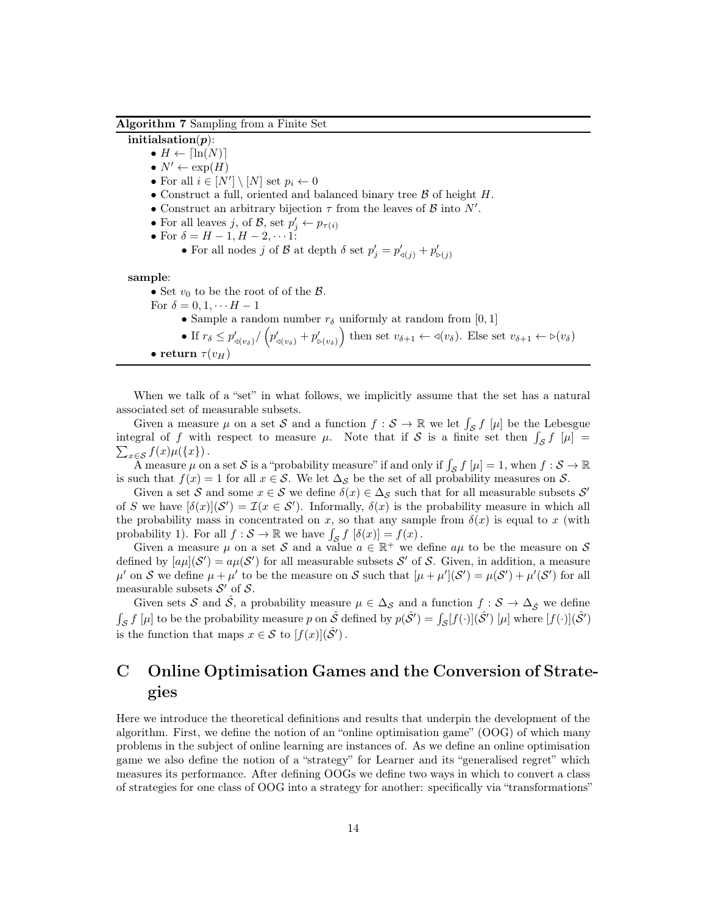**Algorithm 7** Sampling from a Finite Set

**initialsation($\boldsymbol{p}$)**:

- $H \leftarrow \lceil \ln(N) \rceil$
- $N' \leftarrow \exp(H)$
- For all $i \in [N'] \setminus [N]$ set $p_i \leftarrow 0$
- Construct a full, oriented and balanced binary tree $\mathcal{B}$ of height $H$.
- Construct an arbitrary bijection $\tau$ from the leaves of $\mathcal{B}$ into $N'$.
- For all leaves $j$, of $\mathcal{B}$, set $p'_j \leftarrow p_{\tau(i)}$
- For $\delta = H-1, H-2, \cdots 1$:
    - For all nodes $j$ of $\mathcal{B}$ at depth $\delta$ set $p'_j = p'_{\triangleleft(j)} + p'_{\triangleright(j)}$

**sample**:

- Set $v_0$ to be the root of of the $\mathcal{B}$.

For $\delta = 0, 1, \cdots H-1$

- Sample a random number $r_\delta$ uniformly at random from $[0,1]$
- If $r_\delta \leq p'_{\triangleleft(v_\delta)} / \left( p'_{\triangleleft(v_\delta)} + p'_{\triangleright(v_\delta)} \right)$ then set $v_{\delta+1} \leftarrow \triangleleft(v_\delta)$. Else set $v_{\delta+1} \leftarrow \triangleright(v_\delta)$
- **return** $\tau(v_H)$

When we talk of a "set" in what follows, we implicitly assume that the set has a natural associated set of measurable subsets.

Given a measure $\mu$ on a set $\mathcal{S}$ and a function $f : \mathcal{S} \to \mathbb{R}$ we let $\int_{\mathcal{S}} f \; [\mu]$ be the Lebesgue integral of $f$ with respect to measure $\mu$. Note that if $\mathcal{S}$ is a finite set then $\int_{\mathcal{S}} f \; [\mu] = \sum_{x \in \mathcal{S}} f(x)\mu(\{x\})$.

A measure $\mu$ on a set $\mathcal{S}$ is a "probability measure" if and only if $\int_{\mathcal{S}} f \; [\mu] = 1$, when $f : \mathcal{S} \to \mathbb{R}$ is such that $f(x) = 1$ for all $x \in \mathcal{S}$. We let $\Delta_{\mathcal{S}}$ be the set of all probability measures on $\mathcal{S}$.

Given a set $\mathcal{S}$ and some $x \in \mathcal{S}$ we define $\delta(x) \in \Delta_{\mathcal{S}}$ such that for all measurable subsets $\mathcal{S}'$ of $S$ we have $[\delta(x)](\mathcal{S}') = \mathcal{I}(x \in \mathcal{S}')$. Informally, $\delta(x)$ is the probability measure in which all the probability mass in concentrated on $x$, so that any sample from $\delta(x)$ is equal to $x$ (with probability 1). For all $f : \mathcal{S} \to \mathbb{R}$ we have $\int_{\mathcal{S}} f \; [\delta(x)] = f(x)$.

Given a measure $\mu$ on a set $\mathcal{S}$ and a value $a \in \mathbb{R}^+$ we define $a\mu$ to be the measure on $\mathcal{S}$ defined by $[a\mu](\mathcal{S}') = a\mu(\mathcal{S}')$ for all measurable subsets $\mathcal{S}'$ of $\mathcal{S}$. Given, in addition, a measure $\mu'$ on $\mathcal{S}$ we define $\mu + \mu'$ to be the measure on $\mathcal{S}$ such that $[\mu + \mu'](\mathcal{S}') = \mu(\mathcal{S}') + \mu'(\mathcal{S}')$ for all measurable subsets $\mathcal{S}'$ of $\mathcal{S}$.

Given sets $\mathcal{S}$ and $\hat{\mathcal{S}}$, a probability measure $\mu \in \Delta_{\mathcal{S}}$ and a function $f : \mathcal{S} \to \Delta_{\hat{\mathcal{S}}}$ we define $\int_{\mathcal{S}} f \; [\mu]$ to be the probability measure $p$ on $\hat{\mathcal{S}}$ defined by $p(\hat{\mathcal{S}}') = \int_{\mathcal{S}} [f(\cdot)](\hat{\mathcal{S}}') \; [\mu]$ where $[f(\cdot)](\hat{\mathcal{S}}')$ is the function that maps $x \in \mathcal{S}$ to $[f(x)](\hat{\mathcal{S}}')$.

# C Online Optimisation Games and the Conversion of Strategies

Here we introduce the theoretical definitions and results that underpin the development of the algorithm. First, we define the notion of an "online optimisation game" (OOG) of which many problems in the subject of online learning are instances of. As we define an online optimisation game we also define the notion of a "strategy" for Learner and its "generalised regret" which measures its performance. After defining OOGs we define two ways in which to convert a class of strategies for one class of OOG into a strategy for another: specifically via "transformations"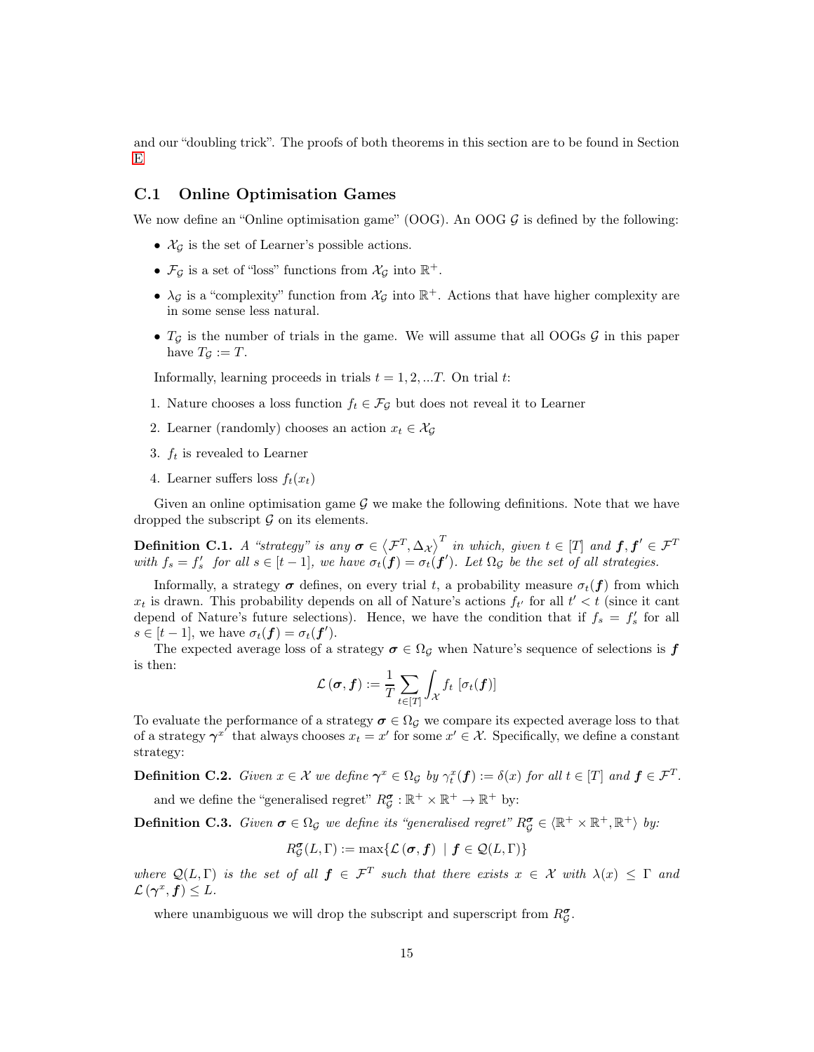and our "doubling trick". The proofs of both theorems in this section are to be found in Section E

## C.1 Online Optimisation Games

We now define an "Online optimisation game" (OOG). An OOG $\mathcal{G}$ is defined by the following:

- $\mathcal{X}_\mathcal{G}$ is the set of Learner's possible actions.
- $\mathcal{F}_\mathcal{G}$ is a set of "loss" functions from $\mathcal{X}_\mathcal{G}$ into $\mathbb{R}^+$.
- $\lambda_\mathcal{G}$ is a "complexity" function from $\mathcal{X}_\mathcal{G}$ into $\mathbb{R}^+$. Actions that have higher complexity are in some sense less natural.
- $T_\mathcal{G}$ is the number of trials in the game. We will assume that all OOGs $\mathcal{G}$ in this paper have $T_\mathcal{G} := T$.

Informally, learning proceeds in trials $t = 1, 2, ...T$. On trial $t$:

1. Nature chooses a loss function $f_t \in \mathcal{F}_\mathcal{G}$ but does not reveal it to Learner
2. Learner (randomly) chooses an action $x_t \in \mathcal{X}_\mathcal{G}$
3. $f_t$ is revealed to Learner
4. Learner suffers loss $f_t(x_t)$

Given an online optimisation game $\mathcal{G}$ we make the following definitions. Note that we have dropped the subscript $\mathcal{G}$ on its elements.

**Definition C.1.** *A "strategy" is any $\boldsymbol{\sigma} \in \left\langle \mathcal{F}^T, \Delta_\mathcal{X} \right\rangle^T$ in which, given $t \in [T]$ and $\boldsymbol{f}, \boldsymbol{f}' \in \mathcal{F}^T$ with $f_s = f'_s$ for all $s \in [t-1]$, we have $\sigma_t(\boldsymbol{f}) = \sigma_t(\boldsymbol{f}')$. Let $\Omega_\mathcal{G}$ be the set of all strategies.*

Informally, a strategy $\boldsymbol{\sigma}$ defines, on every trial $t$, a probability measure $\sigma_t(\boldsymbol{f})$ from which $x_t$ is drawn. This probability depends on all of Nature's actions $f_{t'}$ for all $t' < t$ (since it cant depend of Nature's future selections). Hence, we have the condition that if $f_s = f'_s$ for all $s \in [t-1]$, we have $\sigma_t(\boldsymbol{f}) = \sigma_t(\boldsymbol{f}')$.

The expected average loss of a strategy $\boldsymbol{\sigma} \in \Omega_\mathcal{G}$ when Nature's sequence of selections is $\boldsymbol{f}$ is then:

$$\mathcal{L}(\boldsymbol{\sigma}, \boldsymbol{f}) := \frac{1}{T} \sum_{t \in [T]} \int_\mathcal{X} f_t \left[\sigma_t(\boldsymbol{f})\right]$$

To evaluate the performance of a strategy $\boldsymbol{\sigma} \in \Omega_\mathcal{G}$ we compare its expected average loss to that of a strategy $\boldsymbol{\gamma}^{x'}$ that always chooses $x_t = x'$ for some $x' \in \mathcal{X}$. Specifically, we define a constant strategy:

**Definition C.2.** *Given $x \in \mathcal{X}$ we define $\boldsymbol{\gamma}^x \in \Omega_\mathcal{G}$ by $\gamma^x_t(\boldsymbol{f}) := \delta(x)$ for all $t \in [T]$ and $\boldsymbol{f} \in \mathcal{F}^T$.*

and we define the "generalised regret" $R^{\boldsymbol{\sigma}}_\mathcal{G} : \mathbb{R}^+ \times \mathbb{R}^+ \to \mathbb{R}^+$ by:

**Definition C.3.** *Given $\boldsymbol{\sigma} \in \Omega_\mathcal{G}$ we define its "generalised regret" $R^{\boldsymbol{\sigma}}_\mathcal{G} \in \langle \mathbb{R}^+ \times \mathbb{R}^+, \mathbb{R}^+ \rangle$ by:*

$$R^{\boldsymbol{\sigma}}_\mathcal{G}(L, \Gamma) := \max\{\mathcal{L}(\boldsymbol{\sigma}, \boldsymbol{f}) \mid \boldsymbol{f} \in \mathcal{Q}(L, \Gamma)\}$$

*where $\mathcal{Q}(L, \Gamma)$ is the set of all $\boldsymbol{f} \in \mathcal{F}^T$ such that there exists $x \in \mathcal{X}$ with $\lambda(x) \leq \Gamma$ and $\mathcal{L}(\boldsymbol{\gamma}^x, \boldsymbol{f}) \leq L$.*

where unambiguous we will drop the subscript and superscript from $R^{\boldsymbol{\sigma}}_\mathcal{G}$.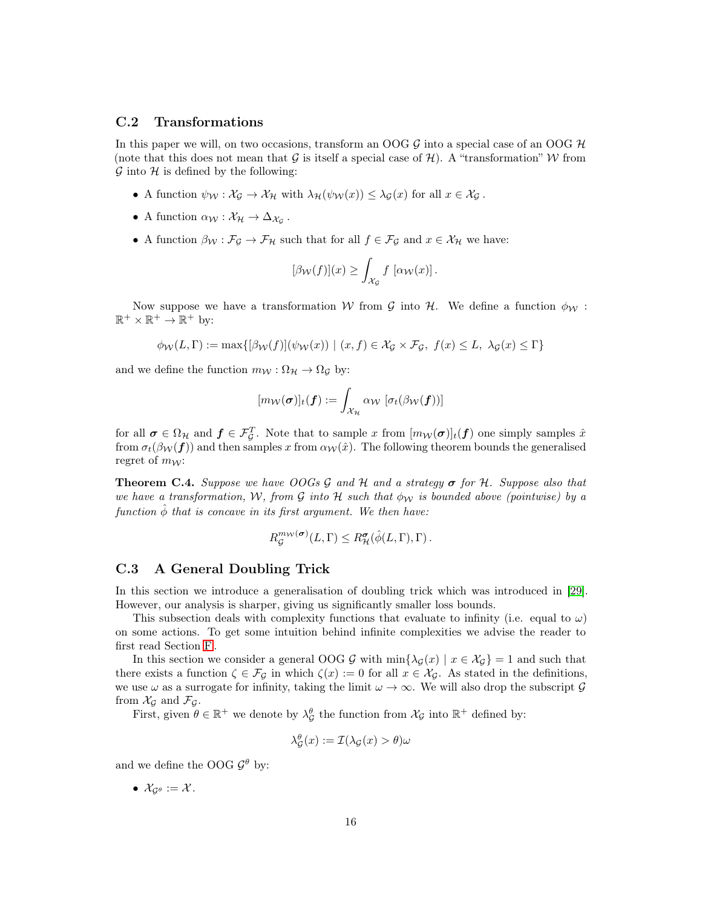### C.2 Transformations

In this paper we will, on two occasions, transform an OOG $\mathcal{G}$ into a special case of an OOG $\mathcal{H}$ (note that this does not mean that $\mathcal{G}$ is itself a special case of $\mathcal{H}$). A "transformation" $\mathcal{W}$ from $\mathcal{G}$ into $\mathcal{H}$ is defined by the following:

- A function $\psi_{\mathcal{W}} : \mathcal{X}_{\mathcal{G}} \to \mathcal{X}_{\mathcal{H}}$ with $\lambda_{\mathcal{H}}(\psi_{\mathcal{W}}(x)) \leq \lambda_{\mathcal{G}}(x)$ for all $x \in \mathcal{X}_{\mathcal{G}}$.
- A function $\alpha_{\mathcal{W}} : \mathcal{X}_{\mathcal{H}} \to \Delta_{\mathcal{X}_{\mathcal{G}}}$.
- A function $\beta_{\mathcal{W}} : \mathcal{F}_{\mathcal{G}} \to \mathcal{F}_{\mathcal{H}}$ such that for all $f \in \mathcal{F}_{\mathcal{G}}$ and $x \in \mathcal{X}_{\mathcal{H}}$ we have:

$$[\beta_{\mathcal{W}}(f)](x) \geq \int_{\mathcal{X}_{\mathcal{G}}} f \, [\alpha_{\mathcal{W}}(x)] \, .$$

Now suppose we have a transformation $\mathcal{W}$ from $\mathcal{G}$ into $\mathcal{H}$. We define a function $\phi_{\mathcal{W}} : \mathbb{R}^+ \times \mathbb{R}^+ \to \mathbb{R}^+$ by:

$$\phi_{\mathcal{W}}(L, \Gamma) := \max\{[\beta_{\mathcal{W}}(f)](\psi_{\mathcal{W}}(x)) \mid (x, f) \in \mathcal{X}_{\mathcal{G}} \times \mathcal{F}_{\mathcal{G}}, \; f(x) \leq L, \; \lambda_{\mathcal{G}}(x) \leq \Gamma\}$$

and we define the function $m_{\mathcal{W}} : \Omega_{\mathcal{H}} \to \Omega_{\mathcal{G}}$ by:

$$[m_{\mathcal{W}}(\boldsymbol{\sigma})]_t(\boldsymbol{f}) := \int_{\mathcal{X}_{\mathcal{H}}} \alpha_{\mathcal{W}} \, [\sigma_t(\beta_{\mathcal{W}}(\boldsymbol{f}))]$$

for all $\boldsymbol{\sigma} \in \Omega_{\mathcal{H}}$ and $\boldsymbol{f} \in \mathcal{F}_{\mathcal{G}}^T$. Note that to sample $x$ from $[m_{\mathcal{W}}(\boldsymbol{\sigma})]_t(\boldsymbol{f})$ one simply samples $\hat{x}$ from $\sigma_t(\beta_{\mathcal{W}}(\boldsymbol{f}))$ and then samples $x$ from $\alpha_{\mathcal{W}}(\hat{x})$. The following theorem bounds the generalised regret of $m_{\mathcal{W}}$:

**Theorem C.4.** *Suppose we have OOGs $\mathcal{G}$ and $\mathcal{H}$ and a strategy $\boldsymbol{\sigma}$ for $\mathcal{H}$. Suppose also that we have a transformation, $\mathcal{W}$, from $\mathcal{G}$ into $\mathcal{H}$ such that $\phi_{\mathcal{W}}$ is bounded above (pointwise) by a function $\hat{\phi}$ that is concave in its first argument. We then have:*

$$R_{\mathcal{G}}^{m_{\mathcal{W}}(\boldsymbol{\sigma})}(L, \Gamma) \leq R_{\mathcal{H}}^{\boldsymbol{\sigma}}(\hat{\phi}(L, \Gamma), \Gamma) \, .$$

### C.3 A General Doubling Trick

In this section we introduce a generalisation of doubling trick which was introduced in [29]. However, our analysis is sharper, giving us significantly smaller loss bounds.

This subsection deals with complexity functions that evaluate to infinity (i.e. equal to $\omega$) on some actions. To get some intuition behind infinite complexities we advise the reader to first read Section F.

In this section we consider a general OOG $\mathcal{G}$ with $\min\{\lambda_{\mathcal{G}}(x) \mid x \in \mathcal{X}_{\mathcal{G}}\} = 1$ and such that there exists a function $\zeta \in \mathcal{F}_{\mathcal{G}}$ in which $\zeta(x) := 0$ for all $x \in \mathcal{X}_{\mathcal{G}}$. As stated in the definitions, we use $\omega$ as a surrogate for infinity, taking the limit $\omega \to \infty$. We will also drop the subscript $\mathcal{G}$ from $\mathcal{X}_{\mathcal{G}}$ and $\mathcal{F}_{\mathcal{G}}$.

First, given $\theta \in \mathbb{R}^+$ we denote by $\lambda_{\mathcal{G}}^{\theta}$ the function from $\mathcal{X}_{\mathcal{G}}$ into $\mathbb{R}^+$ defined by:

$$\lambda_{\mathcal{G}}^{\theta}(x) := \mathcal{I}(\lambda_{\mathcal{G}}(x) > \theta)\omega$$

and we define the OOG $\mathcal{G}^{\theta}$ by:

- $\mathcal{X}_{\mathcal{G}^{\theta}} := \mathcal{X}$.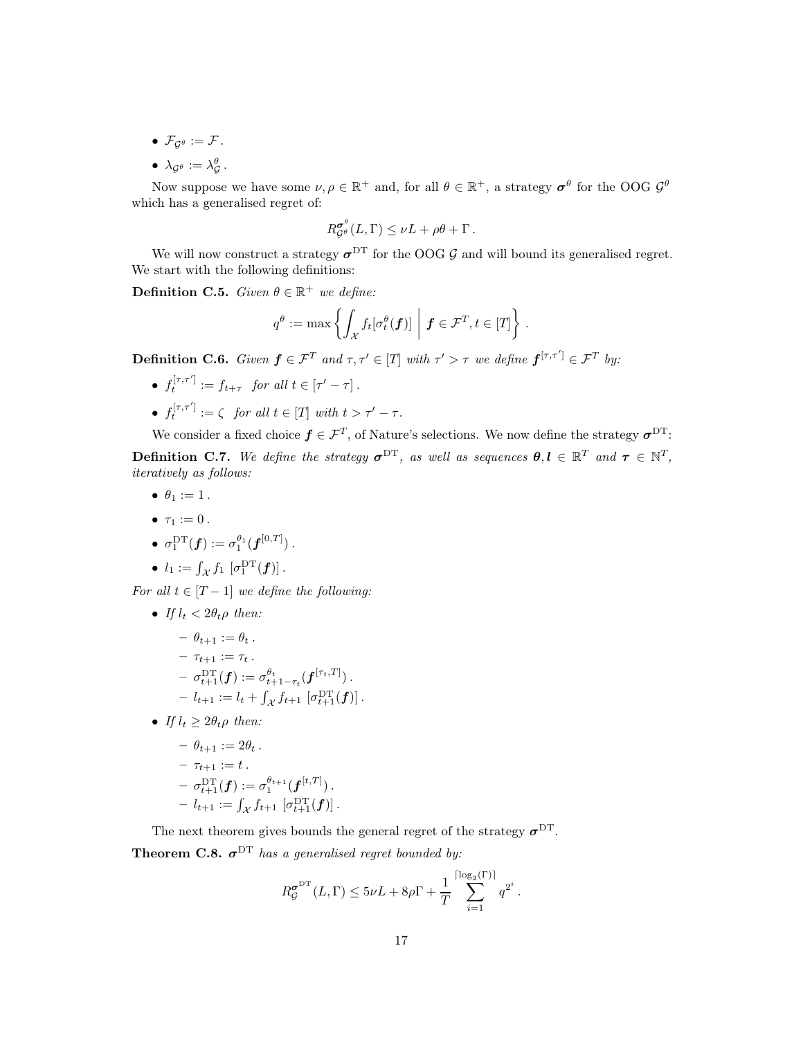- $\mathcal{F}_{\mathcal{G}^\theta} := \mathcal{F}$.
- $\lambda_{\mathcal{G}^\theta} := \lambda_{\mathcal{G}}^\theta$.

Now suppose we have some $\nu, \rho \in \mathbb{R}^+$ and, for all $\theta \in \mathbb{R}^+$, a strategy $\boldsymbol{\sigma}^\theta$ for the OOG $\mathcal{G}^\theta$ which has a generalised regret of:

$$R_{\mathcal{G}^\theta}^{\boldsymbol{\sigma}^\theta}(L, \Gamma) \leq \nu L + \rho\theta + \Gamma\,.$$

We will now construct a strategy $\boldsymbol{\sigma}^{\mathrm{DT}}$ for the OOG $\mathcal{G}$ and will bound its generalised regret. We start with the following definitions:

**Definition C.5.** *Given $\theta \in \mathbb{R}^+$ we define:*

$$q^\theta := \max\left\{ \int_{\mathcal{X}} f_t[\sigma_t^\theta(\boldsymbol{f})] \;\middle|\; \boldsymbol{f} \in \mathcal{F}^T, t \in [T] \right\}.$$

**Definition C.6.** *Given $\boldsymbol{f} \in \mathcal{F}^T$ and $\tau, \tau' \in [T]$ with $\tau' > \tau$ we define $\boldsymbol{f}^{[\tau,\tau']} \in \mathcal{F}^T$ by:*

- $f_t^{[\tau,\tau']} := f_{t+\tau}$ *for all $t \in [\tau' - \tau]$.*
- $f_t^{[\tau,\tau']} := \zeta$ *for all $t \in [T]$ with $t > \tau' - \tau$.*

We consider a fixed choice $\boldsymbol{f} \in \mathcal{F}^T$, of Nature's selections. We now define the strategy $\boldsymbol{\sigma}^{\mathrm{DT}}$:

**Definition C.7.** *We define the strategy $\boldsymbol{\sigma}^{\mathrm{DT}}$, as well as sequences $\boldsymbol{\theta}, \boldsymbol{l} \in \mathbb{R}^T$ and $\boldsymbol{\tau} \in \mathbb{N}^T$, iteratively as follows:*

- $\theta_1 := 1$.
- $\tau_1 := 0$.
- $\sigma_1^{\mathrm{DT}}(\boldsymbol{f}) := \sigma_1^{\theta_1}(\boldsymbol{f}^{[0,T]})$.
- $l_1 := \int_{\mathcal{X}} f_1\,[\sigma_1^{\mathrm{DT}}(\boldsymbol{f})]$.

*For all $t \in [T-1]$ we define the following:*

- *If $l_t < 2\theta_t\rho$ then:*
  - $\theta_{t+1} := \theta_t$.
  - $\tau_{t+1} := \tau_t$.
  - $\sigma_{t+1}^{\mathrm{DT}}(\boldsymbol{f}) := \sigma_{t+1-\tau_t}^{\theta_t}(\boldsymbol{f}^{[\tau_t,T]})$.
  - $l_{t+1} := l_t + \int_{\mathcal{X}} f_{t+1}\,[\sigma_{t+1}^{\mathrm{DT}}(\boldsymbol{f})]$.
- *If $l_t \geq 2\theta_t\rho$ then:*
  - $\theta_{t+1} := 2\theta_t$.
  - $\tau_{t+1} := t$.
  - $\sigma_{t+1}^{\mathrm{DT}}(\boldsymbol{f}) := \sigma_1^{\theta_{t+1}}(\boldsymbol{f}^{[t,T]})$.
  - $l_{t+1} := \int_{\mathcal{X}} f_{t+1}\,[\sigma_{t+1}^{\mathrm{DT}}(\boldsymbol{f})]$.

The next theorem gives bounds the general regret of the strategy $\boldsymbol{\sigma}^{\mathrm{DT}}$.

**Theorem C.8.** *$\boldsymbol{\sigma}^{\mathrm{DT}}$ has a generalised regret bounded by:*

$$R_{\mathcal{G}}^{\boldsymbol{\sigma}^{\mathrm{DT}}}(L, \Gamma) \leq 5\nu L + 8\rho\Gamma + \frac{1}{T}\sum_{i=1}^{\lceil \log_2(\Gamma) \rceil} q^{2^i}\,.$$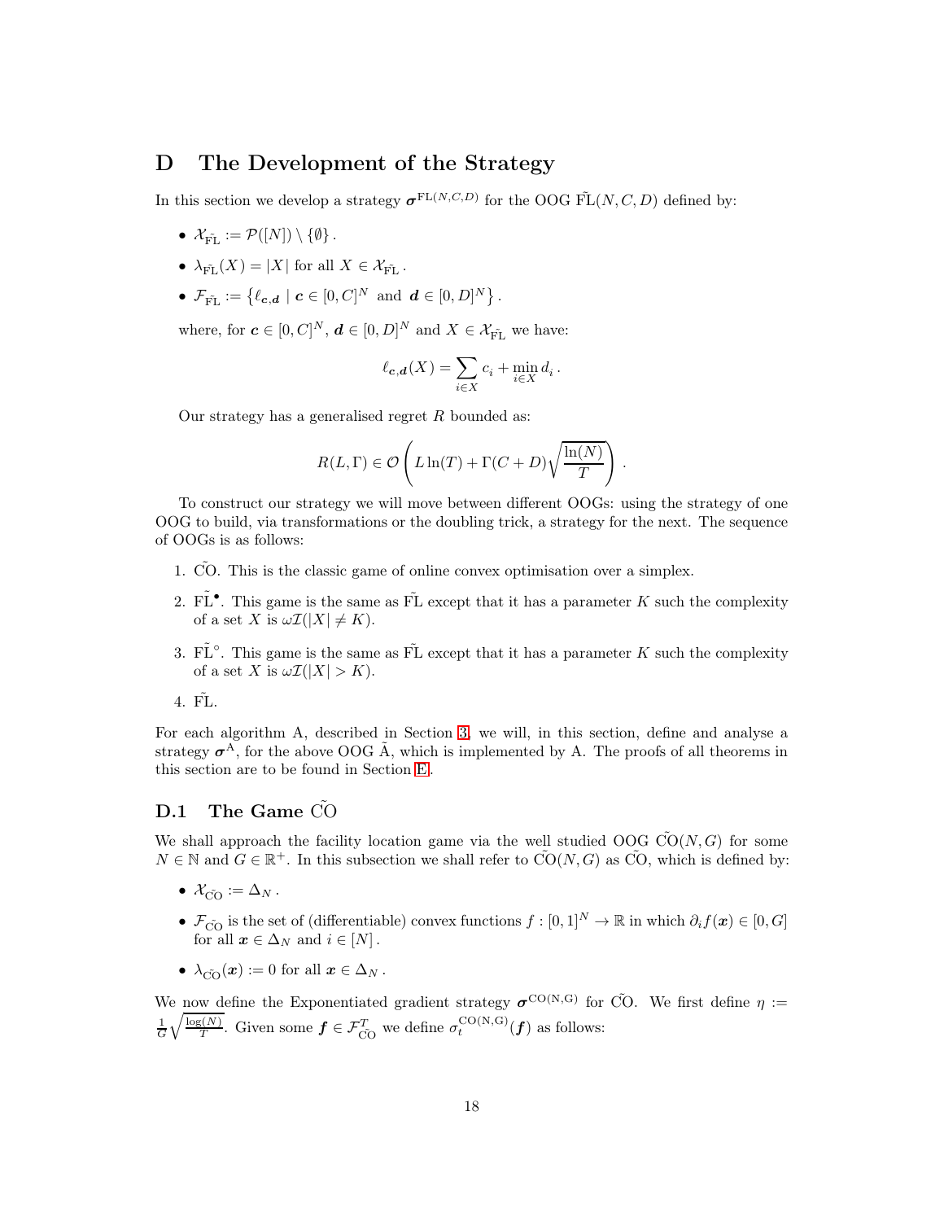# D The Development of the Strategy

In this section we develop a strategy $\boldsymbol{\sigma}^{\mathrm{FL}(N,C,D)}$ for the OOG $\tilde{\mathrm{FL}}(N,C,D)$ defined by:

- $\mathcal{X}_{\tilde{\mathrm{FL}}} := \mathcal{P}([N]) \setminus \{\emptyset\}$.
- $\lambda_{\tilde{\mathrm{FL}}}(X) = |X|$ for all $X \in \mathcal{X}_{\tilde{\mathrm{FL}}}$.
- $\mathcal{F}_{\tilde{\mathrm{FL}}} := \left\{ \ell_{\boldsymbol{c},\boldsymbol{d}} \mid \boldsymbol{c} \in [0,C]^N \text{ and } \boldsymbol{d} \in [0,D]^N \right\}$.

  where, for $\boldsymbol{c} \in [0,C]^N$, $\boldsymbol{d} \in [0,D]^N$ and $X \in \mathcal{X}_{\tilde{\mathrm{FL}}}$ we have:

$$\ell_{\boldsymbol{c},\boldsymbol{d}}(X) = \sum_{i \in X} c_i + \min_{i \in X} d_i \,.$$

Our strategy has a generalised regret $R$ bounded as:

$$R(L,\Gamma) \in \mathcal{O}\left( L\ln(T) + \Gamma(C+D)\sqrt{\frac{\ln(N)}{T}} \right) .$$

To construct our strategy we will move between different OOGs: using the strategy of one OOG to build, via transformations or the doubling trick, a strategy for the next. The sequence of OOGs is as follows:

1. $\tilde{\mathrm{CO}}$. This is the classic game of online convex optimisation over a simplex.
2. $\tilde{\mathrm{FL}}^{\bullet}$. This game is the same as $\tilde{\mathrm{FL}}$ except that it has a parameter $K$ such the complexity of a set $X$ is $\omega\mathcal{I}(|X| \neq K)$.
3. $\tilde{\mathrm{FL}}^{\circ}$. This game is the same as $\tilde{\mathrm{FL}}$ except that it has a parameter $K$ such the complexity of a set $X$ is $\omega\mathcal{I}(|X| > K)$.
4. $\tilde{\mathrm{FL}}$.

For each algorithm A, described in Section 3, we will, in this section, define and analyse a strategy $\boldsymbol{\sigma}^{\mathrm{A}}$, for the above OOG $\tilde{\mathrm{A}}$, which is implemented by A. The proofs of all theorems in this section are to be found in Section E.

## D.1 The Game $\tilde{\mathrm{CO}}$

We shall approach the facility location game via the well studied OOG $\tilde{\mathrm{CO}}(N,G)$ for some $N \in \mathbb{N}$ and $G \in \mathbb{R}^+$. In this subsection we shall refer to $\tilde{\mathrm{CO}}(N,G)$ as $\tilde{\mathrm{CO}}$, which is defined by:

- $\mathcal{X}_{\tilde{\mathrm{CO}}} := \Delta_N$.
- $\mathcal{F}_{\tilde{\mathrm{CO}}}$ is the set of (differentiable) convex functions $f : [0,1]^N \to \mathbb{R}$ in which $\partial_i f(\boldsymbol{x}) \in [0,G]$ for all $\boldsymbol{x} \in \Delta_N$ and $i \in [N]$.
- $\lambda_{\tilde{\mathrm{CO}}}(\boldsymbol{x}) := 0$ for all $\boldsymbol{x} \in \Delta_N$.

We now define the Exponentiated gradient strategy $\boldsymbol{\sigma}^{\mathrm{CO(N,G)}}$ for $\tilde{\mathrm{CO}}$. We first define $\eta := \frac{1}{G}\sqrt{\frac{\log(N)}{T}}$. Given some $\boldsymbol{f} \in \mathcal{F}_{\tilde{\mathrm{CO}}}^T$ we define $\sigma_t^{\mathrm{CO(N,G)}}(\boldsymbol{f})$ as follows: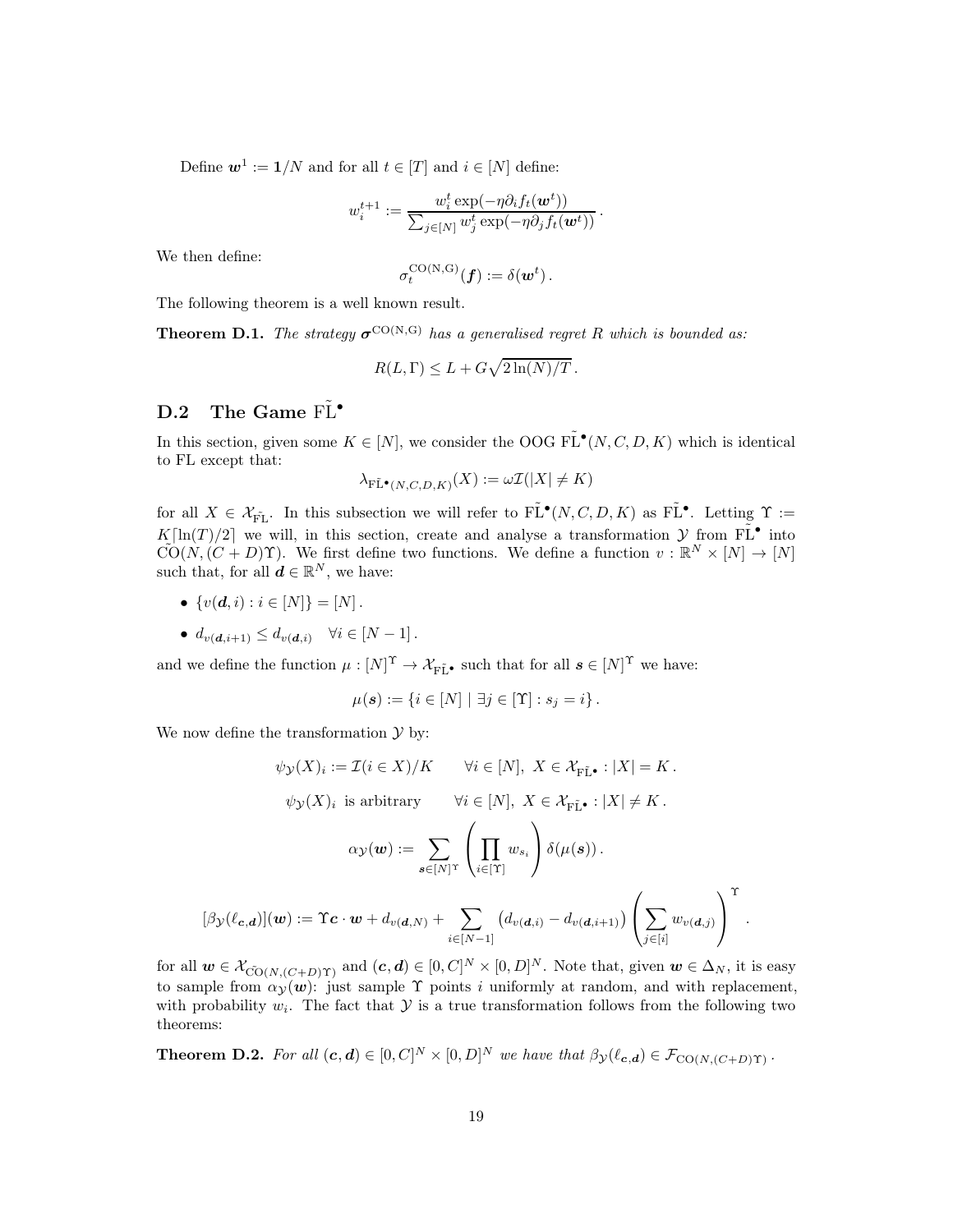Define $\boldsymbol{w}^1 := \mathbf{1}/N$ and for all $t \in [T]$ and $i \in [N]$ define:

$$w_i^{t+1} := \frac{w_i^t \exp(-\eta \partial_i f_t(\boldsymbol{w}^t))}{\sum_{j \in [N]} w_j^t \exp(-\eta \partial_j f_t(\boldsymbol{w}^t))}.$$

We then define:

$$\sigma_t^{\mathrm{CO(N,G)}}(\boldsymbol{f}) := \delta(\boldsymbol{w}^t).$$

The following theorem is a well known result.

**Theorem D.1.** *The strategy $\boldsymbol{\sigma}^{\mathrm{CO(N,G)}}$ has a generalised regret $R$ which is bounded as:*

$$R(L, \Gamma) \leq L + G\sqrt{2\ln(N)/T}.$$

## D.2 The Game $\tilde{\mathrm{FL}}^\bullet$

In this section, given some $K \in [N]$, we consider the OOG $\tilde{\mathrm{FL}}^\bullet(N, C, D, K)$ which is identical to FL except that:

$$\lambda_{\tilde{\mathrm{FL}}^\bullet(N,C,D,K)}(X) := \omega \mathcal{I}(|X| \neq K)$$

for all $X \in \mathcal{X}_{\tilde{\mathrm{FL}}}$. In this subsection we will refer to $\tilde{\mathrm{FL}}^\bullet(N, C, D, K)$ as $\tilde{\mathrm{FL}}^\bullet$. Letting $\Upsilon := K\lceil \ln(T)/2 \rceil$ we will, in this section, create and analyse a transformation $\mathcal{Y}$ from $\tilde{\mathrm{FL}}^\bullet$ into $\tilde{\mathrm{CO}}(N, (C + D)\Upsilon)$. We first define two functions. We define a function $v : \mathbb{R}^N \times [N] \to [N]$ such that, for all $\boldsymbol{d} \in \mathbb{R}^N$, we have:

- $\{v(\boldsymbol{d}, i) : i \in [N]\} = [N]$.
- $d_{v(\boldsymbol{d},i+1)} \leq d_{v(\boldsymbol{d},i)} \quad \forall i \in [N-1]$.

and we define the function $\mu : [N]^\Upsilon \to \mathcal{X}_{\tilde{\mathrm{FL}}^\bullet}$ such that for all $\boldsymbol{s} \in [N]^\Upsilon$ we have:

$$\mu(\boldsymbol{s}) := \{i \in [N] \mid \exists j \in [\Upsilon] : s_j = i\}.$$

We now define the transformation $\mathcal{Y}$ by:

$$\psi_{\mathcal{Y}}(X)_i := \mathcal{I}(i \in X)/K \qquad \forall i \in [N],\ X \in \mathcal{X}_{\tilde{\mathrm{FL}}^\bullet} : |X| = K.$$

$$\psi_{\mathcal{Y}}(X)_i \text{ is arbitrary} \qquad \forall i \in [N],\ X \in \mathcal{X}_{\tilde{\mathrm{FL}}^\bullet} : |X| \neq K.$$

$$\alpha_{\mathcal{Y}}(\boldsymbol{w}) := \sum_{\boldsymbol{s} \in [N]^\Upsilon} \left( \prod_{i \in [\Upsilon]} w_{s_i} \right) \delta(\mu(\boldsymbol{s})).$$

$$[\beta_{\mathcal{Y}}(\ell_{\boldsymbol{c},\boldsymbol{d}})](\boldsymbol{w}) := \Upsilon \boldsymbol{c} \cdot \boldsymbol{w} + d_{v(\boldsymbol{d},N)} + \sum_{i \in [N-1]} \left(d_{v(\boldsymbol{d},i)} - d_{v(\boldsymbol{d},i+1)}\right) \left( \sum_{j \in [i]} w_{v(\boldsymbol{d},j)} \right)^\Upsilon.$$

for all $\boldsymbol{w} \in \mathcal{X}_{\tilde{\mathrm{CO}}(N,(C+D)\Upsilon)}$ and $(\boldsymbol{c}, \boldsymbol{d}) \in [0, C]^N \times [0, D]^N$. Note that, given $\boldsymbol{w} \in \Delta_N$, it is easy to sample from $\alpha_{\mathcal{Y}}(\boldsymbol{w})$: just sample $\Upsilon$ points $i$ uniformly at random, and with replacement, with probability $w_i$. The fact that $\mathcal{Y}$ is a true transformation follows from the following two theorems:

**Theorem D.2.** *For all $(\boldsymbol{c}, \boldsymbol{d}) \in [0, C]^N \times [0, D]^N$ we have that $\beta_{\mathcal{Y}}(\ell_{\boldsymbol{c},\boldsymbol{d}}) \in \mathcal{F}_{\mathrm{CO}(N,(C+D)\Upsilon)}$.*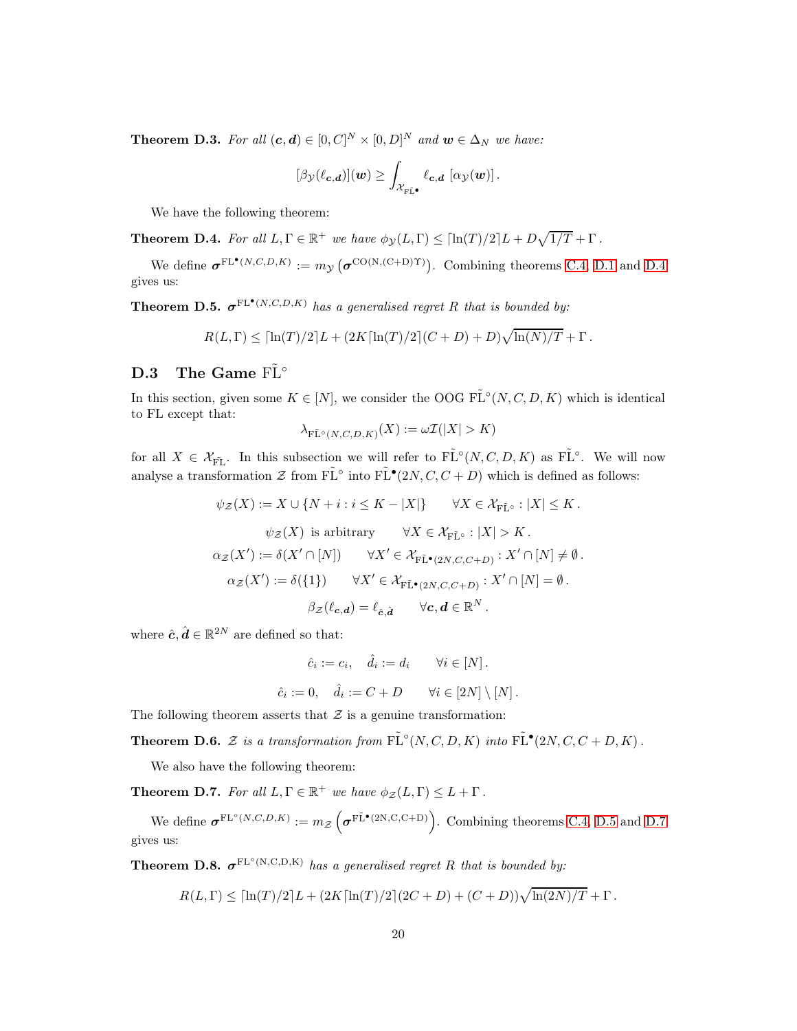**Theorem D.3.** *For all $(\boldsymbol{c}, \boldsymbol{d}) \in [0, C]^N \times [0, D]^N$ and $\boldsymbol{w} \in \Delta_N$ we have:*

$$[\beta_{\mathcal{Y}}(\ell_{\boldsymbol{c},\boldsymbol{d}})](\boldsymbol{w}) \geq \int_{\mathcal{X}_{\tilde{\mathrm{FL}}^\bullet}} \ell_{\boldsymbol{c},\boldsymbol{d}} \, [\alpha_{\mathcal{Y}}(\boldsymbol{w})] \, .$$

We have the following theorem:

**Theorem D.4.** *For all $L, \Gamma \in \mathbb{R}^+$ we have $\phi_{\mathcal{Y}}(L, \Gamma) \leq \lceil \ln(T)/2 \rceil L + D\sqrt{1/T} + \Gamma$ .*

We define $\boldsymbol{\sigma}^{\mathrm{FL}^\bullet(N,C,D,K)} := m_{\mathcal{Y}}\left(\boldsymbol{\sigma}^{\mathrm{CO(N,(C+D)\Upsilon)}}\right)$. Combining theorems C.4, D.1 and D.4 gives us:

**Theorem D.5.** *$\boldsymbol{\sigma}^{\mathrm{FL}^\bullet(N,C,D,K)}$ has a generalised regret $R$ that is bounded by:*

$$R(L, \Gamma) \leq \lceil \ln(T)/2 \rceil L + (2K \lceil \ln(T)/2 \rceil (C + D) + D)\sqrt{\ln(N)/T} + \Gamma \, .$$

## D.3 The Game $\tilde{\mathrm{FL}}^\circ$

In this section, given some $K \in [N]$, we consider the OOG $\tilde{\mathrm{FL}}^\circ(N, C, D, K)$ which is identical to FL except that:

$$\lambda_{\tilde{\mathrm{FL}}^\circ(N,C,D,K)}(X) := \omega \mathcal{I}(|X| > K)$$

for all $X \in \mathcal{X}_{\tilde{\mathrm{FL}}}$. In this subsection we will refer to $\tilde{\mathrm{FL}}^\circ(N, C, D, K)$ as $\tilde{\mathrm{FL}}^\circ$. We will now analyse a transformation $\mathcal{Z}$ from $\tilde{\mathrm{FL}}^\circ$ into $\tilde{\mathrm{FL}}^\bullet(2N, C, C + D)$ which is defined as follows:

$$\psi_{\mathcal{Z}}(X) := X \cup \{N + i : i \leq K - |X|\} \qquad \forall X \in \mathcal{X}_{\tilde{\mathrm{FL}}^\circ} : |X| \leq K \, .$$

$$\psi_{\mathcal{Z}}(X) \text{ is arbitrary} \qquad \forall X \in \mathcal{X}_{\tilde{\mathrm{FL}}^\circ} : |X| > K \, .$$

$$\alpha_{\mathcal{Z}}(X') := \delta(X' \cap [N]) \qquad \forall X' \in \mathcal{X}_{\tilde{\mathrm{FL}}^\bullet(2N,C,C+D)} : X' \cap [N] \neq \emptyset \, .$$

$$\alpha_{\mathcal{Z}}(X') := \delta(\{1\}) \qquad \forall X' \in \mathcal{X}_{\tilde{\mathrm{FL}}^\bullet(2N,C,C+D)} : X' \cap [N] = \emptyset \, .$$

$$\beta_{\mathcal{Z}}(\ell_{\boldsymbol{c},\boldsymbol{d}}) = \ell_{\hat{\boldsymbol{c}},\hat{\boldsymbol{d}}} \qquad \forall \boldsymbol{c}, \boldsymbol{d} \in \mathbb{R}^N \, .$$

where $\hat{\boldsymbol{c}}, \hat{\boldsymbol{d}} \in \mathbb{R}^{2N}$ are defined so that:

$$\hat{c}_i := c_i, \quad \hat{d}_i := d_i \qquad \forall i \in [N] \, .$$

$$\hat{c}_i := 0, \quad \hat{d}_i := C + D \qquad \forall i \in [2N] \setminus [N] \, .$$

The following theorem asserts that $\mathcal{Z}$ is a genuine transformation:

**Theorem D.6.** *$\mathcal{Z}$ is a transformation from $\tilde{\mathrm{FL}}^\circ(N, C, D, K)$ into $\tilde{\mathrm{FL}}^\bullet(2N, C, C + D, K)$ .*

We also have the following theorem:

**Theorem D.7.** *For all $L, \Gamma \in \mathbb{R}^+$ we have $\phi_{\mathcal{Z}}(L, \Gamma) \leq L + \Gamma$ .*

We define $\boldsymbol{\sigma}^{\mathrm{FL}^\circ(N,C,D,K)} := m_{\mathcal{Z}}\left(\boldsymbol{\sigma}^{\tilde{\mathrm{FL}}^\bullet(2\mathrm{N,C,C+D})}\right)$. Combining theorems C.4, D.5 and D.7 gives us:

**Theorem D.8.** *$\boldsymbol{\sigma}^{\mathrm{FL}^\circ(\mathrm{N,C,D,K})}$ has a generalised regret $R$ that is bounded by:*

$$R(L, \Gamma) \leq \lceil \ln(T)/2 \rceil L + (2K \lceil \ln(T)/2 \rceil (2C + D) + (C + D))\sqrt{\ln(2N)/T} + \Gamma \, .$$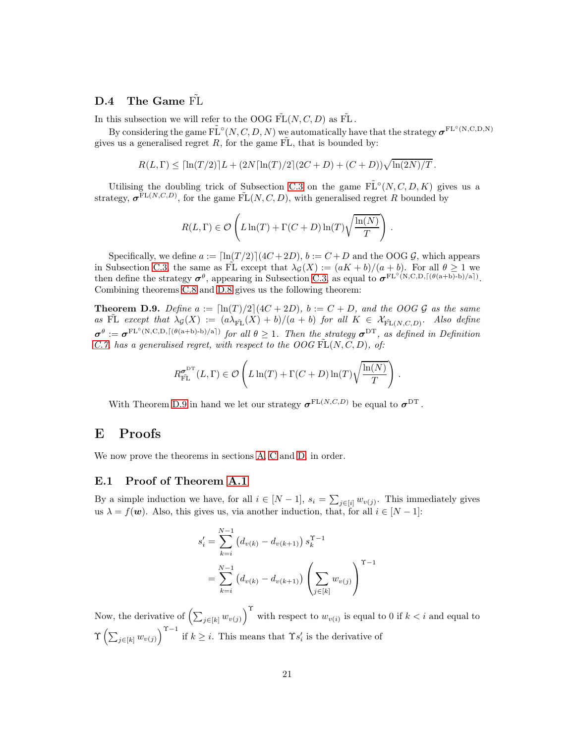### D.4 The Game $\tilde{\text{FL}}$

In this subsection we will refer to the OOG $\tilde{\text{FL}}(N, C, D)$ as $\tilde{\text{FL}}$.

By considering the game $\tilde{\text{FL}}^\circ(N, C, D, N)$ we automatically have that the strategy $\boldsymbol{\sigma}^{\text{FL}^\circ(\text{N,C,D,N})}$ gives us a generalised regret $R$, for the game $\tilde{\text{FL}}$, that is bounded by:

$$R(L, \Gamma) \leq \lceil \ln(T/2) \rceil L + (2N \lceil \ln(T)/2 \rceil (2C + D) + (C + D))\sqrt{\ln(2N)/T}\,.$$

Utilising the doubling trick of Subsection C.3 on the game $\tilde{\text{FL}}^\circ(N, C, D, K)$ gives us a strategy, $\boldsymbol{\sigma}^{\text{FL}(N,C,D)}$, for the game $\tilde{\text{FL}}(N, C, D)$, with generalised regret $R$ bounded by

$$R(L, \Gamma) \in \mathcal{O}\left(L \ln(T) + \Gamma(C + D) \ln(T)\sqrt{\frac{\ln(N)}{T}}\right).$$

Specifically, we define $a := \lceil \ln(T/2) \rceil (4C + 2D)$, $b := C + D$ and the OOG $\mathcal{G}$, which appears in Subsection C.3, the same as $\tilde{\text{FL}}$ except that $\lambda_{\mathcal{G}}(X) := (aK + b)/(a + b)$. For all $\theta \geq 1$ we then define the strategy $\boldsymbol{\sigma}^\theta$, appearing in Subsection C.3, as equal to $\boldsymbol{\sigma}^{\text{FL}^\circ(\text{N,C,D,}\lceil(\theta(\text{a+b})\text{-b})/\text{a}\rceil)}$. Combining theorems C.8 and D.8 gives us the following theorem:

**Theorem D.9.** *Define $a := \lceil \ln(T)/2 \rceil (4C + 2D)$, $b := C + D$, and the OOG $\mathcal{G}$ as the same as $\tilde{\text{FL}}$ except that $\lambda_{\mathcal{G}}(X) := (a\lambda_{\tilde{\text{FL}}}(X) + b)/(a + b)$ for all $K \in \mathcal{X}_{\tilde{\text{FL}}(N,C,D)}$. Also define $\boldsymbol{\sigma}^\theta := \boldsymbol{\sigma}^{\text{FL}^\circ(\text{N,C,D,}\lceil(\theta(\text{a+b})\text{-b})/\text{a}\rceil)}$ for all $\theta \geq 1$. Then the strategy $\boldsymbol{\sigma}^{\text{DT}}$, as defined in Definition C.7, has a generalised regret, with respect to the OOG $\tilde{\text{FL}}(N, C, D)$, of:*

$$R^{\boldsymbol{\sigma}^{\text{DT}}}_{\tilde{\text{FL}}}(L, \Gamma) \in \mathcal{O}\left(L \ln(T) + \Gamma(C + D) \ln(T)\sqrt{\frac{\ln(N)}{T}}\right).$$

With Theorem D.9 in hand we let our strategy $\boldsymbol{\sigma}^{\text{FL}(N,C,D)}$ be equal to $\boldsymbol{\sigma}^{\text{DT}}$.

## E Proofs

We now prove the theorems in sections A, C and D, in order.

### E.1 Proof of Theorem A.1

By a simple induction we have, for all $i \in [N-1]$, $s_i = \sum_{j \in [i]} w_{v(j)}$. This immediately gives us $\lambda = f(\boldsymbol{w})$. Also, this gives us, via another induction, that, for all $i \in [N-1]$:

$$\begin{aligned} s'_i &= \sum_{k=i}^{N-1} \left(d_{v(k)} - d_{v(k+1)}\right) s_k^{\Upsilon - 1} \\ &= \sum_{k=i}^{N-1} \left(d_{v(k)} - d_{v(k+1)}\right) \left(\sum_{j \in [k]} w_{v(j)}\right)^{\Upsilon - 1} \end{aligned}$$

Now, the derivative of $\left(\sum_{j \in [k]} w_{v(j)}\right)^{\Upsilon}$ with respect to $w_{v(i)}$ is equal to 0 if $k < i$ and equal to $\Upsilon \left(\sum_{j \in [k]} w_{v(j)}\right)^{\Upsilon - 1}$ if $k \geq i$. This means that $\Upsilon s'_i$ is the derivative of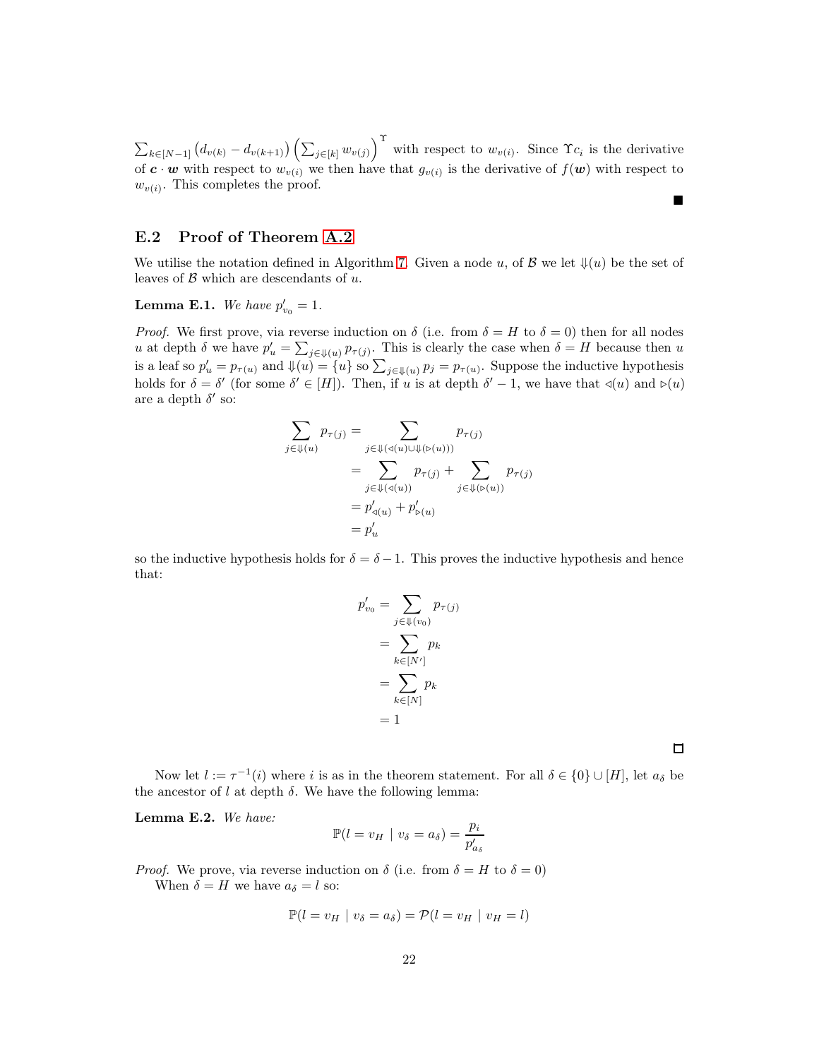$\sum_{k\in[N-1]}\left(d_{v(k)}-d_{v(k+1)}\right)\left(\sum_{j\in[k]}w_{v(j)}\right)^{\Upsilon}$ with respect to $w_{v(i)}$. Since $\Upsilon c_i$ is the derivative of $\boldsymbol{c}\cdot\boldsymbol{w}$ with respect to $w_{v(i)}$ we then have that $g_{v(i)}$ is the derivative of $f(\boldsymbol{w})$ with respect to $w_{v(i)}$. This completes the proof.

■

## E.2 Proof of Theorem A.2

We utilise the notation defined in Algorithm 7. Given a node $u$, of $\mathcal{B}$ we let $\Downarrow(u)$ be the set of leaves of $\mathcal{B}$ which are descendants of $u$.

**Lemma E.1.** *We have $p'_{v_0}=1$.*

*Proof.* We first prove, via reverse induction on $\delta$ (i.e. from $\delta=H$ to $\delta=0$) then for all nodes $u$ at depth $\delta$ we have $p'_u=\sum_{j\in\Downarrow(u)}p_{\tau(j)}$. This is clearly the case when $\delta=H$ because then $u$ is a leaf so $p'_u=p_{\tau(u)}$ and $\Downarrow(u)=\{u\}$ so $\sum_{j\in\Downarrow(u)}p_j=p_{\tau(u)}$. Suppose the inductive hypothesis holds for $\delta=\delta'$ (for some $\delta'\in[H]$). Then, if $u$ is at depth $\delta'-1$, we have that $\triangleleft(u)$ and $\triangleright(u)$ are a depth $\delta'$ so:

$$\begin{aligned}
\sum_{j\in\Downarrow(u)}p_{\tau(j)}&=\sum_{j\in\Downarrow(\triangleleft(u)\cup\Downarrow(\triangleright(u)))}p_{\tau(j)}\\
&=\sum_{j\in\Downarrow(\triangleleft(u))}p_{\tau(j)}+\sum_{j\in\Downarrow(\triangleright(u))}p_{\tau(j)}\\
&=p'_{\triangleleft(u)}+p'_{\triangleright(u)}\\
&=p'_u
\end{aligned}$$

so the inductive hypothesis holds for $\delta=\delta-1$. This proves the inductive hypothesis and hence that:

$$\begin{aligned}
p'_{v_0}&=\sum_{j\in\Downarrow(v_0)}p_{\tau(j)}\\
&=\sum_{k\in[N']}p_k\\
&=\sum_{k\in[N]}p_k\\
&=1
\end{aligned}$$

□

Now let $l:=\tau^{-1}(i)$ where $i$ is as in the theorem statement. For all $\delta\in\{0\}\cup[H]$, let $a_\delta$ be the ancestor of $l$ at depth $\delta$. We have the following lemma:

**Lemma E.2.** *We have:*

$$\mathbb{P}(l=v_H\mid v_\delta=a_\delta)=\frac{p_i}{p'_{a_\delta}}$$

*Proof.* We prove, via reverse induction on $\delta$ (i.e. from $\delta=H$ to $\delta=0$)

When $\delta=H$ we have $a_\delta=l$ so:

$$\mathbb{P}(l=v_H\mid v_\delta=a_\delta)=\mathcal{P}(l=v_H\mid v_H=l)$$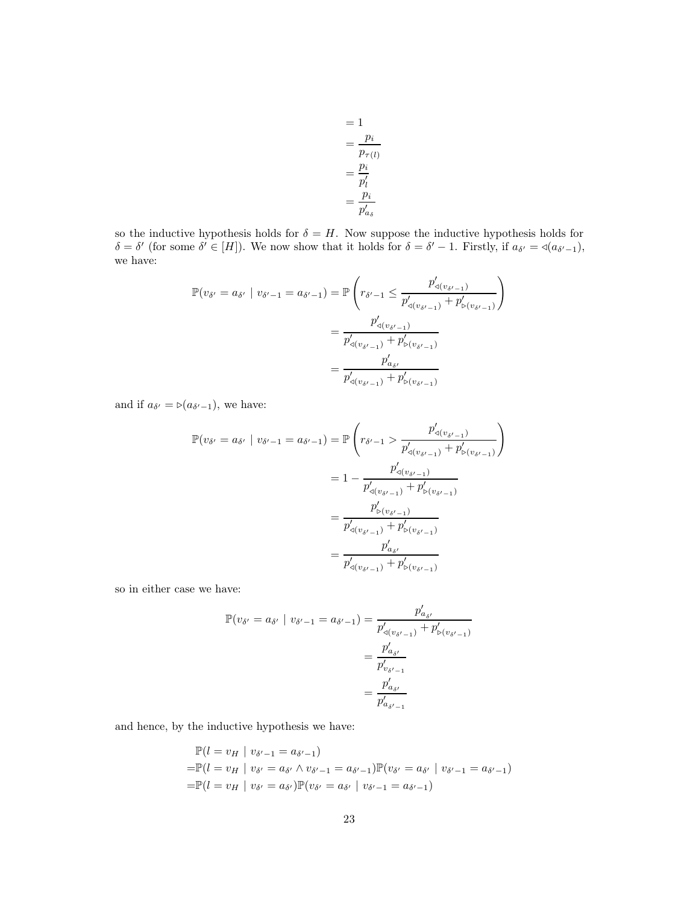$$
\begin{aligned}
&= 1 \\
&= \frac{p_i}{p_{\tau(l)}} \\
&= \frac{p_i}{p'_l} \\
&= \frac{p_i}{p'_{a_\delta}}
\end{aligned}
$$

so the inductive hypothesis holds for $\delta = H$. Now suppose the inductive hypothesis holds for $\delta = \delta'$ (for some $\delta' \in [H]$). We now show that it holds for $\delta = \delta' - 1$. Firstly, if $a_{\delta'} = \triangleleft(a_{\delta'-1})$, we have:

$$
\begin{aligned}
\mathbb{P}(v_{\delta'} = a_{\delta'} \mid v_{\delta'-1} = a_{\delta'-1}) &= \mathbb{P}\left( r_{\delta'-1} \leq \frac{p'_{\triangleleft(v_{\delta'-1})}}{p'_{\triangleleft(v_{\delta'-1})} + p'_{\triangleright(v_{\delta'-1})}} \right) \\
&= \frac{p'_{\triangleleft(v_{\delta'-1})}}{p'_{\triangleleft(v_{\delta'-1})} + p'_{\triangleright(v_{\delta'-1})}} \\
&= \frac{p'_{a_{\delta'}}}{p'_{\triangleleft(v_{\delta'-1})} + p'_{\triangleright(v_{\delta'-1})}}
\end{aligned}
$$

and if $a_{\delta'} = \triangleright(a_{\delta'-1})$, we have:

$$
\begin{aligned}
\mathbb{P}(v_{\delta'} = a_{\delta'} \mid v_{\delta'-1} = a_{\delta'-1}) &= \mathbb{P}\left( r_{\delta'-1} > \frac{p'_{\triangleleft(v_{\delta'-1})}}{p'_{\triangleleft(v_{\delta'-1})} + p'_{\triangleright(v_{\delta'-1})}} \right) \\
&= 1 - \frac{p'_{\triangleleft(v_{\delta'-1})}}{p'_{\triangleleft(v_{\delta'-1})} + p'_{\triangleright(v_{\delta'-1})}} \\
&= \frac{p'_{\triangleright(v_{\delta'-1})}}{p'_{\triangleleft(v_{\delta'-1})} + p'_{\triangleright(v_{\delta'-1})}} \\
&= \frac{p'_{a_{\delta'}}}{p'_{\triangleleft(v_{\delta'-1})} + p'_{\triangleright(v_{\delta'-1})}}
\end{aligned}
$$

so in either case we have:

$$
\begin{aligned}
\mathbb{P}(v_{\delta'} = a_{\delta'} \mid v_{\delta'-1} = a_{\delta'-1}) &= \frac{p'_{a_{\delta'}}}{p'_{\triangleleft(v_{\delta'-1})} + p'_{\triangleright(v_{\delta'-1})}} \\
&= \frac{p'_{a_{\delta'}}}{p'_{v_{\delta'-1}}} \\
&= \frac{p'_{a_{\delta'}}}{p'_{a_{\delta'-1}}}
\end{aligned}
$$

and hence, by the inductive hypothesis we have:

$$
\begin{aligned}
&\mathbb{P}(l = v_H \mid v_{\delta'-1} = a_{\delta'-1}) \\
=&\mathbb{P}(l = v_H \mid v_{\delta'} = a_{\delta'} \wedge v_{\delta'-1} = a_{\delta'-1})\mathbb{P}(v_{\delta'} = a_{\delta'} \mid v_{\delta'-1} = a_{\delta'-1}) \\
=&\mathbb{P}(l = v_H \mid v_{\delta'} = a_{\delta'})\mathbb{P}(v_{\delta'} = a_{\delta'} \mid v_{\delta'-1} = a_{\delta'-1})
\end{aligned}
$$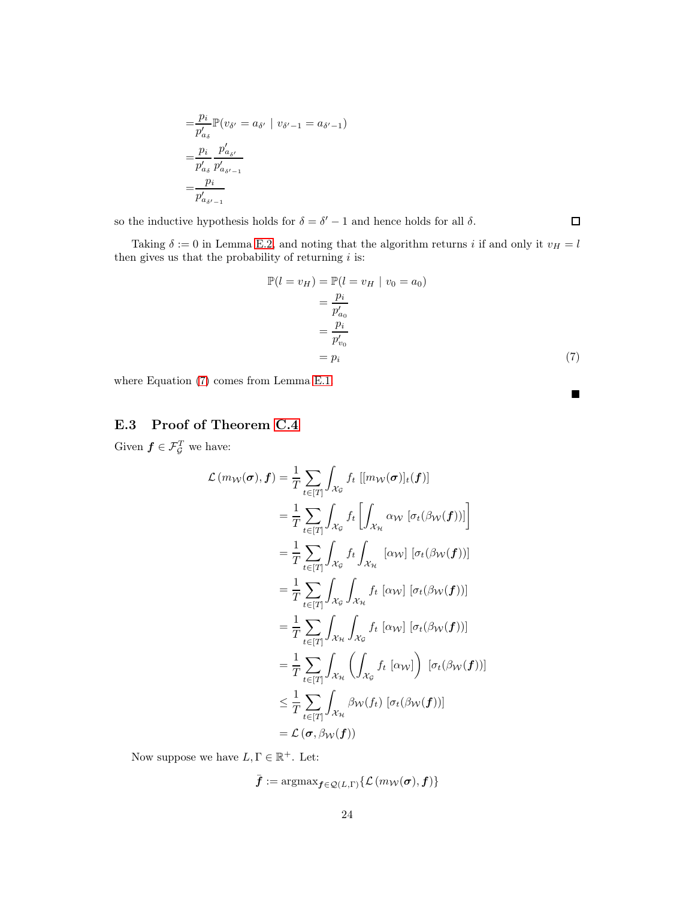$$
\begin{aligned}
&= \frac{p_i}{p'_{a_\delta}} \mathbb{P}(v_{\delta'} = a_{\delta'} \mid v_{\delta'-1} = a_{\delta'-1}) \\
&= \frac{p_i}{p'_{a_\delta}} \frac{p'_{a_{\delta'}}}{p'_{a_{\delta'-1}}} \\
&= \frac{p_i}{p'_{a_{\delta'-1}}}
\end{aligned}
$$

so the inductive hypothesis holds for $\delta = \delta' - 1$ and hence holds for all $\delta$. □

Taking $\delta := 0$ in Lemma E.2, and noting that the algorithm returns $i$ if and only it $v_H = l$ then gives us that the probability of returning $i$ is:

$$
\begin{aligned}
\mathbb{P}(l = v_H) &= \mathbb{P}(l = v_H \mid v_0 = a_0) \\
&= \frac{p_i}{p'_{a_0}} \\
&= \frac{p_i}{p'_{v_0}} \\
&= p_i \qquad (7)
\end{aligned}
$$

where Equation (7) comes from Lemma E.1 ■

### E.3 Proof of Theorem C.4

Given $\boldsymbol{f} \in \mathcal{F}_{\mathcal{G}}^T$ we have:

$$
\begin{aligned}
\mathcal{L}\left(m_{\mathcal{W}}(\boldsymbol{\sigma}), \boldsymbol{f}\right) &= \frac{1}{T} \sum_{t \in [T]} \int_{\mathcal{X}_{\mathcal{G}}} f_t \, [[m_{\mathcal{W}}(\boldsymbol{\sigma})]_t(\boldsymbol{f})] \\
&= \frac{1}{T} \sum_{t \in [T]} \int_{\mathcal{X}_{\mathcal{G}}} f_t \left[ \int_{\mathcal{X}_{\mathcal{H}}} \alpha_{\mathcal{W}} \, [\sigma_t(\beta_{\mathcal{W}}(\boldsymbol{f}))] \right] \\
&= \frac{1}{T} \sum_{t \in [T]} \int_{\mathcal{X}_{\mathcal{G}}} f_t \int_{\mathcal{X}_{\mathcal{H}}} [\alpha_{\mathcal{W}}] \, [\sigma_t(\beta_{\mathcal{W}}(\boldsymbol{f}))] \\
&= \frac{1}{T} \sum_{t \in [T]} \int_{\mathcal{X}_{\mathcal{G}}} \int_{\mathcal{X}_{\mathcal{H}}} f_t \, [\alpha_{\mathcal{W}}] \, [\sigma_t(\beta_{\mathcal{W}}(\boldsymbol{f}))] \\
&= \frac{1}{T} \sum_{t \in [T]} \int_{\mathcal{X}_{\mathcal{H}}} \int_{\mathcal{X}_{\mathcal{G}}} f_t \, [\alpha_{\mathcal{W}}] \, [\sigma_t(\beta_{\mathcal{W}}(\boldsymbol{f}))] \\
&= \frac{1}{T} \sum_{t \in [T]} \int_{\mathcal{X}_{\mathcal{H}}} \left( \int_{\mathcal{X}_{\mathcal{G}}} f_t \, [\alpha_{\mathcal{W}}] \right) \, [\sigma_t(\beta_{\mathcal{W}}(\boldsymbol{f}))] \\
&\leq \frac{1}{T} \sum_{t \in [T]} \int_{\mathcal{X}_{\mathcal{H}}} \beta_{\mathcal{W}}(f_t) \, [\sigma_t(\beta_{\mathcal{W}}(\boldsymbol{f}))] \\
&= \mathcal{L}\left(\boldsymbol{\sigma}, \beta_{\mathcal{W}}(\boldsymbol{f})\right)
\end{aligned}
$$

Now suppose we have $L, \Gamma \in \mathbb{R}^+$. Let:

$$
\bar{\boldsymbol{f}} := \operatorname{argmax}_{\boldsymbol{f} \in \mathcal{Q}(L,\Gamma)} \{ \mathcal{L}\left(m_{\mathcal{W}}(\boldsymbol{\sigma}), \boldsymbol{f}\right) \}
$$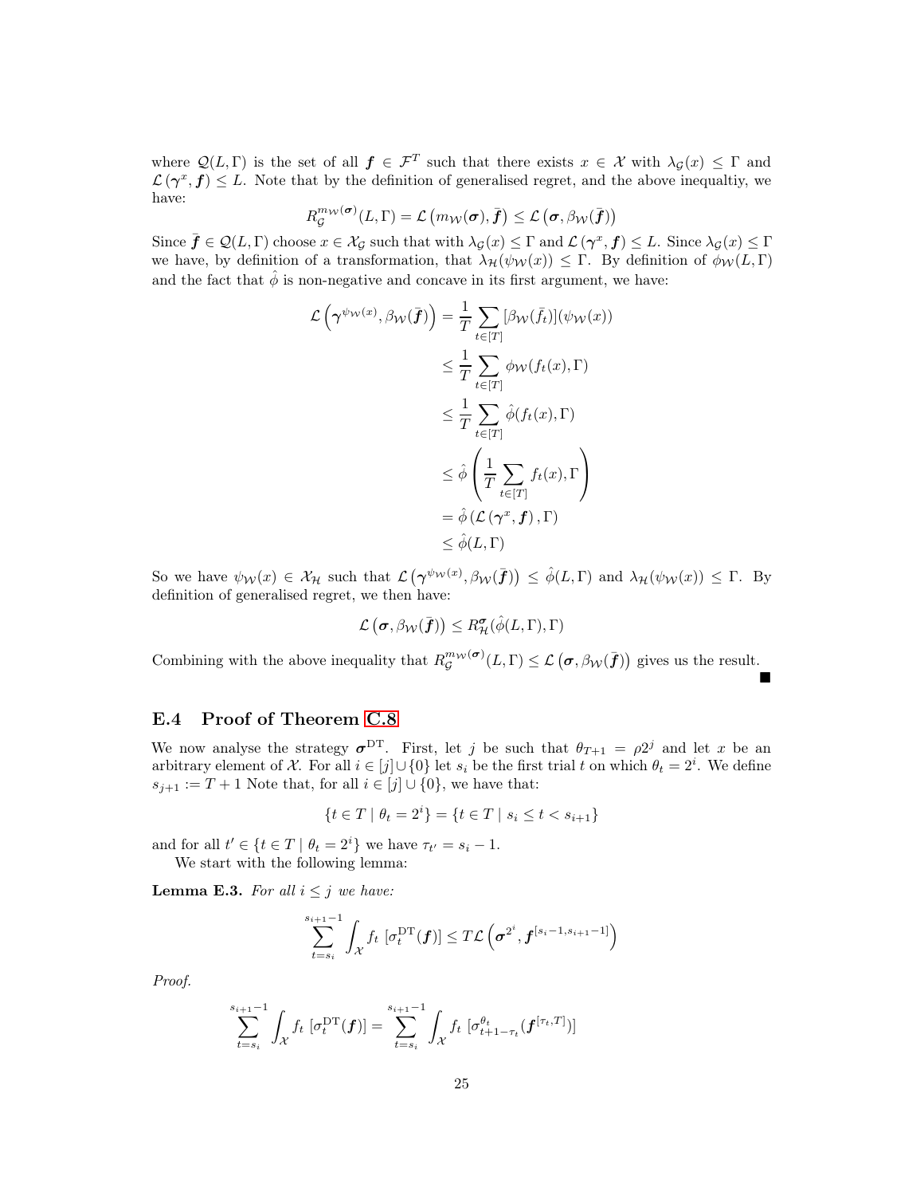where $\mathcal{Q}(L, \Gamma)$ is the set of all $\boldsymbol{f} \in \mathcal{F}^T$ such that there exists $x \in \mathcal{X}$ with $\lambda_{\mathcal{G}}(x) \leq \Gamma$ and $\mathcal{L}(\boldsymbol{\gamma}^x, \boldsymbol{f}) \leq L$. Note that by the definition of generalised regret, and the above inequaltiy, we have:

$$R_{\mathcal{G}}^{m_{\mathcal{W}}(\boldsymbol{\sigma})}(L, \Gamma) = \mathcal{L}\left(m_{\mathcal{W}}(\boldsymbol{\sigma}), \bar{\boldsymbol{f}}\right) \leq \mathcal{L}\left(\boldsymbol{\sigma}, \beta_{\mathcal{W}}(\bar{\boldsymbol{f}})\right)$$

Since $\bar{\boldsymbol{f}} \in \mathcal{Q}(L, \Gamma)$ choose $x \in \mathcal{X}_{\mathcal{G}}$ such that with $\lambda_{\mathcal{G}}(x) \leq \Gamma$ and $\mathcal{L}(\boldsymbol{\gamma}^x, \boldsymbol{f}) \leq L$. Since $\lambda_{\mathcal{G}}(x) \leq \Gamma$ we have, by definition of a transformation, that $\lambda_{\mathcal{H}}(\psi_{\mathcal{W}}(x)) \leq \Gamma$. By definition of $\phi_{\mathcal{W}}(L, \Gamma)$ and the fact that $\hat{\phi}$ is non-negative and concave in its first argument, we have:

$$\begin{aligned}
\mathcal{L}\left(\boldsymbol{\gamma}^{\psi_{\mathcal{W}}(x)}, \beta_{\mathcal{W}}(\bar{\boldsymbol{f}})\right) &= \frac{1}{T}\sum_{t\in[T]}[\beta_{\mathcal{W}}(\bar{f}_t)](\psi_{\mathcal{W}}(x)) \\
&\leq \frac{1}{T}\sum_{t\in[T]}\phi_{\mathcal{W}}(f_t(x), \Gamma) \\
&\leq \frac{1}{T}\sum_{t\in[T]}\hat{\phi}(f_t(x), \Gamma) \\
&\leq \hat{\phi}\left(\frac{1}{T}\sum_{t\in[T]}f_t(x), \Gamma\right) \\
&= \hat{\phi}\left(\mathcal{L}\left(\boldsymbol{\gamma}^x, \boldsymbol{f}\right), \Gamma\right) \\
&\leq \hat{\phi}(L, \Gamma)
\end{aligned}$$

So we have $\psi_{\mathcal{W}}(x) \in \mathcal{X}_{\mathcal{H}}$ such that $\mathcal{L}\left(\boldsymbol{\gamma}^{\psi_{\mathcal{W}}(x)}, \beta_{\mathcal{W}}(\bar{\boldsymbol{f}})\right) \leq \hat{\phi}(L, \Gamma)$ and $\lambda_{\mathcal{H}}(\psi_{\mathcal{W}}(x)) \leq \Gamma$. By definition of generalised regret, we then have:

$$\mathcal{L}\left(\boldsymbol{\sigma}, \beta_{\mathcal{W}}(\bar{\boldsymbol{f}})\right) \leq R_{\mathcal{H}}^{\boldsymbol{\sigma}}(\hat{\phi}(L, \Gamma), \Gamma)$$

Combining with the above inequality that $R_{\mathcal{G}}^{m_{\mathcal{W}}(\boldsymbol{\sigma})}(L, \Gamma) \leq \mathcal{L}\left(\boldsymbol{\sigma}, \beta_{\mathcal{W}}(\bar{\boldsymbol{f}})\right)$ gives us the result. ■

### E.4 Proof of Theorem C.8

We now analyse the strategy $\boldsymbol{\sigma}^{\mathrm{DT}}$. First, let $j$ be such that $\theta_{T+1} = \rho 2^j$ and let $x$ be an arbitrary element of $\mathcal{X}$. For all $i \in [j] \cup \{0\}$ let $s_i$ be the first trial $t$ on which $\theta_t = 2^i$. We define $s_{j+1} := T + 1$ Note that, for all $i \in [j] \cup \{0\}$, we have that:

$$\{t \in T \mid \theta_t = 2^i\} = \{t \in T \mid s_i \leq t < s_{i+1}\}$$

and for all $t' \in \{t \in T \mid \theta_t = 2^i\}$ we have $\tau_{t'} = s_i - 1$.

We start with the following lemma:

**Lemma E.3.** *For all $i \leq j$ we have:*

$$\sum_{t=s_i}^{s_{i+1}-1} \int_{\mathcal{X}} f_t \, [\sigma_t^{\mathrm{DT}}(\boldsymbol{f})] \leq T\mathcal{L}\left(\boldsymbol{\sigma}^{2^i}, \boldsymbol{f}^{[s_i-1, s_{i+1}-1]}\right)$$

*Proof.*

$$\sum_{t=s_i}^{s_{i+1}-1} \int_{\mathcal{X}} f_t \, [\sigma_t^{\mathrm{DT}}(\boldsymbol{f})] = \sum_{t=s_i}^{s_{i+1}-1} \int_{\mathcal{X}} f_t \, [\sigma_{t+1-\tau_t}^{\theta_t}(\boldsymbol{f}^{[\tau_t, T]})]$$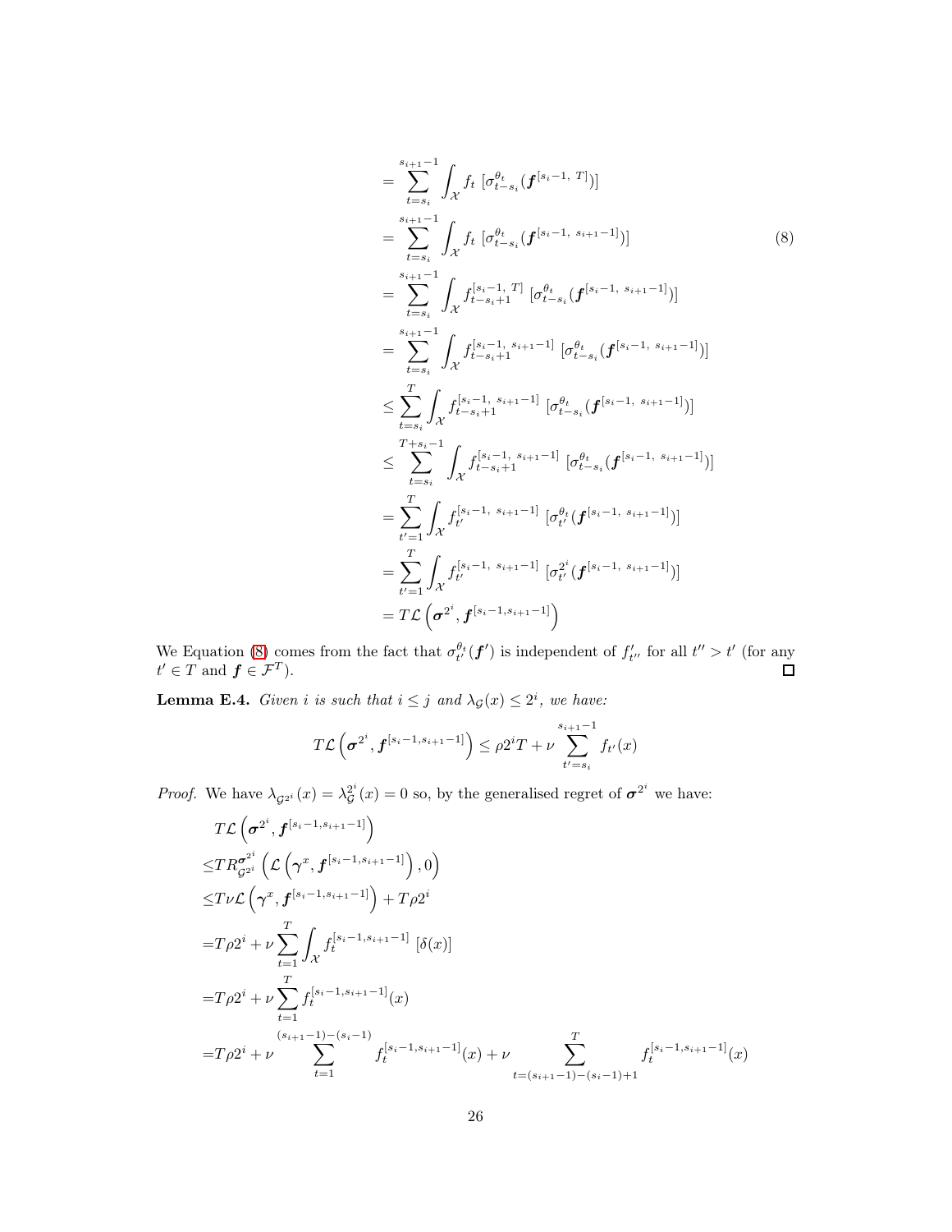$$
\begin{aligned}
&= \sum_{t=s_i}^{s_{i+1}-1} \int_{\mathcal{X}} f_t \; [\sigma^{\theta_t}_{t-s_i}(\boldsymbol{f}^{[s_i-1,\; T]})] \\
&= \sum_{t=s_i}^{s_{i+1}-1} \int_{\mathcal{X}} f_t \; [\sigma^{\theta_t}_{t-s_i}(\boldsymbol{f}^{[s_i-1,\; s_{i+1}-1]})] \qquad (8)\\
&= \sum_{t=s_i}^{s_{i+1}-1} \int_{\mathcal{X}} f^{[s_i-1,\; T]}_{t-s_i+1} \; [\sigma^{\theta_t}_{t-s_i}(\boldsymbol{f}^{[s_i-1,\; s_{i+1}-1]})] \\
&= \sum_{t=s_i}^{s_{i+1}-1} \int_{\mathcal{X}} f^{[s_i-1,\; s_{i+1}-1]}_{t-s_i+1} \; [\sigma^{\theta_t}_{t-s_i}(\boldsymbol{f}^{[s_i-1,\; s_{i+1}-1]})] \\
&\leq \sum_{t=s_i}^{T} \int_{\mathcal{X}} f^{[s_i-1,\; s_{i+1}-1]}_{t-s_i+1} \; [\sigma^{\theta_t}_{t-s_i}(\boldsymbol{f}^{[s_i-1,\; s_{i+1}-1]})] \\
&\leq \sum_{t=s_i}^{T+s_i-1} \int_{\mathcal{X}} f^{[s_i-1,\; s_{i+1}-1]}_{t-s_i+1} \; [\sigma^{\theta_t}_{t-s_i}(\boldsymbol{f}^{[s_i-1,\; s_{i+1}-1]})] \\
&= \sum_{t'=1}^{T} \int_{\mathcal{X}} f^{[s_i-1,\; s_{i+1}-1]}_{t'} \; [\sigma^{\theta_t}_{t'}(\boldsymbol{f}^{[s_i-1,\; s_{i+1}-1]})] \\
&= \sum_{t'=1}^{T} \int_{\mathcal{X}} f^{[s_i-1,\; s_{i+1}-1]}_{t'} \; [\sigma^{2^i}_{t'}(\boldsymbol{f}^{[s_i-1,\; s_{i+1}-1]})] \\
&= T\mathcal{L}\left(\boldsymbol{\sigma}^{2^i}, \boldsymbol{f}^{[s_i-1, s_{i+1}-1]}\right)
\end{aligned}
$$

We Equation (8) comes from the fact that $\sigma^{\theta_t}_{t'}(\boldsymbol{f}')$ is independent of $f'_{t''}$ for all $t'' > t'$ (for any $t' \in T$ and $\boldsymbol{f} \in \mathcal{F}^T$). ◻

**Lemma E.4.** *Given $i$ is such that $i \leq j$ and $\lambda_{\mathcal{G}}(x) \leq 2^i$, we have:*

$$
T\mathcal{L}\left(\boldsymbol{\sigma}^{2^i}, \boldsymbol{f}^{[s_i-1, s_{i+1}-1]}\right) \leq \rho 2^i T + \nu \sum_{t'=s_i}^{s_{i+1}-1} f_{t'}(x)
$$

*Proof.* We have $\lambda_{\mathcal{G}^{2^i}}(x) = \lambda^{2^i}_{\mathcal{G}}(x) = 0$ so, by the generalised regret of $\boldsymbol{\sigma}^{2^i}$ we have:

$$
\begin{aligned}
&T\mathcal{L}\left(\boldsymbol{\sigma}^{2^i}, \boldsymbol{f}^{[s_i-1, s_{i+1}-1]}\right) \\
\leq &TR^{\boldsymbol{\sigma}^{2^i}}_{\mathcal{G}^{2^i}}\left(\mathcal{L}\left(\boldsymbol{\gamma}^x, \boldsymbol{f}^{[s_i-1, s_{i+1}-1]}\right), 0\right) \\
\leq &T\nu\mathcal{L}\left(\boldsymbol{\gamma}^x, \boldsymbol{f}^{[s_i-1, s_{i+1}-1]}\right) + T\rho 2^i \\
= &T\rho 2^i + \nu \sum_{t=1}^{T} \int_{\mathcal{X}} f^{[s_i-1, s_{i+1}-1]}_t \; [\delta(x)] \\
= &T\rho 2^i + \nu \sum_{t=1}^{T} f^{[s_i-1, s_{i+1}-1]}_t(x) \\
= &T\rho 2^i + \nu \sum_{t=1}^{(s_{i+1}-1)-(s_i-1)} f^{[s_i-1, s_{i+1}-1]}_t(x) + \nu \sum_{t=(s_{i+1}-1)-(s_i-1)+1}^{T} f^{[s_i-1, s_{i+1}-1]}_t(x)
\end{aligned}
$$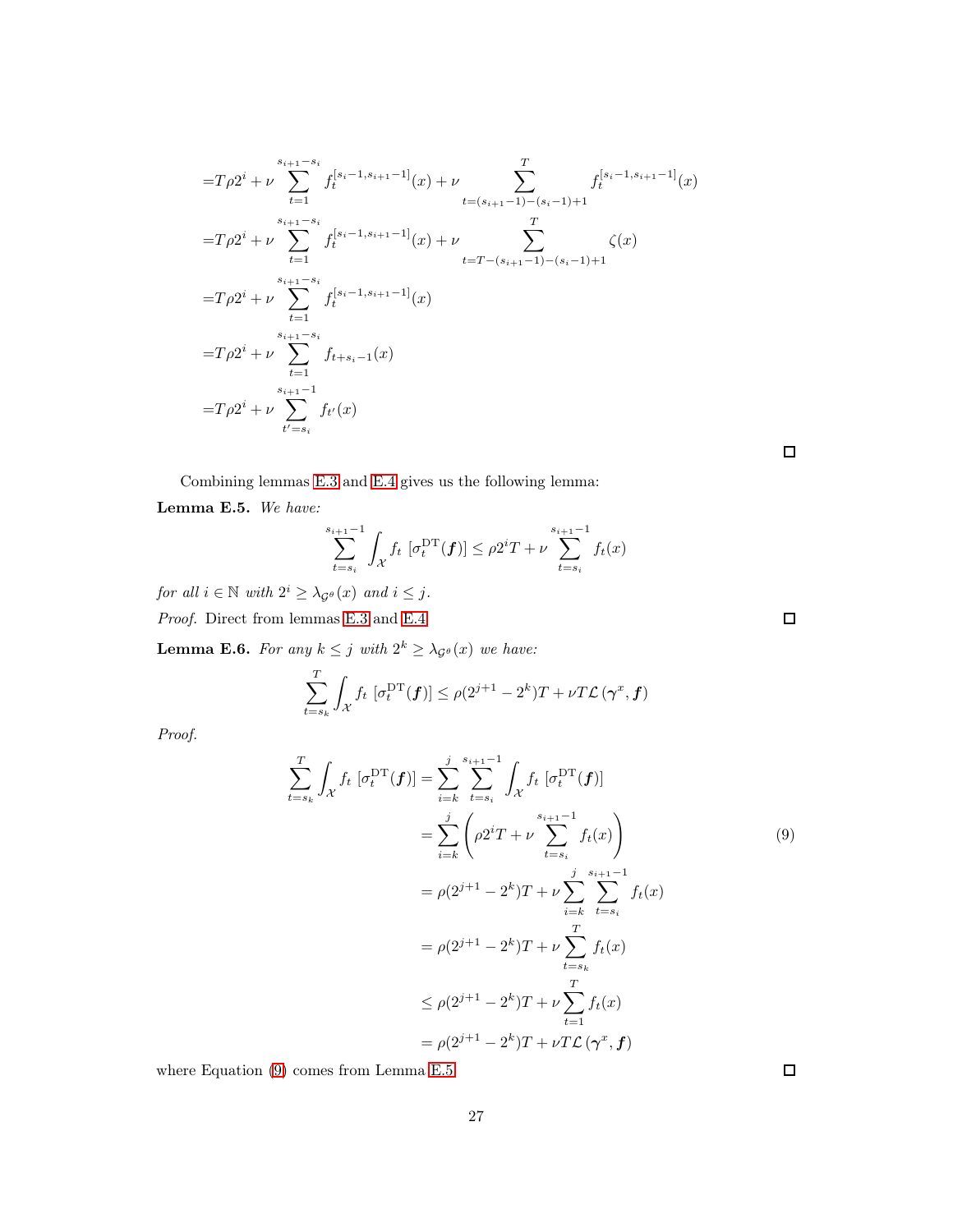$$
\begin{aligned}
&= T\rho 2^i + \nu \sum_{t=1}^{s_{i+1}-s_i} f_t^{[s_i-1,s_{i+1}-1]}(x) + \nu \sum_{t=(s_{i+1}-1)-(s_i-1)+1}^{T} f_t^{[s_i-1,s_{i+1}-1]}(x) \\
&= T\rho 2^i + \nu \sum_{t=1}^{s_{i+1}-s_i} f_t^{[s_i-1,s_{i+1}-1]}(x) + \nu \sum_{t=T-(s_{i+1}-1)-(s_i-1)+1}^{T} \zeta(x) \\
&= T\rho 2^i + \nu \sum_{t=1}^{s_{i+1}-s_i} f_t^{[s_i-1,s_{i+1}-1]}(x) \\
&= T\rho 2^i + \nu \sum_{t=1}^{s_{i+1}-s_i} f_{t+s_i-1}(x) \\
&= T\rho 2^i + \nu \sum_{t'=s_i}^{s_{i+1}-1} f_{t'}(x)
\end{aligned}
$$

□

Combining lemmas E.3 and E.4 gives us the following lemma:

**Lemma E.5.** *We have:*

$$
\sum_{t=s_i}^{s_{i+1}-1} \int_{\mathcal{X}} f_t \, [\sigma_t^{\mathrm{DT}}(\boldsymbol{f})] \leq \rho 2^i T + \nu \sum_{t=s_i}^{s_{i+1}-1} f_t(x)
$$

*for all $i \in \mathbb{N}$ with $2^i \geq \lambda_{\mathcal{G}^g}(x)$ and $i \leq j$.*

*Proof.* Direct from lemmas E.3 and E.4 □

**Lemma E.6.** *For any $k \leq j$ with $2^k \geq \lambda_{\mathcal{G}^g}(x)$ we have:*

$$
\sum_{t=s_k}^{T} \int_{\mathcal{X}} f_t \, [\sigma_t^{\mathrm{DT}}(\boldsymbol{f})] \leq \rho(2^{j+1} - 2^k)T + \nu T \mathcal{L}\left(\boldsymbol{\gamma}^x, \boldsymbol{f}\right)
$$

*Proof.*

$$
\begin{aligned}
\sum_{t=s_k}^{T} \int_{\mathcal{X}} f_t \, [\sigma_t^{\mathrm{DT}}(\boldsymbol{f})] &= \sum_{i=k}^{j} \sum_{t=s_i}^{s_{i+1}-1} \int_{\mathcal{X}} f_t \, [\sigma_t^{\mathrm{DT}}(\boldsymbol{f})] \\
&= \sum_{i=k}^{j} \left( \rho 2^i T + \nu \sum_{t=s_i}^{s_{i+1}-1} f_t(x) \right) \qquad (9) \\
&= \rho(2^{j+1} - 2^k)T + \nu \sum_{i=k}^{j} \sum_{t=s_i}^{s_{i+1}-1} f_t(x) \\
&= \rho(2^{j+1} - 2^k)T + \nu \sum_{t=s_k}^{T} f_t(x) \\
&\leq \rho(2^{j+1} - 2^k)T + \nu \sum_{t=1}^{T} f_t(x) \\
&= \rho(2^{j+1} - 2^k)T + \nu T \mathcal{L}\left(\boldsymbol{\gamma}^x, \boldsymbol{f}\right)
\end{aligned}
$$

where Equation (9) comes from Lemma E.5 □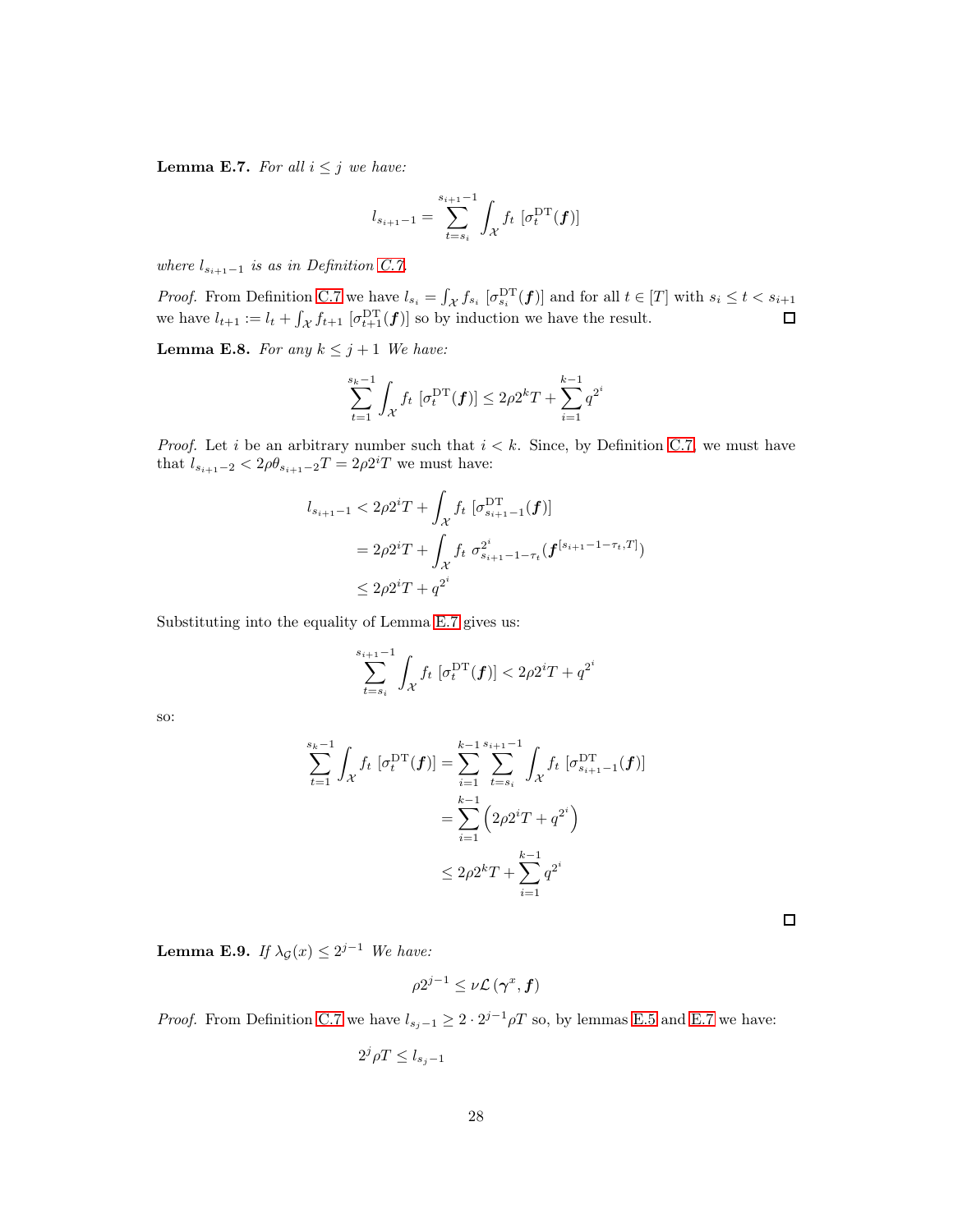**Lemma E.7.** *For all $i \leq j$ we have:*

$$l_{s_{i+1}-1} = \sum_{t=s_i}^{s_{i+1}-1} \int_{\mathcal{X}} f_t \; [\sigma_t^{\mathrm{DT}}(\boldsymbol{f})]$$

*where $l_{s_{i+1}-1}$ is as in Definition C.7.*

*Proof.* From Definition C.7 we have $l_{s_i} = \int_{\mathcal{X}} f_{s_i} \; [\sigma_{s_i}^{\mathrm{DT}}(\boldsymbol{f})]$ and for all $t \in [T]$ with $s_i \leq t < s_{i+1}$ we have $l_{t+1} := l_t + \int_{\mathcal{X}} f_{t+1} \; [\sigma_{t+1}^{\mathrm{DT}}(\boldsymbol{f})]$ so by induction we have the result. □

**Lemma E.8.** *For any $k \leq j+1$ We have:*

$$\sum_{t=1}^{s_k - 1} \int_{\mathcal{X}} f_t \; [\sigma_t^{\mathrm{DT}}(\boldsymbol{f})] \leq 2\rho 2^k T + \sum_{i=1}^{k-1} q^{2^i}$$

*Proof.* Let $i$ be an arbitrary number such that $i < k$. Since, by Definition C.7, we must have that $l_{s_{i+1}-2} < 2\rho\theta_{s_{i+1}-2} T = 2\rho 2^i T$ we must have:

$$\begin{aligned}
l_{s_{i+1}-1} &< 2\rho 2^i T + \int_{\mathcal{X}} f_t \; [\sigma_{s_{i+1}-1}^{\mathrm{DT}}(\boldsymbol{f})] \\
&= 2\rho 2^i T + \int_{\mathcal{X}} f_t \; \sigma_{s_{i+1}-1-\tau_t}^{2^i}(\boldsymbol{f}^{[s_{i+1}-1-\tau_t, T]}) \\
&\leq 2\rho 2^i T + q^{2^i}
\end{aligned}$$

Substituting into the equality of Lemma E.7 gives us:

$$\sum_{t=s_i}^{s_{i+1}-1} \int_{\mathcal{X}} f_t \; [\sigma_t^{\mathrm{DT}}(\boldsymbol{f})] < 2\rho 2^i T + q^{2^i}$$

so:

$$\begin{aligned}
\sum_{t=1}^{s_k - 1} \int_{\mathcal{X}} f_t \; [\sigma_t^{\mathrm{DT}}(\boldsymbol{f})] &= \sum_{i=1}^{k-1} \sum_{t=s_i}^{s_{i+1}-1} \int_{\mathcal{X}} f_t \; [\sigma_{s_{i+1}-1}^{\mathrm{DT}}(\boldsymbol{f})] \\
&= \sum_{i=1}^{k-1} \left( 2\rho 2^i T + q^{2^i} \right) \\
&\leq 2\rho 2^k T + \sum_{i=1}^{k-1} q^{2^i}
\end{aligned}$$

□

**Lemma E.9.** *If $\lambda_{\mathcal{G}}(x) \leq 2^{j-1}$ We have:*

$$\rho 2^{j-1} \leq \nu \mathcal{L}(\boldsymbol{\gamma}^x, \boldsymbol{f})$$

*Proof.* From Definition C.7 we have $l_{s_j - 1} \geq 2 \cdot 2^{j-1} \rho T$ so, by lemmas E.5 and E.7 we have:

$$2^j \rho T \leq l_{s_j - 1}$$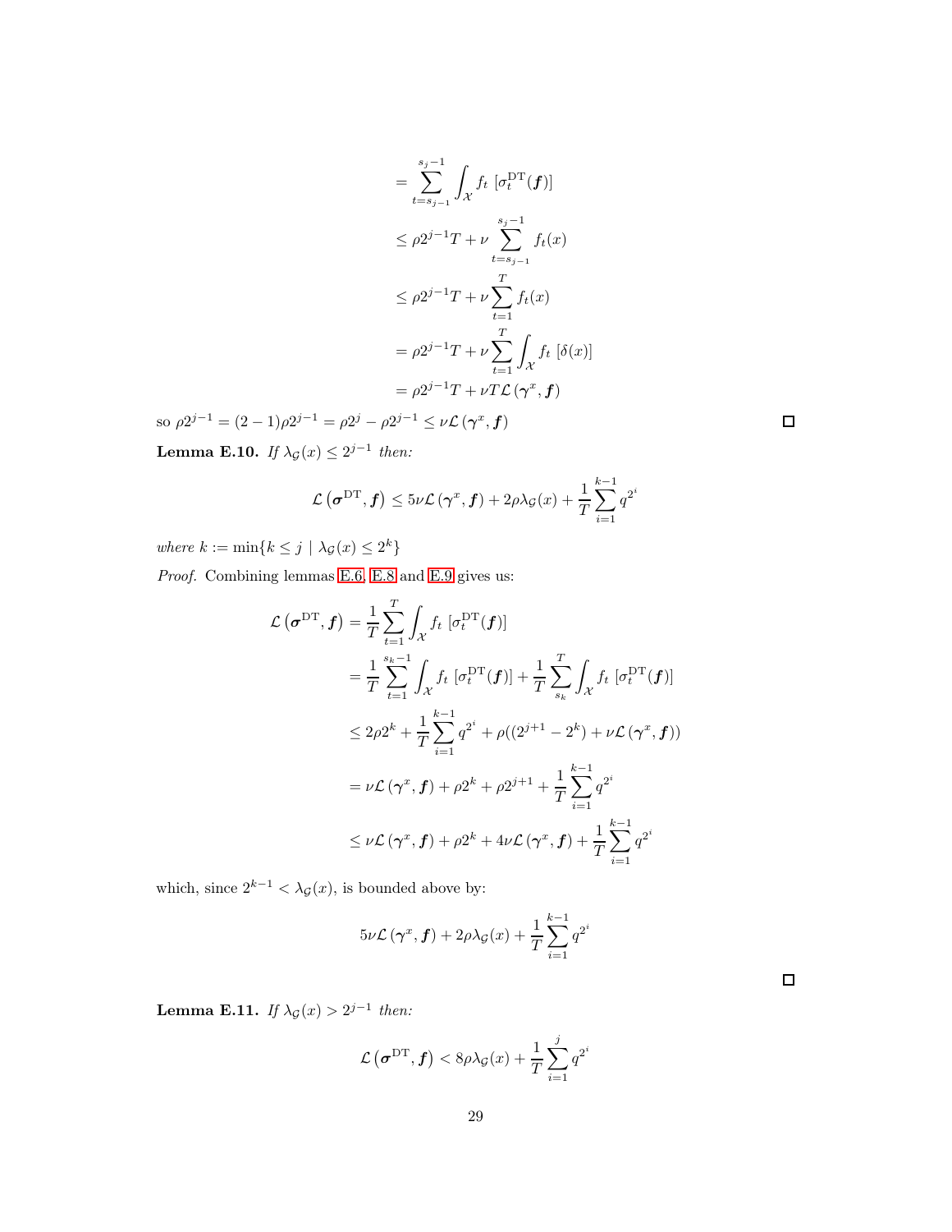$$
\begin{aligned}
&= \sum_{t=s_{j-1}}^{s_j-1} \int_{\mathcal{X}} f_t \ [\sigma_t^{\mathrm{DT}}(\boldsymbol{f})] \\
&\leq \rho 2^{j-1} T + \nu \sum_{t=s_{j-1}}^{s_j-1} f_t(x) \\
&\leq \rho 2^{j-1} T + \nu \sum_{t=1}^{T} f_t(x) \\
&= \rho 2^{j-1} T + \nu \sum_{t=1}^{T} \int_{\mathcal{X}} f_t \ [\delta(x)] \\
&= \rho 2^{j-1} T + \nu T \mathcal{L}\left(\boldsymbol{\gamma}^x, \boldsymbol{f}\right)
\end{aligned}
$$

so $\rho 2^{j-1} = (2-1)\rho 2^{j-1} = \rho 2^j - \rho 2^{j-1} \leq \nu \mathcal{L}\left(\boldsymbol{\gamma}^x, \boldsymbol{f}\right)$ ◻

**Lemma E.10.** *If $\lambda_{\mathcal{G}}(x) \leq 2^{j-1}$ then:*

$$
\mathcal{L}\left(\boldsymbol{\sigma}^{\mathrm{DT}}, \boldsymbol{f}\right) \leq 5\nu \mathcal{L}\left(\boldsymbol{\gamma}^x, \boldsymbol{f}\right) + 2\rho \lambda_{\mathcal{G}}(x) + \frac{1}{T} \sum_{i=1}^{k-1} q^{2^i}
$$

*where $k := \min\{k \leq j \mid \lambda_{\mathcal{G}}(x) \leq 2^k\}$*

*Proof.* Combining lemmas E.6, E.8 and E.9 gives us:

$$
\begin{aligned}
\mathcal{L}\left(\boldsymbol{\sigma}^{\mathrm{DT}}, \boldsymbol{f}\right) &= \frac{1}{T} \sum_{t=1}^{T} \int_{\mathcal{X}} f_t \ [\sigma_t^{\mathrm{DT}}(\boldsymbol{f})] \\
&= \frac{1}{T} \sum_{t=1}^{s_k-1} \int_{\mathcal{X}} f_t \ [\sigma_t^{\mathrm{DT}}(\boldsymbol{f})] + \frac{1}{T} \sum_{s_k}^{T} \int_{\mathcal{X}} f_t \ [\sigma_t^{\mathrm{DT}}(\boldsymbol{f})] \\
&\leq 2\rho 2^k + \frac{1}{T} \sum_{i=1}^{k-1} q^{2^i} + \rho((2^{j+1} - 2^k) + \nu \mathcal{L}\left(\boldsymbol{\gamma}^x, \boldsymbol{f}\right)) \\
&= \nu \mathcal{L}\left(\boldsymbol{\gamma}^x, \boldsymbol{f}\right) + \rho 2^k + \rho 2^{j+1} + \frac{1}{T} \sum_{i=1}^{k-1} q^{2^i} \\
&\leq \nu \mathcal{L}\left(\boldsymbol{\gamma}^x, \boldsymbol{f}\right) + \rho 2^k + 4\nu \mathcal{L}\left(\boldsymbol{\gamma}^x, \boldsymbol{f}\right) + \frac{1}{T} \sum_{i=1}^{k-1} q^{2^i}
\end{aligned}
$$

which, since $2^{k-1} < \lambda_{\mathcal{G}}(x)$, is bounded above by:

$$
5\nu \mathcal{L}\left(\boldsymbol{\gamma}^x, \boldsymbol{f}\right) + 2\rho \lambda_{\mathcal{G}}(x) + \frac{1}{T} \sum_{i=1}^{k-1} q^{2^i}
$$

◻

**Lemma E.11.** *If $\lambda_{\mathcal{G}}(x) > 2^{j-1}$ then:*

$$
\mathcal{L}\left(\boldsymbol{\sigma}^{\mathrm{DT}}, \boldsymbol{f}\right) < 8\rho \lambda_{\mathcal{G}}(x) + \frac{1}{T} \sum_{i=1}^{j} q^{2^i}
$$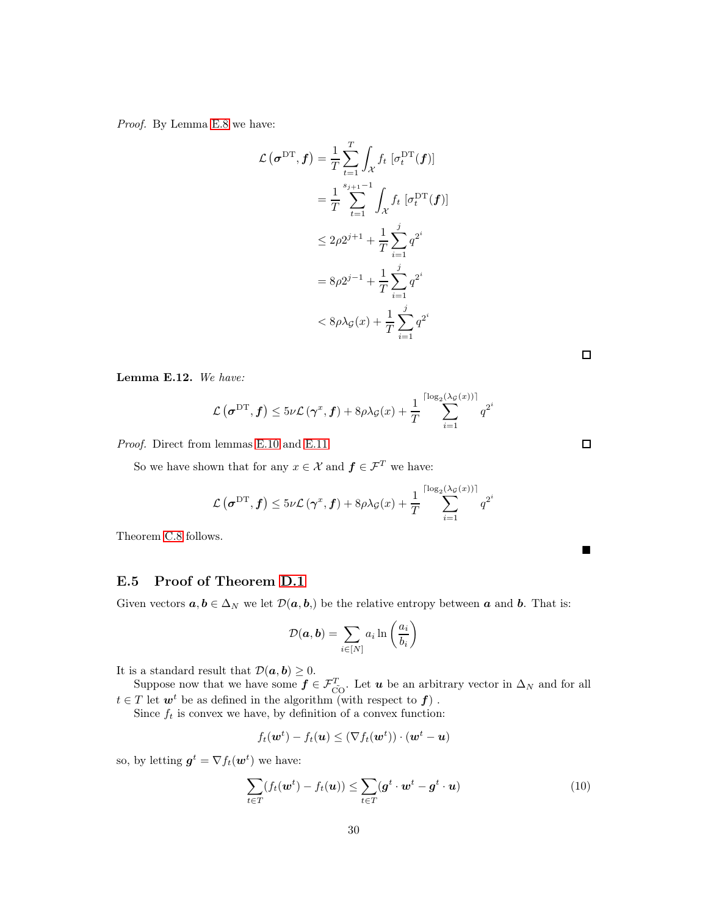*Proof.* By Lemma E.8 we have:

$$
\begin{aligned}
\mathcal{L}\left(\boldsymbol{\sigma}^{\mathrm{DT}}, \boldsymbol{f}\right) &= \frac{1}{T}\sum_{t=1}^{T}\int_{\mathcal{X}} f_t\left[\sigma_t^{\mathrm{DT}}(\boldsymbol{f})\right] \\
&= \frac{1}{T}\sum_{t=1}^{s_{j+1}-1}\int_{\mathcal{X}} f_t\left[\sigma_t^{\mathrm{DT}}(\boldsymbol{f})\right] \\
&\leq 2\rho 2^{j+1} + \frac{1}{T}\sum_{i=1}^{j} q^{2^i} \\
&= 8\rho 2^{j-1} + \frac{1}{T}\sum_{i=1}^{j} q^{2^i} \\
&< 8\rho\lambda_{\mathcal{G}}(x) + \frac{1}{T}\sum_{i=1}^{j} q^{2^i}
\end{aligned}
$$

□

**Lemma E.12.** *We have:*

$$
\mathcal{L}\left(\boldsymbol{\sigma}^{\mathrm{DT}}, \boldsymbol{f}\right) \leq 5\nu\mathcal{L}\left(\boldsymbol{\gamma}^{x}, \boldsymbol{f}\right) + 8\rho\lambda_{\mathcal{G}}(x) + \frac{1}{T}\sum_{i=1}^{\lceil \log_2(\lambda_{\mathcal{G}}(x))\rceil} q^{2^i}
$$

*Proof.* Direct from lemmas E.10 and E.11. □

So we have shown that for any $x \in \mathcal{X}$ and $\boldsymbol{f} \in \mathcal{F}^T$ we have:

$$
\mathcal{L}\left(\boldsymbol{\sigma}^{\mathrm{DT}}, \boldsymbol{f}\right) \leq 5\nu\mathcal{L}\left(\boldsymbol{\gamma}^{x}, \boldsymbol{f}\right) + 8\rho\lambda_{\mathcal{G}}(x) + \frac{1}{T}\sum_{i=1}^{\lceil \log_2(\lambda_{\mathcal{G}}(x))\rceil} q^{2^i}
$$

Theorem C.8 follows.

■

## E.5 Proof of Theorem D.1

Given vectors $\boldsymbol{a}, \boldsymbol{b} \in \Delta_N$ we let $\mathcal{D}(\boldsymbol{a}, \boldsymbol{b},)$ be the relative entropy between $\boldsymbol{a}$ and $\boldsymbol{b}$. That is:

$$
\mathcal{D}(\boldsymbol{a}, \boldsymbol{b}) = \sum_{i\in[N]} a_i \ln\left(\frac{a_i}{b_i}\right)
$$

It is a standard result that $\mathcal{D}(\boldsymbol{a}, \boldsymbol{b}) \geq 0$.

Suppose now that we have some $\boldsymbol{f} \in \mathcal{F}_{\mathrm{CO}}^T$. Let $\boldsymbol{u}$ be an arbitrary vector in $\Delta_N$ and for all $t \in T$ let $\boldsymbol{w}^t$ be as defined in the algorithm (with respect to $\boldsymbol{f}$) .

Since $f_t$ is convex we have, by definition of a convex function:

$$
f_t(\boldsymbol{w}^t) - f_t(\boldsymbol{u}) \leq (\nabla f_t(\boldsymbol{w}^t)) \cdot (\boldsymbol{w}^t - \boldsymbol{u})
$$

so, by letting $\boldsymbol{g}^t = \nabla f_t(\boldsymbol{w}^t)$ we have:

$$
\sum_{t\in T}(f_t(\boldsymbol{w}^t) - f_t(\boldsymbol{u})) \leq \sum_{t\in T}(\boldsymbol{g}^t \cdot \boldsymbol{w}^t - \boldsymbol{g}^t \cdot \boldsymbol{u}) \tag{10}
$$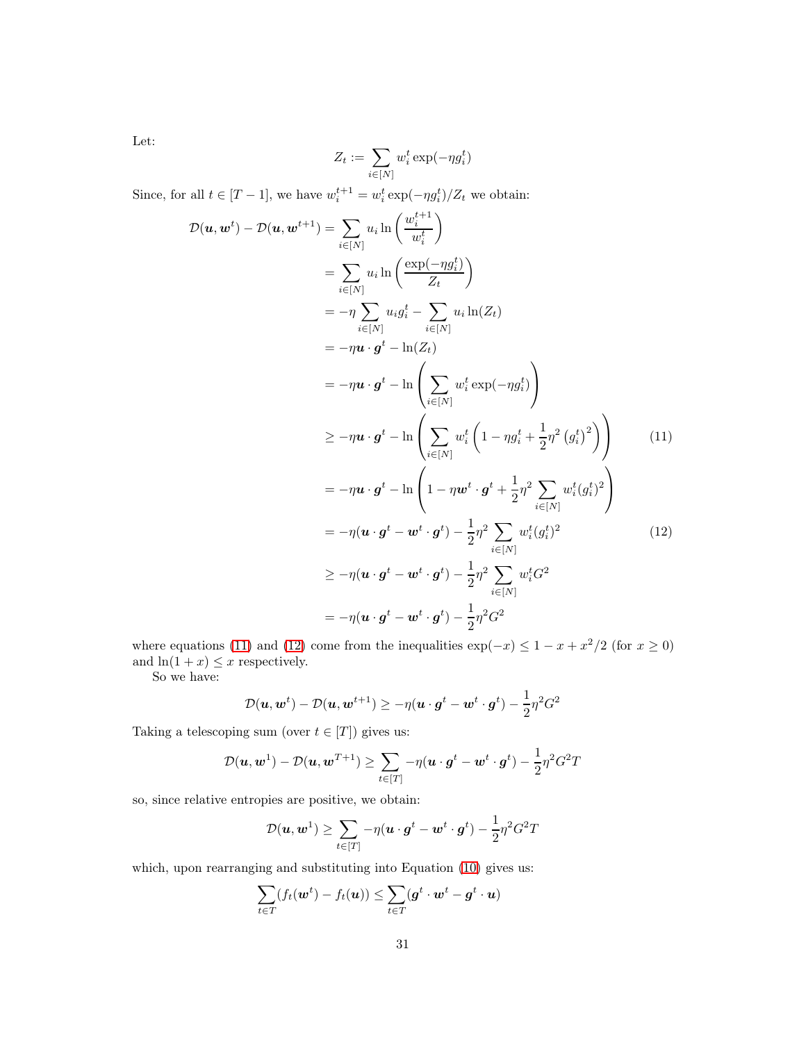Let:

$$Z_t := \sum_{i \in [N]} w_i^t \exp(-\eta g_i^t)$$

Since, for all $t \in [T-1]$, we have $w_i^{t+1} = w_i^t \exp(-\eta g_i^t)/Z_t$ we obtain:

$$
\begin{aligned}
\mathcal{D}(\boldsymbol{u}, \boldsymbol{w}^t) - \mathcal{D}(\boldsymbol{u}, \boldsymbol{w}^{t+1}) &= \sum_{i \in [N]} u_i \ln\left(\frac{w_i^{t+1}}{w_i^t}\right) \\
&= \sum_{i \in [N]} u_i \ln\left(\frac{\exp(-\eta g_i^t)}{Z_t}\right) \\
&= -\eta \sum_{i \in [N]} u_i g_i^t - \sum_{i \in [N]} u_i \ln(Z_t) \\
&= -\eta \boldsymbol{u} \cdot \boldsymbol{g}^t - \ln(Z_t) \\
&= -\eta \boldsymbol{u} \cdot \boldsymbol{g}^t - \ln\left(\sum_{i \in [N]} w_i^t \exp(-\eta g_i^t)\right) \\
&\geq -\eta \boldsymbol{u} \cdot \boldsymbol{g}^t - \ln\left(\sum_{i \in [N]} w_i^t \left(1 - \eta g_i^t + \frac{1}{2}\eta^2 \left(g_i^t\right)^2\right)\right) \qquad (11) \\
&= -\eta \boldsymbol{u} \cdot \boldsymbol{g}^t - \ln\left(1 - \eta \boldsymbol{w}^t \cdot \boldsymbol{g}^t + \frac{1}{2}\eta^2 \sum_{i \in [N]} w_i^t (g_i^t)^2\right) \\
&= -\eta(\boldsymbol{u} \cdot \boldsymbol{g}^t - \boldsymbol{w}^t \cdot \boldsymbol{g}^t) - \frac{1}{2}\eta^2 \sum_{i \in [N]} w_i^t (g_i^t)^2 \qquad (12) \\
&\geq -\eta(\boldsymbol{u} \cdot \boldsymbol{g}^t - \boldsymbol{w}^t \cdot \boldsymbol{g}^t) - \frac{1}{2}\eta^2 \sum_{i \in [N]} w_i^t G^2 \\
&= -\eta(\boldsymbol{u} \cdot \boldsymbol{g}^t - \boldsymbol{w}^t \cdot \boldsymbol{g}^t) - \frac{1}{2}\eta^2 G^2
\end{aligned}
$$

where equations (11) and (12) come from the inequalities $\exp(-x) \leq 1 - x + x^2/2$ (for $x \geq 0$) and $\ln(1+x) \leq x$ respectively.

So we have:

$$\mathcal{D}(\boldsymbol{u}, \boldsymbol{w}^t) - \mathcal{D}(\boldsymbol{u}, \boldsymbol{w}^{t+1}) \geq -\eta(\boldsymbol{u} \cdot \boldsymbol{g}^t - \boldsymbol{w}^t \cdot \boldsymbol{g}^t) - \frac{1}{2}\eta^2 G^2$$

Taking a telescoping sum (over $t \in [T]$) gives us:

$$\mathcal{D}(\boldsymbol{u}, \boldsymbol{w}^1) - \mathcal{D}(\boldsymbol{u}, \boldsymbol{w}^{T+1}) \geq \sum_{t \in [T]} -\eta(\boldsymbol{u} \cdot \boldsymbol{g}^t - \boldsymbol{w}^t \cdot \boldsymbol{g}^t) - \frac{1}{2}\eta^2 G^2 T$$

so, since relative entropies are positive, we obtain:

$$\mathcal{D}(\boldsymbol{u}, \boldsymbol{w}^1) \geq \sum_{t \in [T]} -\eta(\boldsymbol{u} \cdot \boldsymbol{g}^t - \boldsymbol{w}^t \cdot \boldsymbol{g}^t) - \frac{1}{2}\eta^2 G^2 T$$

which, upon rearranging and substituting into Equation (10) gives us:

$$\sum_{t \in T} (f_t(\boldsymbol{w}^t) - f_t(\boldsymbol{u})) \leq \sum_{t \in T} (\boldsymbol{g}^t \cdot \boldsymbol{w}^t - \boldsymbol{g}^t \cdot \boldsymbol{u})$$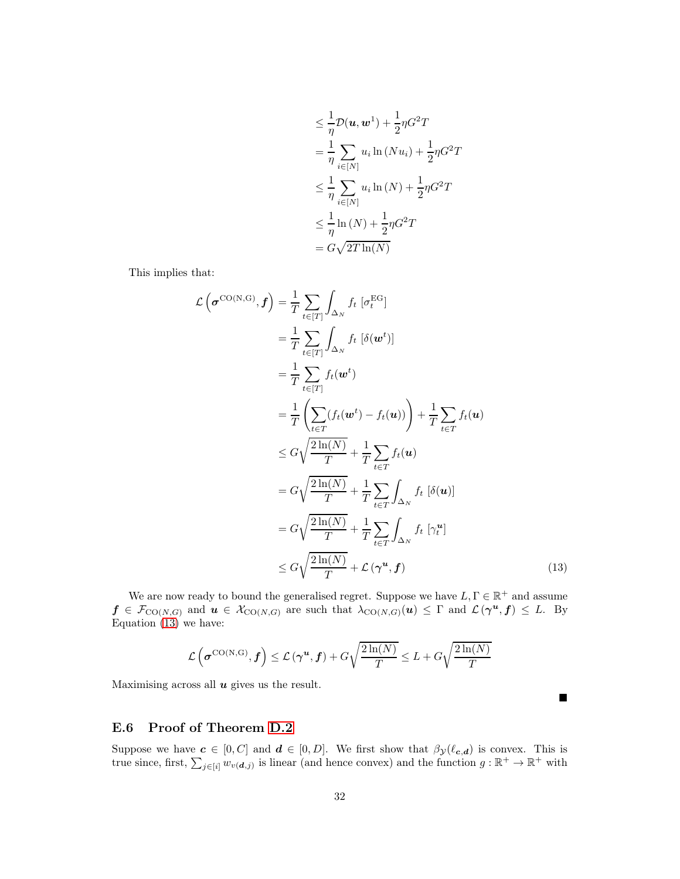$$
\begin{aligned}
&\leq \frac{1}{\eta}\mathcal{D}(\boldsymbol{u}, \boldsymbol{w}^1) + \frac{1}{2}\eta G^2 T \\
&= \frac{1}{\eta}\sum_{i\in[N]} u_i \ln(N u_i) + \frac{1}{2}\eta G^2 T \\
&\leq \frac{1}{\eta}\sum_{i\in[N]} u_i \ln(N) + \frac{1}{2}\eta G^2 T \\
&\leq \frac{1}{\eta}\ln(N) + \frac{1}{2}\eta G^2 T \\
&= G\sqrt{2T\ln(N)}
\end{aligned}
$$

This implies that:

$$
\begin{aligned}
\mathcal{L}\left(\boldsymbol{\sigma}^{\mathrm{CO(N,G)}}, \boldsymbol{f}\right) &= \frac{1}{T}\sum_{t\in[T]} \int_{\Delta_N} f_t \; [\sigma_t^{\mathrm{EG}}] \\
&= \frac{1}{T}\sum_{t\in[T]} \int_{\Delta_N} f_t \; [\delta(\boldsymbol{w}^t)] \\
&= \frac{1}{T}\sum_{t\in[T]} f_t(\boldsymbol{w}^t) \\
&= \frac{1}{T}\left(\sum_{t\in T}(f_t(\boldsymbol{w}^t) - f_t(\boldsymbol{u}))\right) + \frac{1}{T}\sum_{t\in T} f_t(\boldsymbol{u}) \\
&\leq G\sqrt{\frac{2\ln(N)}{T}} + \frac{1}{T}\sum_{t\in T} f_t(\boldsymbol{u}) \\
&= G\sqrt{\frac{2\ln(N)}{T}} + \frac{1}{T}\sum_{t\in T} \int_{\Delta_N} f_t \; [\delta(\boldsymbol{u})] \\
&= G\sqrt{\frac{2\ln(N)}{T}} + \frac{1}{T}\sum_{t\in T} \int_{\Delta_N} f_t \; [\gamma_t^{\boldsymbol{u}}] \\
&\leq G\sqrt{\frac{2\ln(N)}{T}} + \mathcal{L}\left(\boldsymbol{\gamma}^{\boldsymbol{u}}, \boldsymbol{f}\right)
\end{aligned}
\tag{13}
$$

We are now ready to bound the generalised regret. Suppose we have $L, \Gamma \in \mathbb{R}^+$ and assume $\boldsymbol{f} \in \mathcal{F}_{\mathrm{CO}(N,G)}$ and $\boldsymbol{u} \in \mathcal{X}_{\mathrm{CO}(N,G)}$ are such that $\lambda_{\mathrm{CO}(N,G)}(\boldsymbol{u}) \leq \Gamma$ and $\mathcal{L}\left(\boldsymbol{\gamma}^{\boldsymbol{u}}, \boldsymbol{f}\right) \leq L$. By Equation (13) we have:

$$
\mathcal{L}\left(\boldsymbol{\sigma}^{\mathrm{CO(N,G)}}, \boldsymbol{f}\right) \leq \mathcal{L}\left(\boldsymbol{\gamma}^{\boldsymbol{u}}, \boldsymbol{f}\right) + G\sqrt{\frac{2\ln(N)}{T}} \leq L + G\sqrt{\frac{2\ln(N)}{T}}
$$

Maximising across all $\boldsymbol{u}$ gives us the result.

■

## E.6 Proof of Theorem D.2

Suppose we have $\boldsymbol{c} \in [0, C]$ and $\boldsymbol{d} \in [0, D]$. We first show that $\beta_{\mathcal{Y}}(\ell_{\boldsymbol{c},\boldsymbol{d}})$ is convex. This is true since, first, $\sum_{j\in[i]} w_{v(\boldsymbol{d},j)}$ is linear (and hence convex) and the function $g : \mathbb{R}^+ \to \mathbb{R}^+$ with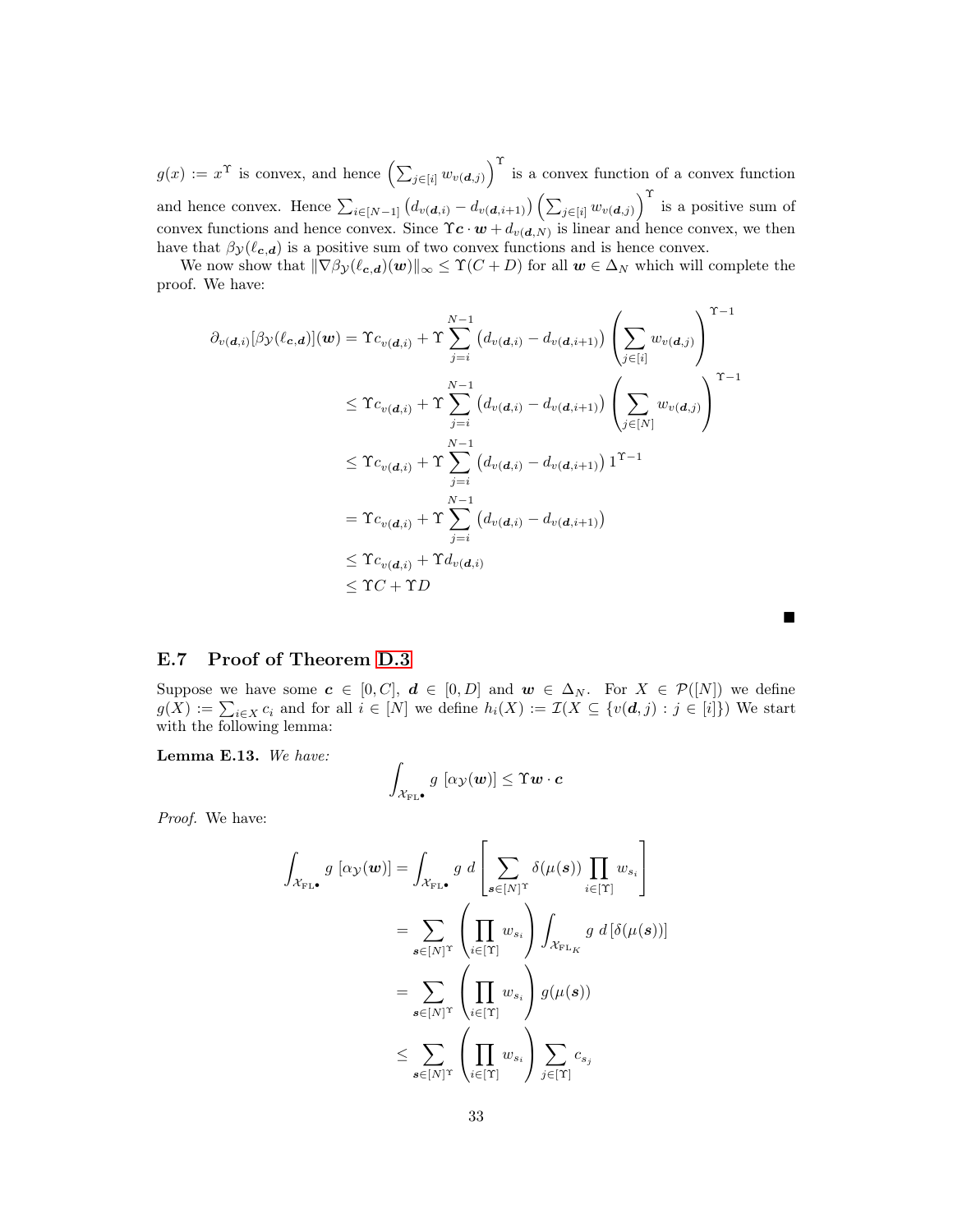$g(x) := x^\Upsilon$ is convex, and hence $\left(\sum_{j\in[i]} w_{v(\boldsymbol{d},j)}\right)^\Upsilon$ is a convex function of a convex function and hence convex. Hence $\sum_{i\in[N-1]}\left(d_{v(\boldsymbol{d},i)} - d_{v(\boldsymbol{d},i+1)}\right)\left(\sum_{j\in[i]} w_{v(\boldsymbol{d},j)}\right)^\Upsilon$ is a positive sum of convex functions and hence convex. Since $\Upsilon \boldsymbol{c}\cdot\boldsymbol{w} + d_{v(\boldsymbol{d},N)}$ is linear and hence convex, we then have that $\beta_{\mathcal{Y}}(\ell_{\boldsymbol{c},\boldsymbol{d}})$ is a positive sum of two convex functions and is hence convex.

We now show that $\|\nabla\beta_{\mathcal{Y}}(\ell_{\boldsymbol{c},\boldsymbol{d}})(\boldsymbol{w})\|_\infty \leq \Upsilon(C+D)$ for all $\boldsymbol{w}\in\Delta_N$ which will complete the proof. We have:

$$
\begin{aligned}
\partial_{v(\boldsymbol{d},i)}[\beta_{\mathcal{Y}}(\ell_{\boldsymbol{c},\boldsymbol{d}})](\boldsymbol{w}) &= \Upsilon c_{v(\boldsymbol{d},i)} + \Upsilon\sum_{j=i}^{N-1}\left(d_{v(\boldsymbol{d},i)} - d_{v(\boldsymbol{d},i+1)}\right)\left(\sum_{j\in[i]} w_{v(\boldsymbol{d},j)}\right)^{\Upsilon-1}\\
&\leq \Upsilon c_{v(\boldsymbol{d},i)} + \Upsilon\sum_{j=i}^{N-1}\left(d_{v(\boldsymbol{d},i)} - d_{v(\boldsymbol{d},i+1)}\right)\left(\sum_{j\in[N]} w_{v(\boldsymbol{d},j)}\right)^{\Upsilon-1}\\
&\leq \Upsilon c_{v(\boldsymbol{d},i)} + \Upsilon\sum_{j=i}^{N-1}\left(d_{v(\boldsymbol{d},i)} - d_{v(\boldsymbol{d},i+1)}\right)1^{\Upsilon-1}\\
&= \Upsilon c_{v(\boldsymbol{d},i)} + \Upsilon\sum_{j=i}^{N-1}\left(d_{v(\boldsymbol{d},i)} - d_{v(\boldsymbol{d},i+1)}\right)\\
&\leq \Upsilon c_{v(\boldsymbol{d},i)} + \Upsilon d_{v(\boldsymbol{d},i)}\\
&\leq \Upsilon C + \Upsilon D
\end{aligned}
$$

■

### E.7 Proof of Theorem D.3

Suppose we have some $\boldsymbol{c}\in[0,C]$, $\boldsymbol{d}\in[0,D]$ and $\boldsymbol{w}\in\Delta_N$. For $X\in\mathcal{P}([N])$ we define $g(X) := \sum_{i\in X} c_i$ and for all $i\in[N]$ we define $h_i(X) := \mathcal{I}(X\subseteq\{v(\boldsymbol{d},j) : j\in[i]\})$ We start with the following lemma:

**Lemma E.13.** *We have:*

$$
\int_{\mathcal{X}_{\mathrm{FL}\bullet}} g\ [\alpha_{\mathcal{Y}}(\boldsymbol{w})] \leq \Upsilon\boldsymbol{w}\cdot\boldsymbol{c}
$$

*Proof.* We have:

$$
\begin{aligned}
\int_{\mathcal{X}_{\mathrm{FL}\bullet}} g\ [\alpha_{\mathcal{Y}}(\boldsymbol{w})] &= \int_{\mathcal{X}_{\mathrm{FL}\bullet}} g\ d\left[\sum_{\boldsymbol{s}\in[N]^\Upsilon}\delta(\mu(\boldsymbol{s}))\prod_{i\in[\Upsilon]} w_{s_i}\right]\\
&= \sum_{\boldsymbol{s}\in[N]^\Upsilon}\left(\prod_{i\in[\Upsilon]} w_{s_i}\right)\int_{\mathcal{X}_{\mathrm{FL}_K}} g\ d\left[\delta(\mu(\boldsymbol{s}))\right]\\
&= \sum_{\boldsymbol{s}\in[N]^\Upsilon}\left(\prod_{i\in[\Upsilon]} w_{s_i}\right) g(\mu(\boldsymbol{s}))\\
&\leq \sum_{\boldsymbol{s}\in[N]^\Upsilon}\left(\prod_{i\in[\Upsilon]} w_{s_i}\right)\sum_{j\in[\Upsilon]} c_{s_j}
\end{aligned}
$$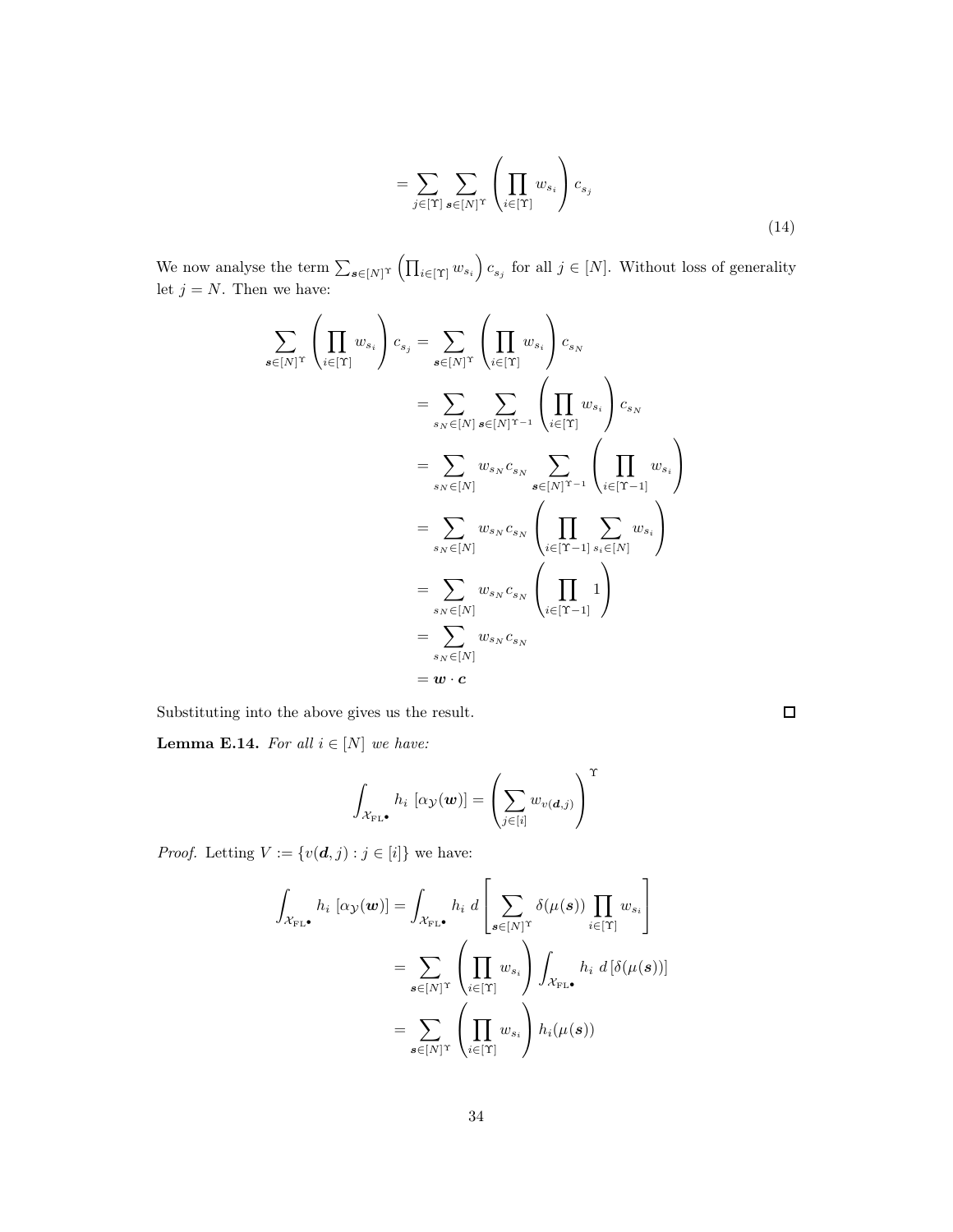$$= \sum_{j \in [\Upsilon]} \sum_{\boldsymbol{s} \in [N]^\Upsilon} \left( \prod_{i \in [\Upsilon]} w_{s_i} \right) c_{s_j} \tag{14}$$

We now analyse the term $\sum_{\boldsymbol{s} \in [N]^\Upsilon} \left( \prod_{i \in [\Upsilon]} w_{s_i} \right) c_{s_j}$ for all $j \in [N]$. Without loss of generality let $j = N$. Then we have:

$$\begin{aligned}
\sum_{\boldsymbol{s} \in [N]^\Upsilon} \left( \prod_{i \in [\Upsilon]} w_{s_i} \right) c_{s_j} &= \sum_{\boldsymbol{s} \in [N]^\Upsilon} \left( \prod_{i \in [\Upsilon]} w_{s_i} \right) c_{s_N} \\
&= \sum_{s_N \in [N]} \sum_{\boldsymbol{s} \in [N]^{\Upsilon-1}} \left( \prod_{i \in [\Upsilon]} w_{s_i} \right) c_{s_N} \\
&= \sum_{s_N \in [N]} w_{s_N} c_{s_N} \sum_{\boldsymbol{s} \in [N]^{\Upsilon-1}} \left( \prod_{i \in [\Upsilon-1]} w_{s_i} \right) \\
&= \sum_{s_N \in [N]} w_{s_N} c_{s_N} \left( \prod_{i \in [\Upsilon-1]} \sum_{s_i \in [N]} w_{s_i} \right) \\
&= \sum_{s_N \in [N]} w_{s_N} c_{s_N} \left( \prod_{i \in [\Upsilon-1]} 1 \right) \\
&= \sum_{s_N \in [N]} w_{s_N} c_{s_N} \\
&= \boldsymbol{w} \cdot \boldsymbol{c}
\end{aligned}$$

Substituting into the above gives us the result. □

**Lemma E.14.** *For all $i \in [N]$ we have:*

$$\int_{\mathcal{X}_{\mathrm{FL}\bullet}} h_i \, [\alpha_{\mathcal{Y}}(\boldsymbol{w})] = \left( \sum_{j \in [i]} w_{v(\boldsymbol{d},j)} \right)^\Upsilon$$

*Proof.* Letting $V := \{v(\boldsymbol{d}, j) : j \in [i]\}$ we have:

$$\begin{aligned}
\int_{\mathcal{X}_{\mathrm{FL}\bullet}} h_i \, [\alpha_{\mathcal{Y}}(\boldsymbol{w})] &= \int_{\mathcal{X}_{\mathrm{FL}\bullet}} h_i \; d\left[ \sum_{\boldsymbol{s} \in [N]^\Upsilon} \delta(\mu(\boldsymbol{s})) \prod_{i \in [\Upsilon]} w_{s_i} \right] \\
&= \sum_{\boldsymbol{s} \in [N]^\Upsilon} \left( \prod_{i \in [\Upsilon]} w_{s_i} \right) \int_{\mathcal{X}_{\mathrm{FL}\bullet}} h_i \; d\left[\delta(\mu(\boldsymbol{s}))\right] \\
&= \sum_{\boldsymbol{s} \in [N]^\Upsilon} \left( \prod_{i \in [\Upsilon]} w_{s_i} \right) h_i(\mu(\boldsymbol{s}))
\end{aligned}$$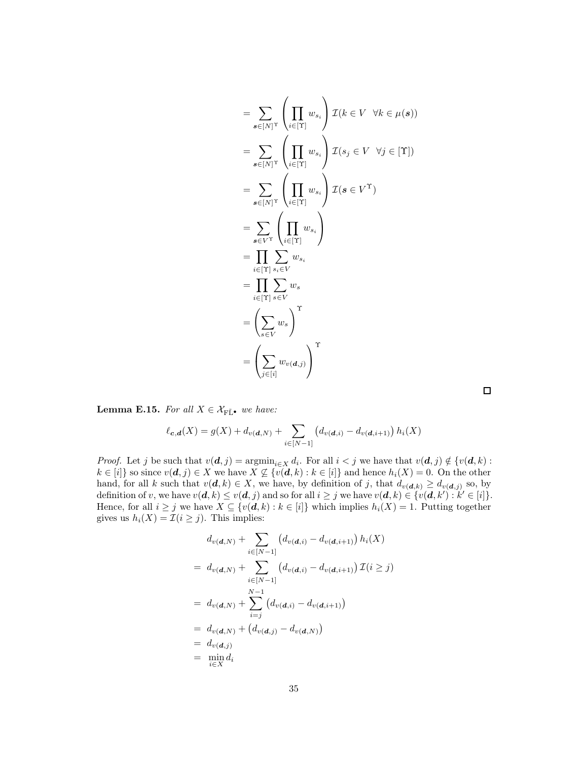$$
\begin{aligned}
&= \sum_{\boldsymbol{s}\in[N]^\Upsilon} \left(\prod_{i\in[\Upsilon]} w_{s_i}\right) \mathcal{I}(k\in V \quad \forall k\in\mu(\boldsymbol{s}))\\
&= \sum_{\boldsymbol{s}\in[N]^\Upsilon} \left(\prod_{i\in[\Upsilon]} w_{s_i}\right) \mathcal{I}(s_j\in V \quad \forall j\in[\Upsilon])\\
&= \sum_{\boldsymbol{s}\in[N]^\Upsilon} \left(\prod_{i\in[\Upsilon]} w_{s_i}\right) \mathcal{I}(\boldsymbol{s}\in V^\Upsilon)\\
&= \sum_{\boldsymbol{s}\in V^\Upsilon} \left(\prod_{i\in[\Upsilon]} w_{s_i}\right)\\
&= \prod_{i\in[\Upsilon]} \sum_{s_i\in V} w_{s_i}\\
&= \prod_{i\in[\Upsilon]} \sum_{s\in V} w_s\\
&= \left(\sum_{s\in V} w_s\right)^\Upsilon\\
&= \left(\sum_{j\in[i]} w_{v(\boldsymbol{d},j)}\right)^\Upsilon
\end{aligned}
$$

□

**Lemma E.15.** *For all $X \in \mathcal{X}_{\mathrm{F}\tilde{\mathrm{L}}^\bullet}$ we have:*

$$
\ell_{\boldsymbol{c},\boldsymbol{d}}(X) = g(X) + d_{v(\boldsymbol{d},N)} + \sum_{i\in[N-1]} \left(d_{v(\boldsymbol{d},i)} - d_{v(\boldsymbol{d},i+1)}\right) h_i(X)
$$

*Proof.* Let $j$ be such that $v(\boldsymbol{d},j) = \operatorname{argmin}_{i\in X} d_i$. For all $i<j$ we have that $v(\boldsymbol{d},j) \notin \{v(\boldsymbol{d},k) : k\in[i]\}$ so since $v(\boldsymbol{d},j)\in X$ we have $X \not\subseteq \{v(\boldsymbol{d},k) : k\in[i]\}$ and hence $h_i(X)=0$. On the other hand, for all $k$ such that $v(\boldsymbol{d},k)\in X$, we have, by definition of $j$, that $d_{v(\boldsymbol{d},k)} \geq d_{v(\boldsymbol{d},j)}$ so, by definition of $v$, we have $v(\boldsymbol{d},k) \leq v(\boldsymbol{d},j)$ and so for all $i\geq j$ we have $v(\boldsymbol{d},k)\in\{v(\boldsymbol{d},k') : k'\in[i]\}$. Hence, for all $i\geq j$ we have $X\subseteq\{v(\boldsymbol{d},k) : k\in[i]\}$ which implies $h_i(X)=1$. Putting together gives us $h_i(X) = \mathcal{I}(i\geq j)$. This implies:

$$
\begin{aligned}
& d_{v(\boldsymbol{d},N)} + \sum_{i\in[N-1]} \left(d_{v(\boldsymbol{d},i)} - d_{v(\boldsymbol{d},i+1)}\right) h_i(X)\\
=\ & d_{v(\boldsymbol{d},N)} + \sum_{i\in[N-1]} \left(d_{v(\boldsymbol{d},i)} - d_{v(\boldsymbol{d},i+1)}\right) \mathcal{I}(i\geq j)\\
=\ & d_{v(\boldsymbol{d},N)} + \sum_{i=j}^{N-1} \left(d_{v(\boldsymbol{d},i)} - d_{v(\boldsymbol{d},i+1)}\right)\\
=\ & d_{v(\boldsymbol{d},N)} + \left(d_{v(\boldsymbol{d},j)} - d_{v(\boldsymbol{d},N)}\right)\\
=\ & d_{v(\boldsymbol{d},j)}\\
=\ & \min_{i\in X} d_i
\end{aligned}
$$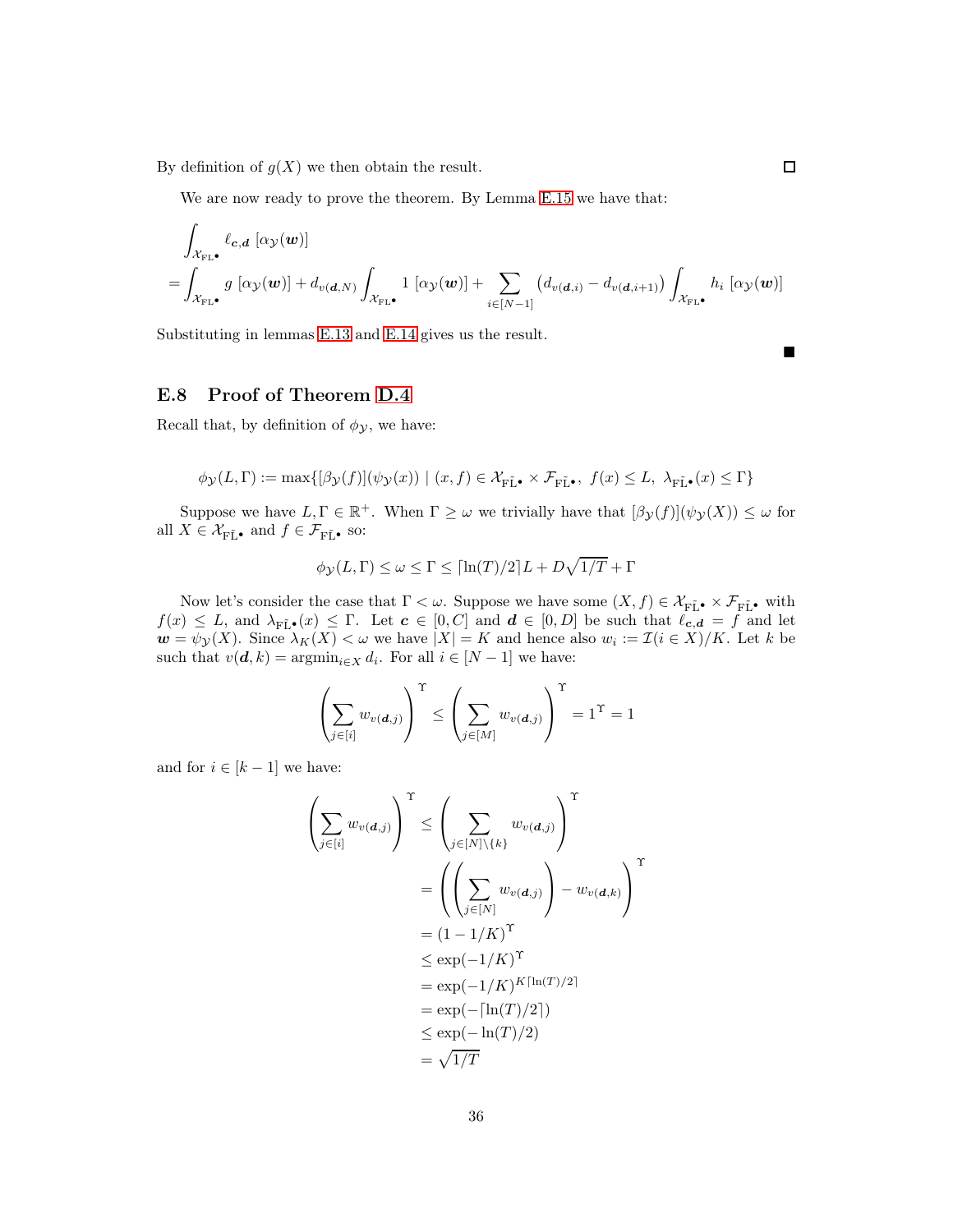By definition of $g(X)$ we then obtain the result. □

We are now ready to prove the theorem. By Lemma E.15 we have that:

$$
\begin{aligned}
&\int_{\mathcal{X}_{\text{FL}^\bullet}} \ell_{\boldsymbol{c},\boldsymbol{d}} \left[\alpha_{\mathcal{Y}}(\boldsymbol{w})\right] \\
&= \int_{\mathcal{X}_{\text{FL}^\bullet}} g\left[\alpha_{\mathcal{Y}}(\boldsymbol{w})\right] + d_{v(\boldsymbol{d},N)} \int_{\mathcal{X}_{\text{FL}^\bullet}} 1\left[\alpha_{\mathcal{Y}}(\boldsymbol{w})\right] + \sum_{i\in[N-1]} \left(d_{v(\boldsymbol{d},i)} - d_{v(\boldsymbol{d},i+1)}\right) \int_{\mathcal{X}_{\text{FL}^\bullet}} h_i\left[\alpha_{\mathcal{Y}}(\boldsymbol{w})\right]
\end{aligned}
$$

Substituting in lemmas E.13 and E.14 gives us the result. ■

## E.8 Proof of Theorem D.4

Recall that, by definition of $\phi_{\mathcal{Y}}$, we have:

$$
\phi_{\mathcal{Y}}(L,\Gamma) := \max\{[\beta_{\mathcal{Y}}(f)](\psi_{\mathcal{Y}}(x)) \mid (x,f) \in \mathcal{X}_{\text{F}\tilde{\text{L}}^\bullet} \times \mathcal{F}_{\text{F}\tilde{\text{L}}^\bullet},\ f(x) \le L,\ \lambda_{\text{F}\tilde{\text{L}}^\bullet}(x) \le \Gamma\}
$$

Suppose we have $L,\Gamma \in \mathbb{R}^+$. When $\Gamma \ge \omega$ we trivially have that $[\beta_{\mathcal{Y}}(f)](\psi_{\mathcal{Y}}(X)) \le \omega$ for all $X \in \mathcal{X}_{\text{F}\tilde{\text{L}}^\bullet}$ and $f \in \mathcal{F}_{\text{F}\tilde{\text{L}}^\bullet}$ so:

$$
\phi_{\mathcal{Y}}(L,\Gamma) \le \omega \le \Gamma \le \lceil \ln(T)/2 \rceil L + D\sqrt{1/T} + \Gamma
$$

Now let's consider the case that $\Gamma < \omega$. Suppose we have some $(X,f) \in \mathcal{X}_{\text{F}\tilde{\text{L}}^\bullet} \times \mathcal{F}_{\text{F}\tilde{\text{L}}^\bullet}$ with $f(x) \le L$, and $\lambda_{\text{F}\tilde{\text{L}}^\bullet}(x) \le \Gamma$. Let $\boldsymbol{c} \in [0,C]$ and $\boldsymbol{d} \in [0,D]$ be such that $\ell_{\boldsymbol{c},\boldsymbol{d}} = f$ and let $\boldsymbol{w} = \psi_{\mathcal{Y}}(X)$. Since $\lambda_K(X) < \omega$ we have $|X| = K$ and hence also $w_i := \mathcal{I}(i \in X)/K$. Let $k$ be such that $v(\boldsymbol{d},k) = \operatorname{argmin}_{i\in X} d_i$. For all $i \in [N-1]$ we have:

$$
\left(\sum_{j\in[i]} w_{v(\boldsymbol{d},j)}\right)^{\Upsilon} \le \left(\sum_{j\in[M]} w_{v(\boldsymbol{d},j)}\right)^{\Upsilon} = 1^{\Upsilon} = 1
$$

and for $i \in [k-1]$ we have:

$$
\begin{aligned}
\left(\sum_{j\in[i]} w_{v(\boldsymbol{d},j)}\right)^{\Upsilon} &\le \left(\sum_{j\in[N]\setminus\{k\}} w_{v(\boldsymbol{d},j)}\right)^{\Upsilon} \\
&= \left(\left(\sum_{j\in[N]} w_{v(\boldsymbol{d},j)}\right) - w_{v(\boldsymbol{d},k)}\right)^{\Upsilon} \\
&= (1 - 1/K)^{\Upsilon} \\
&\le \exp(-1/K)^{\Upsilon} \\
&= \exp(-1/K)^{K\lceil \ln(T)/2 \rceil} \\
&= \exp(-\lceil \ln(T)/2 \rceil) \\
&\le \exp(-\ln(T)/2) \\
&= \sqrt{1/T}
\end{aligned}
$$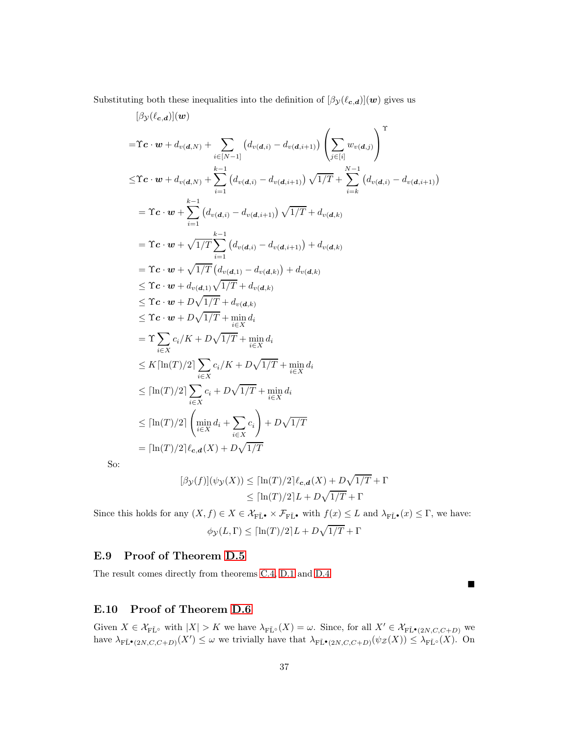Substituting both these inequalities into the definition of $[\beta_{\mathcal{Y}}(\ell_{\boldsymbol{c},\boldsymbol{d}})](\boldsymbol{w})$ gives us

$$
\begin{aligned}
&[\beta_{\mathcal{Y}}(\ell_{\boldsymbol{c},\boldsymbol{d}})](\boldsymbol{w}) \\
=&\Upsilon \boldsymbol{c} \cdot \boldsymbol{w} + d_{v(\boldsymbol{d},N)} + \sum_{i \in [N-1]} \left(d_{v(\boldsymbol{d},i)} - d_{v(\boldsymbol{d},i+1)}\right) \left(\sum_{j \in [i]} w_{v(\boldsymbol{d},j)}\right)^{\Upsilon} \\
\leq&\Upsilon \boldsymbol{c} \cdot \boldsymbol{w} + d_{v(\boldsymbol{d},N)} + \sum_{i=1}^{k-1} \left(d_{v(\boldsymbol{d},i)} - d_{v(\boldsymbol{d},i+1)}\right) \sqrt{1/T} + \sum_{i=k}^{N-1} \left(d_{v(\boldsymbol{d},i)} - d_{v(\boldsymbol{d},i+1)}\right) \\
=&\ \Upsilon \boldsymbol{c} \cdot \boldsymbol{w} + \sum_{i=1}^{k-1} \left(d_{v(\boldsymbol{d},i)} - d_{v(\boldsymbol{d},i+1)}\right) \sqrt{1/T} + d_{v(\boldsymbol{d},k)} \\
=&\ \Upsilon \boldsymbol{c} \cdot \boldsymbol{w} + \sqrt{1/T} \sum_{i=1}^{k-1} \left(d_{v(\boldsymbol{d},i)} - d_{v(\boldsymbol{d},i+1)}\right) + d_{v(\boldsymbol{d},k)} \\
=&\ \Upsilon \boldsymbol{c} \cdot \boldsymbol{w} + \sqrt{1/T} \left(d_{v(\boldsymbol{d},1)} - d_{v(\boldsymbol{d},k)}\right) + d_{v(\boldsymbol{d},k)} \\
\leq&\ \Upsilon \boldsymbol{c} \cdot \boldsymbol{w} + d_{v(\boldsymbol{d},1)} \sqrt{1/T} + d_{v(\boldsymbol{d},k)} \\
\leq&\ \Upsilon \boldsymbol{c} \cdot \boldsymbol{w} + D\sqrt{1/T} + d_{v(\boldsymbol{d},k)} \\
\leq&\ \Upsilon \boldsymbol{c} \cdot \boldsymbol{w} + D\sqrt{1/T} + \min_{i \in X} d_i \\
=&\ \Upsilon \sum_{i \in X} c_i / K + D\sqrt{1/T} + \min_{i \in X} d_i \\
\leq&\ K \lceil \ln(T)/2 \rceil \sum_{i \in X} c_i / K + D\sqrt{1/T} + \min_{i \in X} d_i \\
\leq&\ \lceil \ln(T)/2 \rceil \sum_{i \in X} c_i + D\sqrt{1/T} + \min_{i \in X} d_i \\
\leq&\ \lceil \ln(T)/2 \rceil \left(\min_{i \in X} d_i + \sum_{i \in X} c_i\right) + D\sqrt{1/T} \\
=&\ \lceil \ln(T)/2 \rceil \ell_{\boldsymbol{c},\boldsymbol{d}}(X) + D\sqrt{1/T}
\end{aligned}
$$

So:

$$
\begin{aligned}
[\beta_{\mathcal{Y}}(f)](\psi_{\mathcal{Y}}(X)) &\leq \lceil \ln(T)/2 \rceil \ell_{\boldsymbol{c},\boldsymbol{d}}(X) + D\sqrt{1/T} + \Gamma \\
&\leq \lceil \ln(T)/2 \rceil L + D\sqrt{1/T} + \Gamma
\end{aligned}
$$

Since this holds for any $(X, f) \in X \in \mathcal{X}_{\mathrm{F\tilde{L}}^\bullet} \times \mathcal{F}_{\mathrm{F\tilde{L}}^\bullet}$ with $f(x) \leq L$ and $\lambda_{\mathrm{F\tilde{L}}^\bullet}(x) \leq \Gamma$, we have:

$$
\phi_{\mathcal{Y}}(L, \Gamma) \leq \lceil \ln(T)/2 \rceil L + D\sqrt{1/T} + \Gamma
$$

### E.9 Proof of Theorem D.5

The result comes directly from theorems C.4, D.1 and D.4

■

### E.10 Proof of Theorem D.6

Given $X \in \mathcal{X}_{\mathrm{F\tilde{L}}^\circ}$ with $|X| > K$ we have $\lambda_{\mathrm{F\tilde{L}}^\circ}(X) = \omega$. Since, for all $X' \in \mathcal{X}_{\mathrm{F\tilde{L}}^\bullet(2N,C,C+D)}$ we have $\lambda_{\mathrm{F\tilde{L}}^\bullet(2N,C,C+D)}(X') \leq \omega$ we trivially have that $\lambda_{\mathrm{F\tilde{L}}^\bullet(2N,C,C+D)}(\psi_{\mathcal{Z}}(X)) \leq \lambda_{\mathrm{F\tilde{L}}^\circ}(X)$. On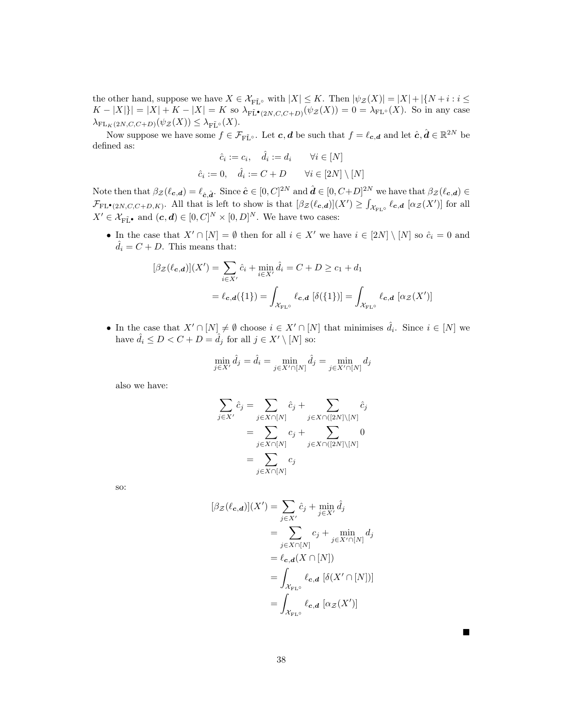the other hand, suppose we have $X \in \mathcal{X}_{\mathrm{F\tilde{L}}^\circ}$ with $|X| \leq K$. Then $|\psi_{\mathcal{Z}}(X)| = |X| + |\{N+i : i \leq K - |X|\}| = |X| + K - |X| = K$ so $\lambda_{\mathrm{F\tilde{L}}^\bullet(2N,C,C+D)}(\psi_{\mathcal{Z}}(X)) = 0 = \lambda_{\mathrm{FL}^\circ}(X)$. So in any case $\lambda_{\mathrm{FL}_K(2N,C,C+D)}(\psi_{\mathcal{Z}}(X)) \leq \lambda_{\mathrm{F\tilde{L}}^\circ}(X)$.

Now suppose we have some $f \in \mathcal{F}_{\mathrm{F\tilde{L}}^\circ}$. Let $\boldsymbol{c}, \boldsymbol{d}$ be such that $f = \ell_{\boldsymbol{c},\boldsymbol{d}}$ and let $\hat{\boldsymbol{c}}, \hat{\boldsymbol{d}} \in \mathbb{R}^{2N}$ be defined as:

$$\hat{c}_i := c_i, \quad \hat{d}_i := d_i \qquad \forall i \in [N]$$

$$\hat{c}_i := 0, \quad \hat{d}_i := C + D \qquad \forall i \in [2N] \setminus [N]$$

Note then that $\beta_{\mathcal{Z}}(\ell_{\boldsymbol{c},\boldsymbol{d}}) = \ell_{\hat{\boldsymbol{c}},\hat{\boldsymbol{d}}}$. Since $\hat{\boldsymbol{c}} \in [0, C]^{2N}$ and $\hat{\boldsymbol{d}} \in [0, C+D]^{2N}$ we have that $\beta_{\mathcal{Z}}(\ell_{\boldsymbol{c},\boldsymbol{d}}) \in \mathcal{F}_{\mathrm{FL}^\bullet(2N,C,C+D,K)}$. All that is left to show is that $[\beta_{\mathcal{Z}}(\ell_{\boldsymbol{c},\boldsymbol{d}})](X') \geq \int_{\mathcal{X}_{\mathrm{FL}^\circ}} \ell_{\boldsymbol{c},\boldsymbol{d}}\ [\alpha_{\mathcal{Z}}(X')]$ for all $X' \in \mathcal{X}_{\mathrm{F\tilde{L}}^\bullet}$ and $(\boldsymbol{c}, \boldsymbol{d}) \in [0, C]^N \times [0, D]^N$. We have two cases:

- In the case that $X' \cap [N] = \emptyset$ then for all $i \in X'$ we have $i \in [2N] \setminus [N]$ so $\hat{c}_i = 0$ and $\hat{d}_i = C + D$. This means that:

$$[\beta_{\mathcal{Z}}(\ell_{\boldsymbol{c},\boldsymbol{d}})](X') = \sum_{i \in X'} \hat{c}_i + \min_{i \in X'} \hat{d}_i = C + D \geq c_1 + d_1$$

$$= \ell_{\boldsymbol{c},\boldsymbol{d}}(\{1\}) = \int_{\mathcal{X}_{\mathrm{FL}^\circ}} \ell_{\boldsymbol{c},\boldsymbol{d}}\ [\delta(\{1\})] = \int_{\mathcal{X}_{\mathrm{FL}^\circ}} \ell_{\boldsymbol{c},\boldsymbol{d}}\ [\alpha_{\mathcal{Z}}(X')]$$

- In the case that $X' \cap [N] \neq \emptyset$ choose $i \in X' \cap [N]$ that minimises $\hat{d}_i$. Since $i \in [N]$ we have $\hat{d}_i \leq D < C + D = \hat{d}_j$ for all $j \in X' \setminus [N]$ so:

$$\min_{j \in X'} \hat{d}_j = \hat{d}_i = \min_{j \in X' \cap [N]} \hat{d}_j = \min_{j \in X' \cap [N]} d_j$$

  also we have:

$$\sum_{j \in X'} \hat{c}_j = \sum_{j \in X \cap [N]} \hat{c}_j + \sum_{j \in X \cap ([2N] \setminus [N])} \hat{c}_j$$

$$= \sum_{j \in X \cap [N]} c_j + \sum_{j \in X \cap ([2N] \setminus [N])} 0$$

$$= \sum_{j \in X \cap [N]} c_j$$

  so:

$$[\beta_{\mathcal{Z}}(\ell_{\boldsymbol{c},\boldsymbol{d}})](X') = \sum_{j \in X'} \hat{c}_j + \min_{j \in X'} \hat{d}_j$$

$$= \sum_{j \in X \cap [N]} c_j + \min_{j \in X' \cap [N]} d_j$$

$$= \ell_{\boldsymbol{c},\boldsymbol{d}}(X \cap [N])$$

$$= \int_{\mathcal{X}_{\mathrm{FL}^\circ}} \ell_{\boldsymbol{c},\boldsymbol{d}}\ [\delta(X' \cap [N])]$$

$$= \int_{\mathcal{X}_{\mathrm{FL}^\circ}} \ell_{\boldsymbol{c},\boldsymbol{d}}\ [\alpha_{\mathcal{Z}}(X')]$$

■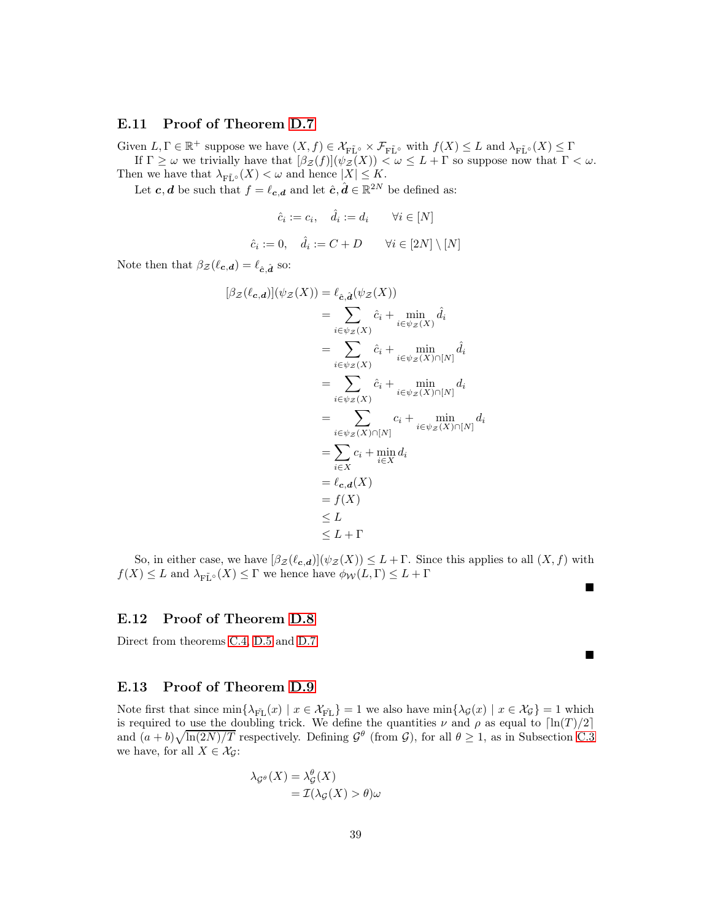### E.11 Proof of Theorem D.7

Given $L, \Gamma \in \mathbb{R}^+$ suppose we have $(X, f) \in \mathcal{X}_{\mathrm{F}\tilde{\mathrm{L}}^\circ} \times \mathcal{F}_{\mathrm{F}\tilde{\mathrm{L}}^\circ}$ with $f(X) \leq L$ and $\lambda_{\mathrm{F}\tilde{\mathrm{L}}^\circ}(X) \leq \Gamma$

If $\Gamma \geq \omega$ we trivially have that $[\beta_{\mathcal{Z}}(f)](\psi_{\mathcal{Z}}(X)) < \omega \leq L + \Gamma$ so suppose now that $\Gamma < \omega$. Then we have that $\lambda_{\mathrm{F}\tilde{\mathrm{L}}^\circ}(X) < \omega$ and hence $|X| \leq K$.

Let $\boldsymbol{c}, \boldsymbol{d}$ be such that $f = \ell_{\boldsymbol{c},\boldsymbol{d}}$ and let $\hat{\boldsymbol{c}}, \hat{\boldsymbol{d}} \in \mathbb{R}^{2N}$ be defined as:

$$\hat{c}_i := c_i, \quad \hat{d}_i := d_i \qquad \forall i \in [N]$$

$$\hat{c}_i := 0, \quad \hat{d}_i := C + D \qquad \forall i \in [2N] \setminus [N]$$

Note then that $\beta_{\mathcal{Z}}(\ell_{\boldsymbol{c},\boldsymbol{d}}) = \ell_{\hat{\boldsymbol{c}},\hat{\boldsymbol{d}}}$ so:

$$\begin{aligned}
[\beta_{\mathcal{Z}}(\ell_{\boldsymbol{c},\boldsymbol{d}})](\psi_{\mathcal{Z}}(X)) &= \ell_{\hat{\boldsymbol{c}},\hat{\boldsymbol{d}}}(\psi_{\mathcal{Z}}(X)) \\
&= \sum_{i \in \psi_{\mathcal{Z}}(X)} \hat{c}_i + \min_{i \in \psi_{\mathcal{Z}}(X)} \hat{d}_i \\
&= \sum_{i \in \psi_{\mathcal{Z}}(X)} \hat{c}_i + \min_{i \in \psi_{\mathcal{Z}}(X) \cap [N]} \hat{d}_i \\
&= \sum_{i \in \psi_{\mathcal{Z}}(X)} \hat{c}_i + \min_{i \in \psi_{\mathcal{Z}}(X) \cap [N]} d_i \\
&= \sum_{i \in \psi_{\mathcal{Z}}(X) \cap [N]} c_i + \min_{i \in \psi_{\mathcal{Z}}(X) \cap [N]} d_i \\
&= \sum_{i \in X} c_i + \min_{i \in X} d_i \\
&= \ell_{\boldsymbol{c},\boldsymbol{d}}(X) \\
&= f(X) \\
&\leq L \\
&\leq L + \Gamma
\end{aligned}$$

So, in either case, we have $[\beta_{\mathcal{Z}}(\ell_{\boldsymbol{c},\boldsymbol{d}})](\psi_{\mathcal{Z}}(X)) \leq L + \Gamma$. Since this applies to all $(X, f)$ with $f(X) \leq L$ and $\lambda_{\mathrm{F}\tilde{\mathrm{L}}^\circ}(X) \leq \Gamma$ we hence have $\phi_{\mathcal{W}}(L, \Gamma) \leq L + \Gamma$

■

### E.12 Proof of Theorem D.8

Direct from theorems C.4, D.5 and D.7

■

### E.13 Proof of Theorem D.9

Note first that since $\min\{\lambda_{\mathrm{F}\tilde{\mathrm{L}}}(x) \mid x \in \mathcal{X}_{\mathrm{F}\tilde{\mathrm{L}}}\} = 1$ we also have $\min\{\lambda_{\mathcal{G}}(x) \mid x \in \mathcal{X}_{\mathcal{G}}\} = 1$ which is required to use the doubling trick. We define the quantities $\nu$ and $\rho$ as equal to $\lceil \ln(T)/2 \rceil$ and $(a + b)\sqrt{\ln(2N)/T}$ respectively. Defining $\mathcal{G}^\theta$ (from $\mathcal{G}$), for all $\theta \geq 1$, as in Subsection C.3 we have, for all $X \in \mathcal{X}_{\mathcal{G}}$:

$$\begin{aligned}
\lambda_{\mathcal{G}^\theta}(X) &= \lambda^\theta_{\mathcal{G}}(X) \\
&= \mathcal{I}(\lambda_{\mathcal{G}}(X) > \theta)\omega
\end{aligned}$$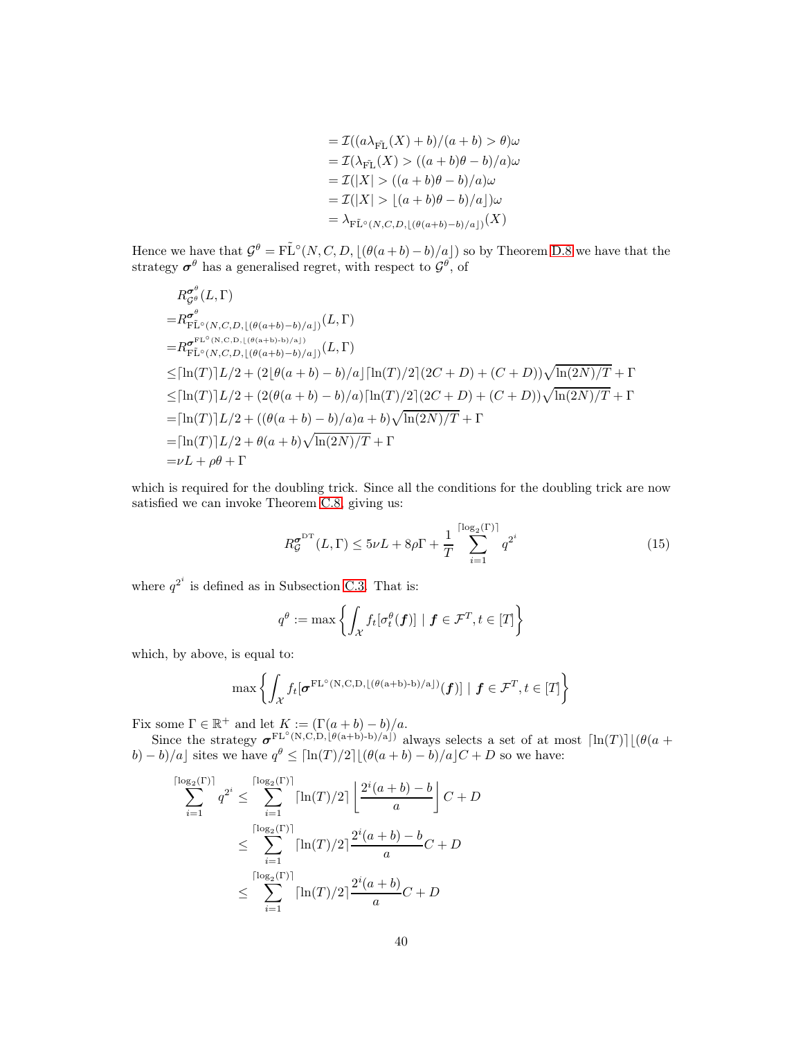$$
\begin{aligned}
&= \mathcal{I}((a\lambda_{\tilde{\text{FL}}}(X) + b)/(a+b) > \theta)\omega \\
&= \mathcal{I}(\lambda_{\tilde{\text{FL}}}(X) > ((a+b)\theta - b)/a)\omega \\
&= \mathcal{I}(|X| > ((a+b)\theta - b)/a)\omega \\
&= \mathcal{I}(|X| > \lfloor (a+b)\theta - b)/a \rfloor)\omega \\
&= \lambda_{\tilde{\text{FL}}^\circ(N,C,D,\lfloor(\theta(a+b)-b)/a\rfloor)}(X)
\end{aligned}
$$

Hence we have that $\mathcal{G}^\theta = \tilde{\text{FL}}^\circ(N, C, D, \lfloor(\theta(a+b) - b)/a\rfloor)$ so by Theorem D.8 we have that the strategy $\boldsymbol{\sigma}^\theta$ has a generalised regret, with respect to $\mathcal{G}^\theta$, of

$$
\begin{aligned}
&R^{\boldsymbol{\sigma}^\theta}_{\mathcal{G}^\theta}(L, \Gamma) \\
=&R^{\boldsymbol{\sigma}^\theta}_{\tilde{\text{FL}}^\circ(N,C,D,\lfloor(\theta(a+b)-b)/a\rfloor)}(L, \Gamma) \\
=&R^{\boldsymbol{\sigma}^{\text{FL}^\circ(\text{N,C,D,}\lfloor(\theta(\text{a+b})\text{-b})/\text{a}\rfloor)}}_{\tilde{\text{FL}}^\circ(N,C,D,\lfloor(\theta(a+b)-b)/a\rfloor)}(L, \Gamma) \\
\leq&\lceil \ln(T) \rceil L/2 + (2\lfloor \theta(a+b) - b)/a \rfloor \lceil \ln(T)/2 \rceil (2C + D) + (C + D))\sqrt{\ln(2N)/T} + \Gamma \\
\leq&\lceil \ln(T) \rceil L/2 + (2(\theta(a+b) - b)/a) \lceil \ln(T)/2 \rceil (2C + D) + (C + D))\sqrt{\ln(2N)/T} + \Gamma \\
=&\lceil \ln(T) \rceil L/2 + ((\theta(a+b) - b)/a)a + b)\sqrt{\ln(2N)/T} + \Gamma \\
=&\lceil \ln(T) \rceil L/2 + \theta(a+b)\sqrt{\ln(2N)/T} + \Gamma \\
=&\nu L + \rho\theta + \Gamma
\end{aligned}
$$

which is required for the doubling trick. Since all the conditions for the doubling trick are now satisfied we can invoke Theorem C.8, giving us:

$$
R^{\boldsymbol{\sigma}^{\text{DT}}}_{\mathcal{G}}(L, \Gamma) \leq 5\nu L + 8\rho\Gamma + \frac{1}{T}\sum_{i=1}^{\lceil \log_2(\Gamma) \rceil} q^{2^i} \tag{15}
$$

where $q^{2^i}$ is defined as in Subsection C.3. That is:

$$
q^\theta := \max\left\{ \int_{\mathcal{X}} f_t[\sigma^\theta_t(\boldsymbol{f})] \mid \boldsymbol{f} \in \mathcal{F}^T, t \in [T] \right\}
$$

which, by above, is equal to:

$$
\max\left\{ \int_{\mathcal{X}} f_t[\boldsymbol{\sigma}^{\text{FL}^\circ(\text{N,C,D,}\lfloor(\theta(\text{a+b})\text{-b})/\text{a}\rfloor)}(\boldsymbol{f})] \mid \boldsymbol{f} \in \mathcal{F}^T, t \in [T] \right\}
$$

Fix some $\Gamma \in \mathbb{R}^+$ and let $K := (\Gamma(a+b) - b)/a$.

Since the strategy $\boldsymbol{\sigma}^{\text{FL}^\circ(\text{N,C,D,}\lfloor\theta(\text{a+b})\text{-b})/\text{a}\rfloor)}$ always selects a set of at most $\lceil \ln(T) \rceil \lfloor (\theta(a+b) - b)/a \rfloor$ sites we have $q^\theta \leq \lceil \ln(T)/2 \rceil \lfloor (\theta(a+b) - b)/a \rfloor C + D$ so we have:

$$
\begin{aligned}
\sum_{i=1}^{\lceil \log_2(\Gamma) \rceil} q^{2^i} &\leq \sum_{i=1}^{\lceil \log_2(\Gamma) \rceil} \lceil \ln(T)/2 \rceil \left\lfloor \frac{2^i(a+b) - b}{a} \right\rfloor C + D \\
&\leq \sum_{i=1}^{\lceil \log_2(\Gamma) \rceil} \lceil \ln(T)/2 \rceil \frac{2^i(a+b) - b}{a} C + D \\
&\leq \sum_{i=1}^{\lceil \log_2(\Gamma) \rceil} \lceil \ln(T)/2 \rceil \frac{2^i(a+b)}{a} C + D
\end{aligned}
$$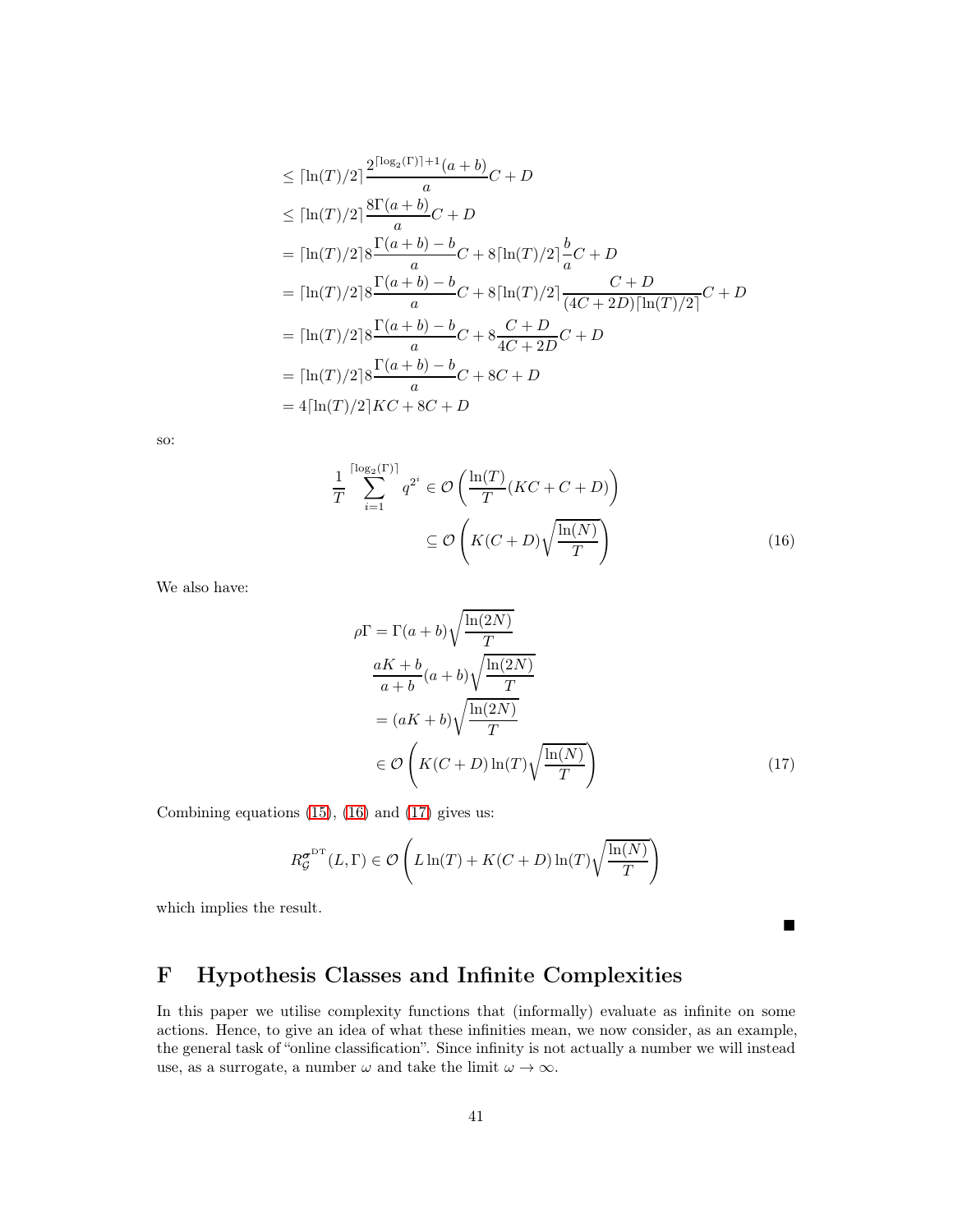$$
\begin{aligned}
&\leq \lceil \ln(T)/2 \rceil \frac{2^{\lceil \log_2(\Gamma) \rceil + 1}(a+b)}{a} C + D \\
&\leq \lceil \ln(T)/2 \rceil \frac{8\Gamma(a+b)}{a} C + D \\
&= \lceil \ln(T)/2 \rceil 8 \frac{\Gamma(a+b) - b}{a} C + 8 \lceil \ln(T)/2 \rceil \frac{b}{a} C + D \\
&= \lceil \ln(T)/2 \rceil 8 \frac{\Gamma(a+b) - b}{a} C + 8 \lceil \ln(T)/2 \rceil \frac{C + D}{(4C + 2D)\lceil \ln(T)/2 \rceil} C + D \\
&= \lceil \ln(T)/2 \rceil 8 \frac{\Gamma(a+b) - b}{a} C + 8 \frac{C + D}{4C + 2D} C + D \\
&= \lceil \ln(T)/2 \rceil 8 \frac{\Gamma(a+b) - b}{a} C + 8C + D \\
&= 4 \lceil \ln(T)/2 \rceil KC + 8C + D
\end{aligned}
$$

so:

$$
\begin{aligned}
\frac{1}{T} \sum_{i=1}^{\lceil \log_2(\Gamma) \rceil} q^{2^i} &\in \mathcal{O}\left( \frac{\ln(T)}{T} (KC + C + D) \right) \\
&\subseteq \mathcal{O}\left( K(C+D) \sqrt{\frac{\ln(N)}{T}} \right) \qquad (16)
\end{aligned}
$$

We also have:

$$
\begin{aligned}
\rho\Gamma &= \Gamma(a+b) \sqrt{\frac{\ln(2N)}{T}} \\
&\frac{aK + b}{a + b} (a+b) \sqrt{\frac{\ln(2N)}{T}} \\
&= (aK + b) \sqrt{\frac{\ln(2N)}{T}} \\
&\in \mathcal{O}\left( K(C+D) \ln(T) \sqrt{\frac{\ln(N)}{T}} \right) \qquad (17)
\end{aligned}
$$

Combining equations (15), (16) and (17) gives us:

$$
R_{\mathcal{G}}^{\boldsymbol{\sigma}^{\text{DT}}}(L, \Gamma) \in \mathcal{O}\left( L \ln(T) + K(C+D) \ln(T) \sqrt{\frac{\ln(N)}{T}} \right)
$$

which implies the result.

■

# F Hypothesis Classes and Infinite Complexities

In this paper we utilise complexity functions that (informally) evaluate as infinite on some actions. Hence, to give an idea of what these infinities mean, we now consider, as an example, the general task of "online classification". Since infinity is not actually a number we will instead use, as a surrogate, a number $\omega$ and take the limit $\omega \to \infty$.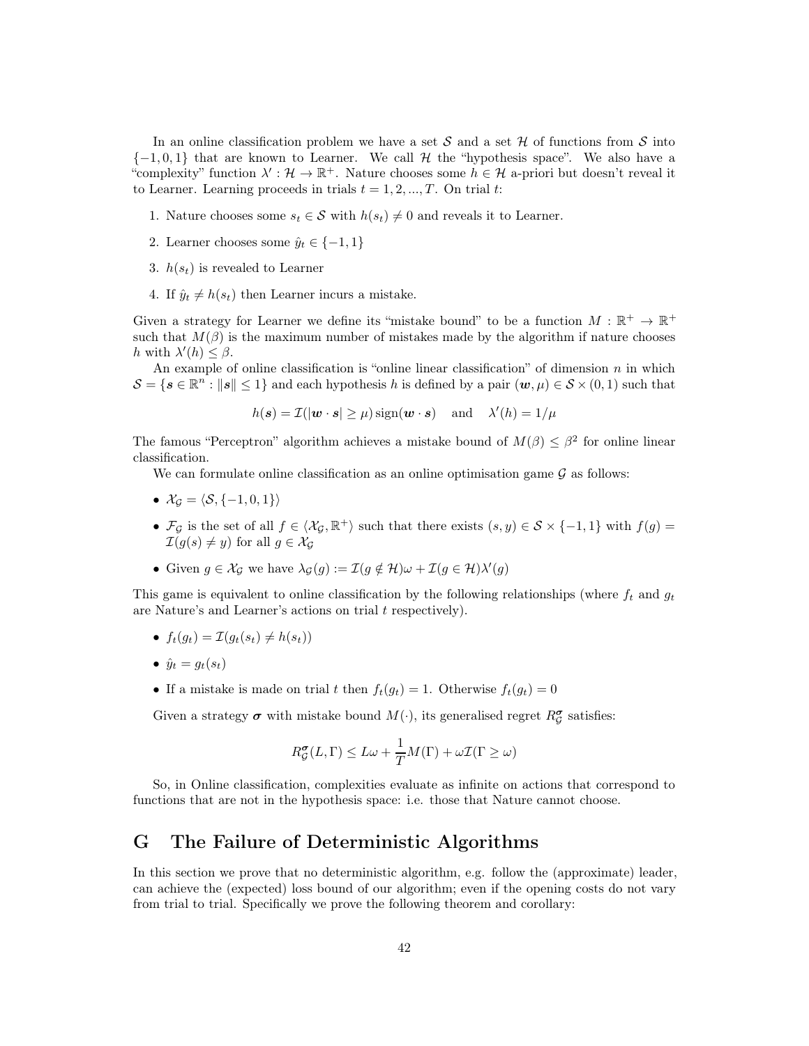In an online classification problem we have a set $\mathcal{S}$ and a set $\mathcal{H}$ of functions from $\mathcal{S}$ into $\{-1, 0, 1\}$ that are known to Learner. We call $\mathcal{H}$ the "hypothesis space". We also have a "complexity" function $\lambda' : \mathcal{H} \to \mathbb{R}^+$. Nature chooses some $h \in \mathcal{H}$ a-priori but doesn't reveal it to Learner. Learning proceeds in trials $t = 1, 2, ..., T$. On trial $t$:

1. Nature chooses some $s_t \in \mathcal{S}$ with $h(s_t) \neq 0$ and reveals it to Learner.
2. Learner chooses some $\hat{y}_t \in \{-1, 1\}$
3. $h(s_t)$ is revealed to Learner
4. If $\hat{y}_t \neq h(s_t)$ then Learner incurs a mistake.

Given a strategy for Learner we define its "mistake bound" to be a function $M : \mathbb{R}^+ \to \mathbb{R}^+$ such that $M(\beta)$ is the maximum number of mistakes made by the algorithm if nature chooses $h$ with $\lambda'(h) \leq \beta$.

An example of online classification is "online linear classification" of dimension $n$ in which $\mathcal{S} = \{\boldsymbol{s} \in \mathbb{R}^n : \|\boldsymbol{s}\| \leq 1\}$ and each hypothesis $h$ is defined by a pair $(\boldsymbol{w}, \mu) \in \mathcal{S} \times (0, 1)$ such that

$$h(\boldsymbol{s}) = \mathcal{I}(|\boldsymbol{w} \cdot \boldsymbol{s}| \geq \mu) \operatorname{sign}(\boldsymbol{w} \cdot \boldsymbol{s}) \quad \text{and} \quad \lambda'(h) = 1/\mu$$

The famous "Perceptron" algorithm achieves a mistake bound of $M(\beta) \leq \beta^2$ for online linear classification.

We can formulate online classification as an online optimisation game $\mathcal{G}$ as follows:

- $\mathcal{X}_\mathcal{G} = \langle \mathcal{S}, \{-1, 0, 1\} \rangle$
- $\mathcal{F}_\mathcal{G}$ is the set of all $f \in \langle \mathcal{X}_\mathcal{G}, \mathbb{R}^+ \rangle$ such that there exists $(s, y) \in \mathcal{S} \times \{-1, 1\}$ with $f(g) = \mathcal{I}(g(s) \neq y)$ for all $g \in \mathcal{X}_\mathcal{G}$
- Given $g \in \mathcal{X}_\mathcal{G}$ we have $\lambda_\mathcal{G}(g) := \mathcal{I}(g \notin \mathcal{H})\omega + \mathcal{I}(g \in \mathcal{H})\lambda'(g)$

This game is equivalent to online classification by the following relationships (where $f_t$ and $g_t$ are Nature's and Learner's actions on trial $t$ respectively).

- $f_t(g_t) = \mathcal{I}(g_t(s_t) \neq h(s_t))$
- $\hat{y}_t = g_t(s_t)$
- If a mistake is made on trial $t$ then $f_t(g_t) = 1$. Otherwise $f_t(g_t) = 0$

Given a strategy $\boldsymbol{\sigma}$ with mistake bound $M(\cdot)$, its generalised regret $R^{\boldsymbol{\sigma}}_\mathcal{G}$ satisfies:

$$R^{\boldsymbol{\sigma}}_\mathcal{G}(L, \Gamma) \leq L\omega + \frac{1}{T} M(\Gamma) + \omega \mathcal{I}(\Gamma \geq \omega)$$

So, in Online classification, complexities evaluate as infinite on actions that correspond to functions that are not in the hypothesis space: i.e. those that Nature cannot choose.

# G The Failure of Deterministic Algorithms

In this section we prove that no deterministic algorithm, e.g. follow the (approximate) leader, can achieve the (expected) loss bound of our algorithm; even if the opening costs do not vary from trial to trial. Specifically we prove the following theorem and corollary: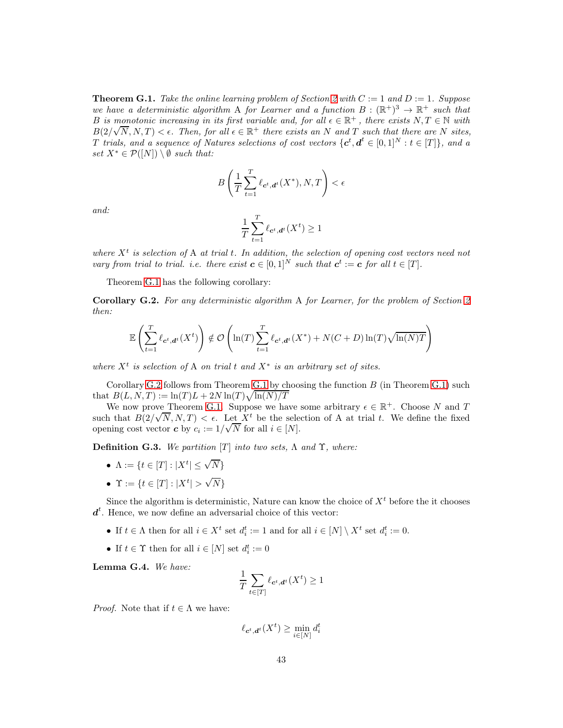**Theorem G.1.** *Take the online learning problem of Section 2 with $C := 1$ and $D := 1$. Suppose we have a deterministic algorithm* A *for Learner and a function $B : (\mathbb{R}^+)^3 \to \mathbb{R}^+$ such that $B$ is monotonic increasing in its first variable and, for all $\epsilon \in \mathbb{R}^+$, there exists $N, T \in \mathbb{N}$ with $B(2/\sqrt{N}, N, T) < \epsilon$. Then, for all $\epsilon \in \mathbb{R}^+$ there exists an $N$ and $T$ such that there are $N$ sites, $T$ trials, and a sequence of Natures selections of cost vectors $\{\boldsymbol{c}^t, \boldsymbol{d}^t \in [0,1]^N : t \in [T]\}$, and a set $X^* \in \mathcal{P}([N]) \setminus \emptyset$ such that:*

$$B\left(\frac{1}{T}\sum_{t=1}^{T} \ell_{\boldsymbol{c}^t,\boldsymbol{d}^t}(X^*), N, T\right) < \epsilon$$

*and:*

$$\frac{1}{T}\sum_{t=1}^{T} \ell_{\boldsymbol{c}^t,\boldsymbol{d}^t}(X^t) \geq 1$$

*where $X^t$ is selection of* A *at trial $t$. In addition, the selection of opening cost vectors need not vary from trial to trial. i.e. there exist $\boldsymbol{c} \in [0,1]^N$ such that $\boldsymbol{c}^t := \boldsymbol{c}$ for all $t \in [T]$.*

Theorem G.1 has the following corollary:

**Corollary G.2.** *For any deterministic algorithm* A *for Learner, for the problem of Section 2 then:*

$$\mathbb{E}\left(\sum_{t=1}^{T} \ell_{\boldsymbol{c}^t,\boldsymbol{d}^t}(X^t)\right) \notin \mathcal{O}\left(\ln(T)\sum_{t=1}^{T} \ell_{\boldsymbol{c}^t,\boldsymbol{d}^t}(X^*) + N(C+D)\ln(T)\sqrt{\ln(N)T}\right)$$

*where $X^t$ is selection of* A *on trial $t$ and $X^*$ is an arbitrary set of sites.*

Corollary G.2 follows from Theorem G.1 by choosing the function $B$ (in Theorem G.1) such that $B(L, N, T) := \ln(T)L + 2N\ln(T)\sqrt{\ln(N)/T}$

We now prove Theorem G.1. Suppose we have some arbitrary $\epsilon \in \mathbb{R}^+$. Choose $N$ and $T$ such that $B(2/\sqrt{N}, N, T) < \epsilon$. Let $X^t$ be the selection of A at trial $t$. We define the fixed opening cost vector $\boldsymbol{c}$ by $c_i := 1/\sqrt{N}$ for all $i \in [N]$.

**Definition G.3.** *We partition $[T]$ into two sets, $\Lambda$ and $\Upsilon$, where:*

- $\Lambda := \{t \in [T] : |X^t| \leq \sqrt{N}\}$
- $\Upsilon := \{t \in [T] : |X^t| > \sqrt{N}\}$

Since the algorithm is deterministic, Nature can know the choice of $X^t$ before the it chooses $\boldsymbol{d}^t$. Hence, we now define an adversarial choice of this vector:

- If $t \in \Lambda$ then for all $i \in X^t$ set $d_i^t := 1$ and for all $i \in [N] \setminus X^t$ set $d_i^t := 0$.
- If $t \in \Upsilon$ then for all $i \in [N]$ set $d_i^t := 0$

**Lemma G.4.** *We have:*

$$\frac{1}{T}\sum_{t \in [T]} \ell_{\boldsymbol{c}^t,\boldsymbol{d}^t}(X^t) \geq 1$$

*Proof.* Note that if $t \in \Lambda$ we have:

$$\ell_{\boldsymbol{c}^t,\boldsymbol{d}^t}(X^t) \geq \min_{i \in [N]} d_i^t$$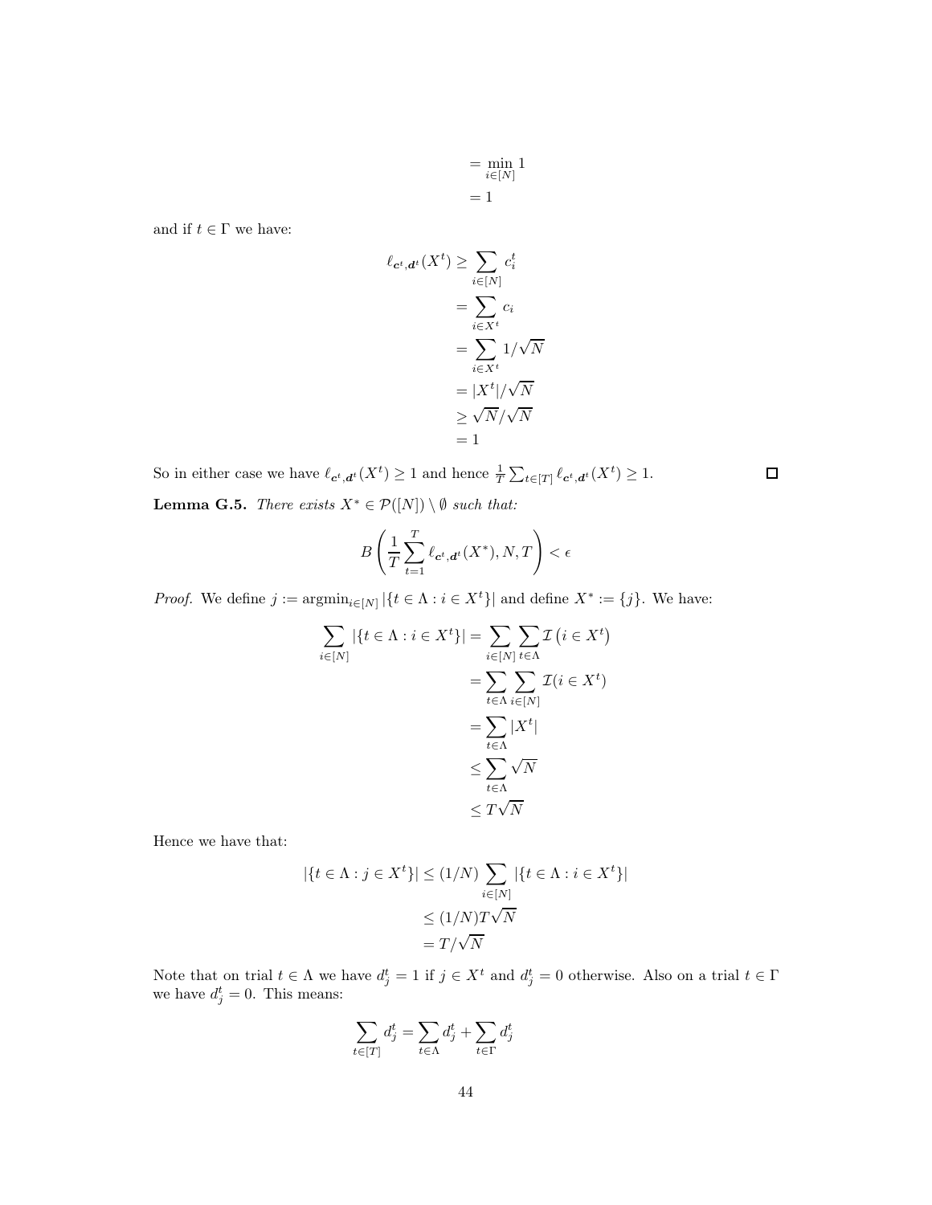$$
\begin{aligned}
&= \min_{i \in [N]} 1 \\
&= 1
\end{aligned}
$$

and if $t \in \Gamma$ we have:

$$
\begin{aligned}
\ell_{\boldsymbol{c}^t, \boldsymbol{d}^t}(X^t) &\geq \sum_{i \in [N]} c_i^t \\
&= \sum_{i \in X^t} c_i \\
&= \sum_{i \in X^t} 1/\sqrt{N} \\
&= |X^t|/\sqrt{N} \\
&\geq \sqrt{N}/\sqrt{N} \\
&= 1
\end{aligned}
$$

So in either case we have $\ell_{\boldsymbol{c}^t, \boldsymbol{d}^t}(X^t) \geq 1$ and hence $\frac{1}{T} \sum_{t \in [T]} \ell_{\boldsymbol{c}^t, \boldsymbol{d}^t}(X^t) \geq 1$. □

**Lemma G.5.** *There exists $X^* \in \mathcal{P}([N]) \setminus \emptyset$ such that:*

$$
B\left( \frac{1}{T} \sum_{t=1}^{T} \ell_{\boldsymbol{c}^t, \boldsymbol{d}^t}(X^*), N, T \right) < \epsilon
$$

*Proof.* We define $j := \operatorname{argmin}_{i \in [N]} |\{t \in \Lambda : i \in X^t\}|$ and define $X^* := \{j\}$. We have:

$$
\begin{aligned}
\sum_{i \in [N]} |\{t \in \Lambda : i \in X^t\}| &= \sum_{i \in [N]} \sum_{t \in \Lambda} \mathcal{I}\left(i \in X^t\right) \\
&= \sum_{t \in \Lambda} \sum_{i \in [N]} \mathcal{I}(i \in X^t) \\
&= \sum_{t \in \Lambda} |X^t| \\
&\leq \sum_{t \in \Lambda} \sqrt{N} \\
&\leq T\sqrt{N}
\end{aligned}
$$

Hence we have that:

$$
\begin{aligned}
|\{t \in \Lambda : j \in X^t\}| &\leq (1/N) \sum_{i \in [N]} |\{t \in \Lambda : i \in X^t\}| \\
&\leq (1/N) T\sqrt{N} \\
&= T/\sqrt{N}
\end{aligned}
$$

Note that on trial $t \in \Lambda$ we have $d_j^t = 1$ if $j \in X^t$ and $d_j^t = 0$ otherwise. Also on a trial $t \in \Gamma$ we have $d_j^t = 0$. This means:

$$
\sum_{t \in [T]} d_j^t = \sum_{t \in \Lambda} d_j^t + \sum_{t \in \Gamma} d_j^t
$$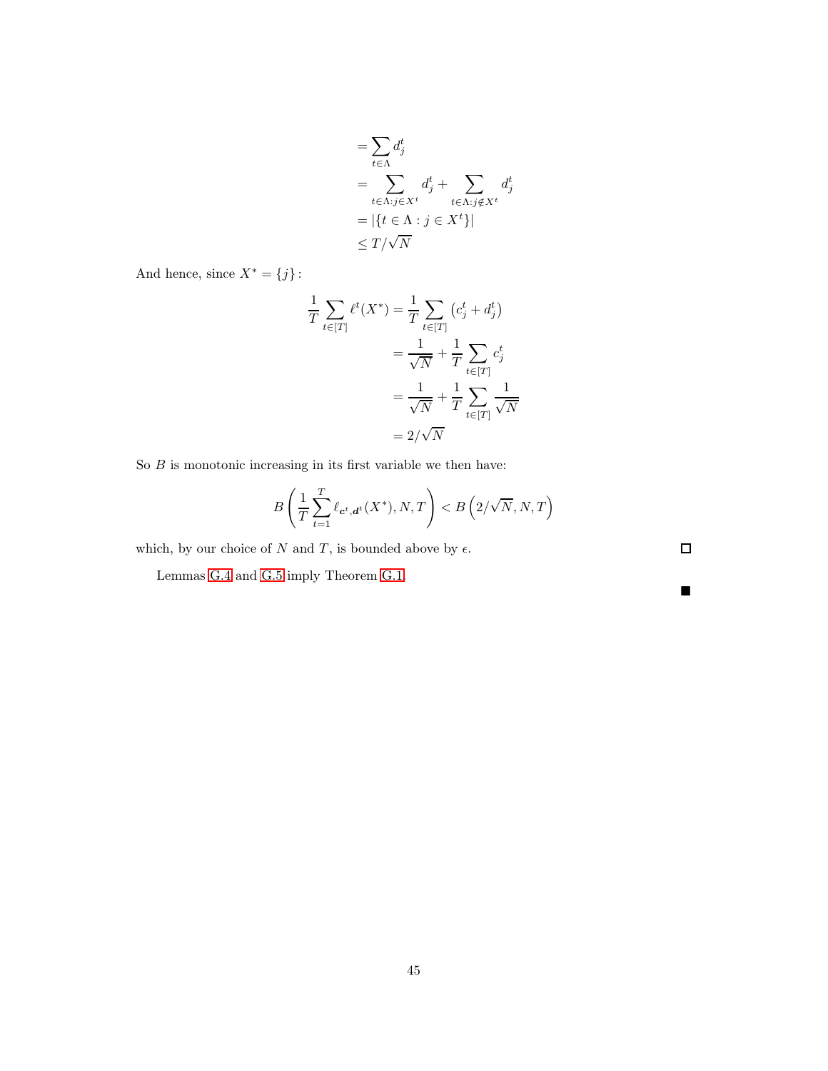$$
\begin{aligned}
&= \sum_{t \in \Lambda} d_j^t \\
&= \sum_{t \in \Lambda : j \in X^t} d_j^t + \sum_{t \in \Lambda : j \notin X^t} d_j^t \\
&= |\{t \in \Lambda : j \in X^t\}| \\
&\leq T/\sqrt{N}
\end{aligned}
$$

And hence, since $X^* = \{j\}$ :

$$
\begin{aligned}
\frac{1}{T} \sum_{t \in [T]} \ell^t(X^*) &= \frac{1}{T} \sum_{t \in [T]} \left(c_j^t + d_j^t\right) \\
&= \frac{1}{\sqrt{N}} + \frac{1}{T} \sum_{t \in [T]} c_j^t \\
&= \frac{1}{\sqrt{N}} + \frac{1}{T} \sum_{t \in [T]} \frac{1}{\sqrt{N}} \\
&= 2/\sqrt{N}
\end{aligned}
$$

So $B$ is monotonic increasing in its first variable we then have:

$$
B\left(\frac{1}{T}\sum_{t=1}^{T} \ell_{\boldsymbol{c}^t, \boldsymbol{d}^t}(X^*), N, T\right) < B\left(2/\sqrt{N}, N, T\right)
$$

which, by our choice of $N$ and $T$, is bounded above by $\epsilon$. □

Lemmas G.4 and G.5 imply Theorem G.1. ■